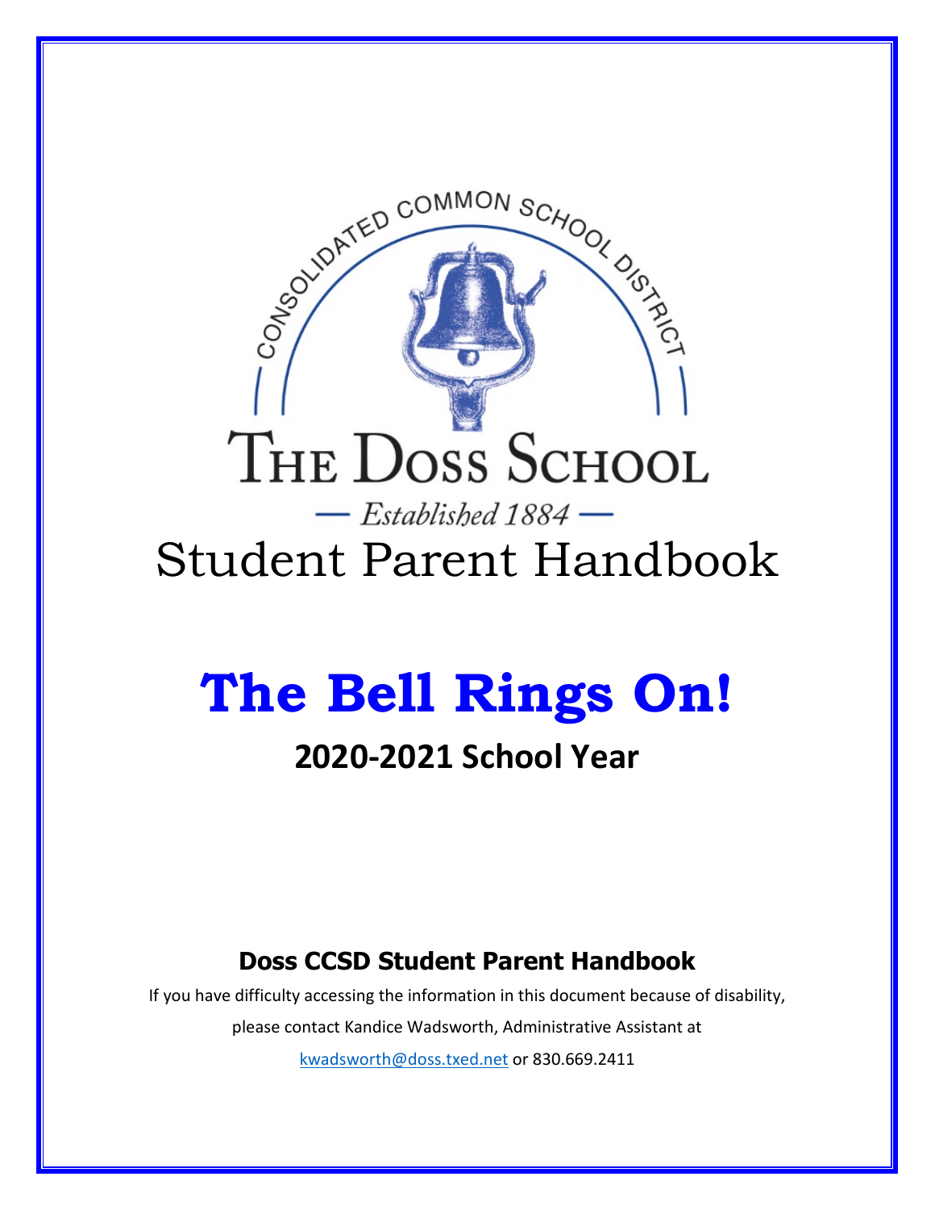CONSOLIDATED COMMON SCHOOL DISTRICT

THE DOSS SCHOOL

— *Established 1884* —

# Student Parent Handbook

# **The Bell Rings On!**

## **2020-2021 School Year**

### **Doss CCSD Student Parent Handbook**

If you have difficulty accessing the information in this document because of disability, please contact Kandice Wadsworth, Administrative Assistant at kwadsworth@doss.txed.net or 830.669.2411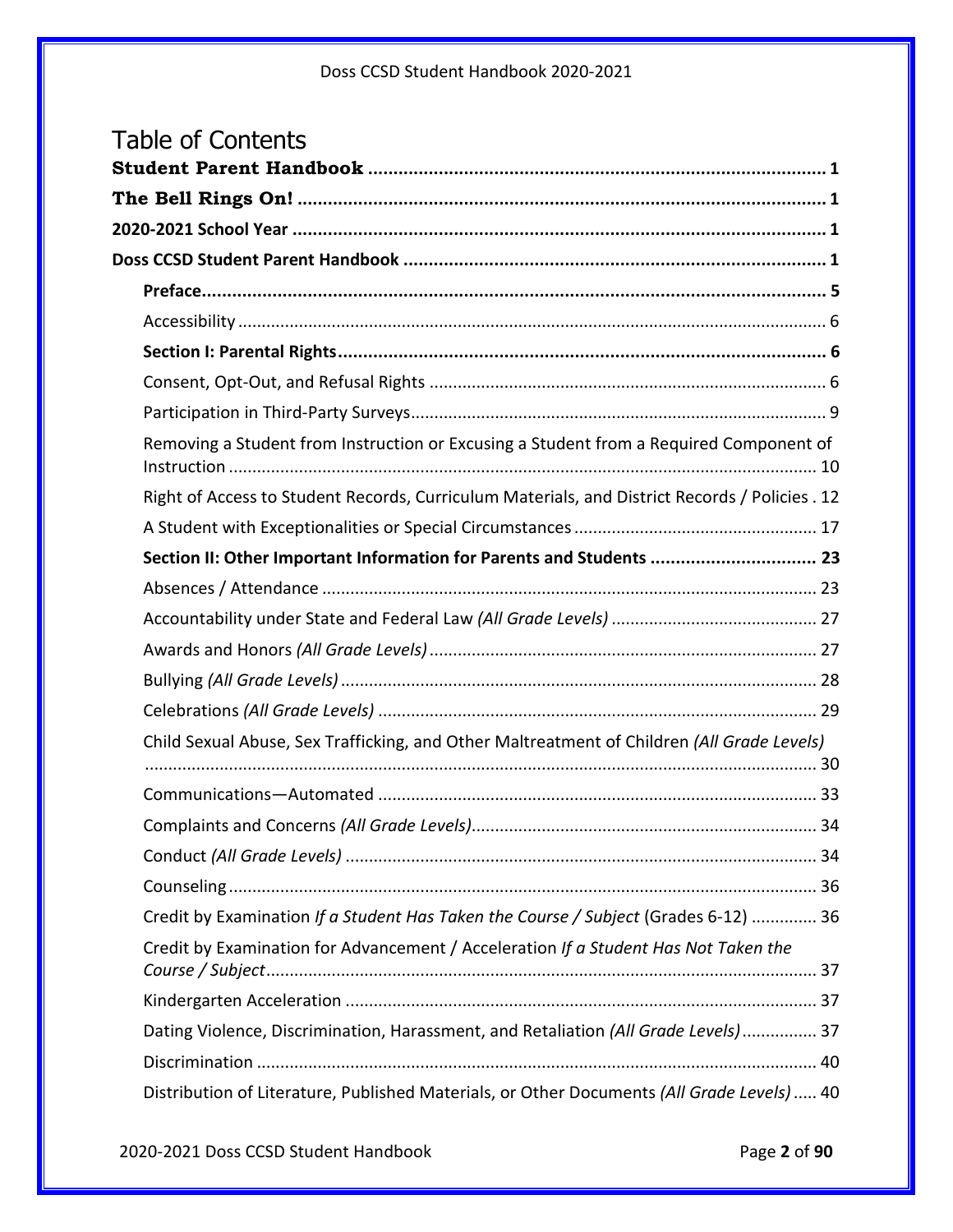# Table of Contents

**Student Parent Handbook** ..... 1

**The Bell Rings On!** ..... 1

**2020-2021 School Year** ..... 1

**Doss CCSD Student Parent Handbook** ..... 1

- **Preface** ..... 5
- Accessibility ..... 6
- **Section I: Parental Rights** ..... 6
- Consent, Opt-Out, and Refusal Rights ..... 6
- Participation in Third-Party Surveys ..... 9
- Removing a Student from Instruction or Excusing a Student from a Required Component of Instruction ..... 10
- Right of Access to Student Records, Curriculum Materials, and District Records / Policies . 12
- A Student with Exceptionalities or Special Circumstances ..... 17
- **Section II: Other Important Information for Parents and Students** ..... 23
- Absences / Attendance ..... 23
- Accountability under State and Federal Law *(All Grade Levels)* ..... 27
- Awards and Honors *(All Grade Levels)* ..... 27
- Bullying *(All Grade Levels)* ..... 28
- Celebrations *(All Grade Levels)* ..... 29
- Child Sexual Abuse, Sex Trafficking, and Other Maltreatment of Children *(All Grade Levels)* ..... 30
- Communications—Automated ..... 33
- Complaints and Concerns *(All Grade Levels)* ..... 34
- Conduct *(All Grade Levels)* ..... 34
- Counseling ..... 36
- Credit by Examination *If a Student Has Taken the Course / Subject* (Grades 6-12) ..... 36
- Credit by Examination for Advancement / Acceleration *If a Student Has Not Taken the Course / Subject* ..... 37
- Kindergarten Acceleration ..... 37
- Dating Violence, Discrimination, Harassment, and Retaliation *(All Grade Levels)* ..... 37
- Discrimination ..... 40
- Distribution of Literature, Published Materials, or Other Documents *(All Grade Levels)* ..... 40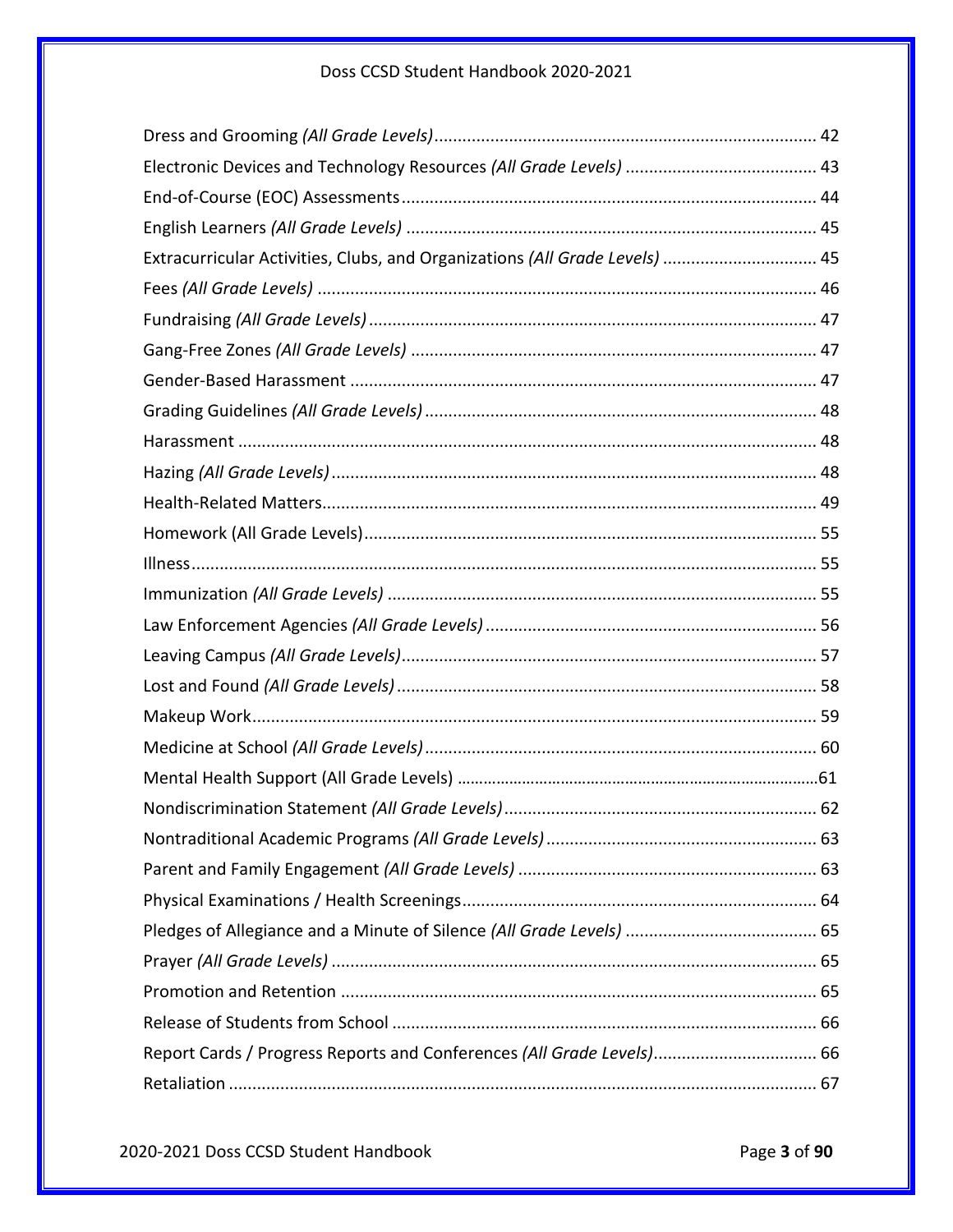Dress and Grooming *(All Grade Levels)* ................................................................................ 42

Electronic Devices and Technology Resources *(All Grade Levels)* ........................................ 43

End-of-Course (EOC) Assessments ........................................................................................ 44

English Learners *(All Grade Levels)* ...................................................................................... 45

Extracurricular Activities, Clubs, and Organizations *(All Grade Levels)* ................................ 45

Fees *(All Grade Levels)* ......................................................................................................... 46

Fundraising *(All Grade Levels)* .............................................................................................. 47

Gang-Free Zones *(All Grade Levels)* ..................................................................................... 47

Gender-Based Harassment .................................................................................................. 47

Grading Guidelines *(All Grade Levels)* .................................................................................. 48

Harassment .......................................................................................................................... 48

Hazing *(All Grade Levels)* ...................................................................................................... 48

Health-Related Matters ........................................................................................................ 49

Homework (All Grade Levels) ............................................................................................... 55

Illness .................................................................................................................................. 55

Immunization *(All Grade Levels)* .......................................................................................... 55

Law Enforcement Agencies *(All Grade Levels)* ...................................................................... 56

Leaving Campus *(All Grade Levels)* ....................................................................................... 57

Lost and Found *(All Grade Levels)* ........................................................................................ 58

Makeup Work ....................................................................................................................... 59

Medicine at School *(All Grade Levels)* .................................................................................. 60

Mental Health Support (All Grade Levels) .................................................................................61

Nondiscrimination Statement *(All Grade Levels)* .................................................................. 62

Nontraditional Academic Programs *(All Grade Levels)* ......................................................... 63

Parent and Family Engagement *(All Grade Levels)* ............................................................... 63

Physical Examinations / Health Screenings ........................................................................... 64

Pledges of Allegiance and a Minute of Silence *(All Grade Levels)* ........................................ 65

Prayer *(All Grade Levels)* ...................................................................................................... 65

Promotion and Retention .................................................................................................... 65

Release of Students from School ......................................................................................... 66

Report Cards / Progress Reports and Conferences *(All Grade Levels)* .................................. 66

Retaliation ........................................................................................................................... 67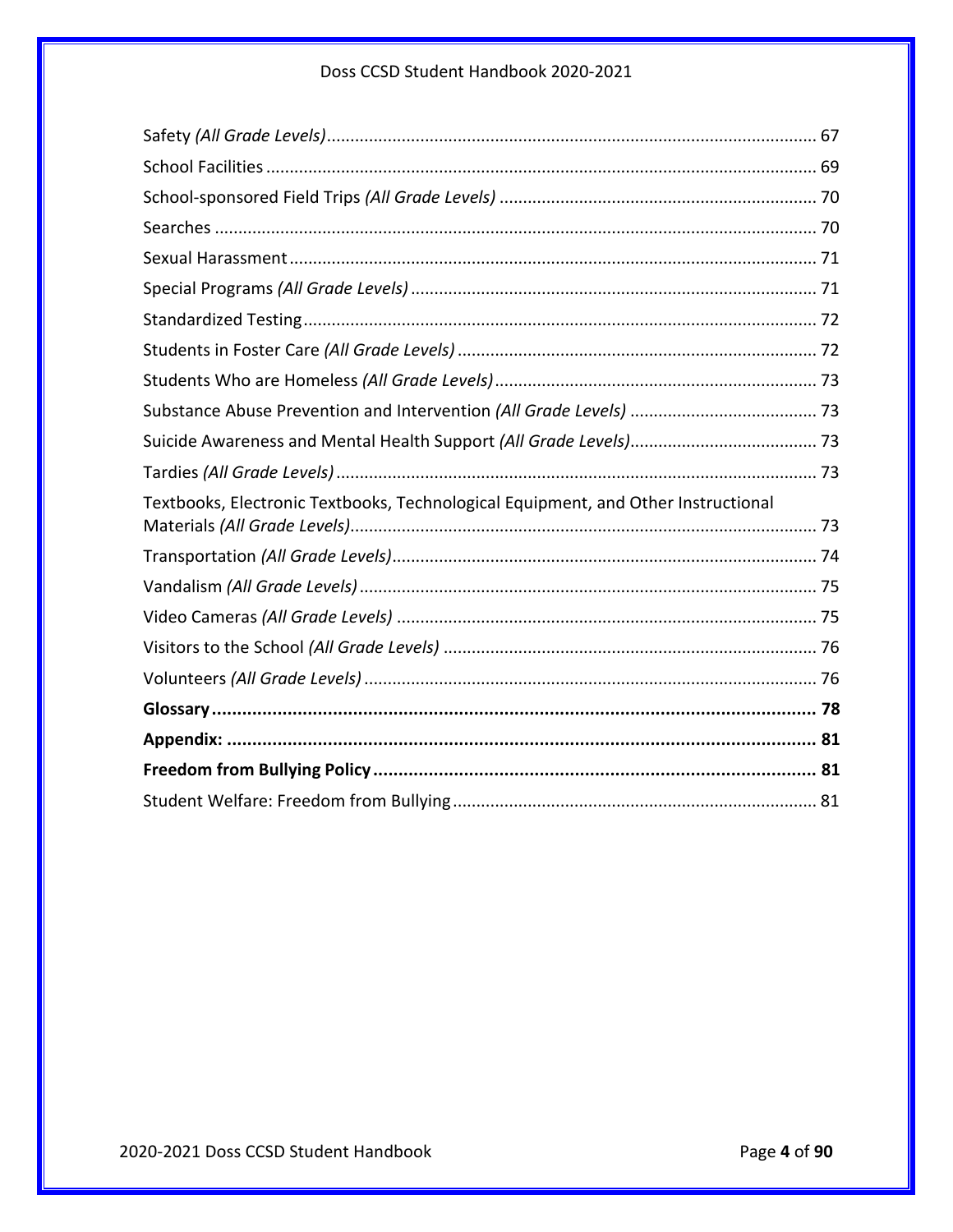Safety *(All Grade Levels)* ........................................................................................................ 67

School Facilities ..................................................................................................................... 69

School-sponsored Field Trips *(All Grade Levels)* .................................................................... 70

Searches ............................................................................................................................... 70

Sexual Harassment ................................................................................................................ 71

Special Programs *(All Grade Levels)* ...................................................................................... 71

Standardized Testing ............................................................................................................. 72

Students in Foster Care *(All Grade Levels)* ............................................................................ 72

Students Who are Homeless *(All Grade Levels)* .................................................................... 73

Substance Abuse Prevention and Intervention *(All Grade Levels)* ........................................ 73

Suicide Awareness and Mental Health Support *(All Grade Levels)* ........................................ 73

Tardies *(All Grade Levels)* ...................................................................................................... 73

Textbooks, Electronic Textbooks, Technological Equipment, and Other Instructional Materials *(All Grade Levels)* ................................................................................................... 73

Transportation *(All Grade Levels)* .......................................................................................... 74

Vandalism *(All Grade Levels)* ................................................................................................ 75

Video Cameras *(All Grade Levels)* ......................................................................................... 75

Visitors to the School *(All Grade Levels)* ............................................................................... 76

Volunteers *(All Grade Levels)* ............................................................................................... 76

**Glossary ........................................................................................................................ 78**

**Appendix: ...................................................................................................................... 81**

**Freedom from Bullying Policy ........................................................................................ 81**

Student Welfare: Freedom from Bullying ............................................................................. 81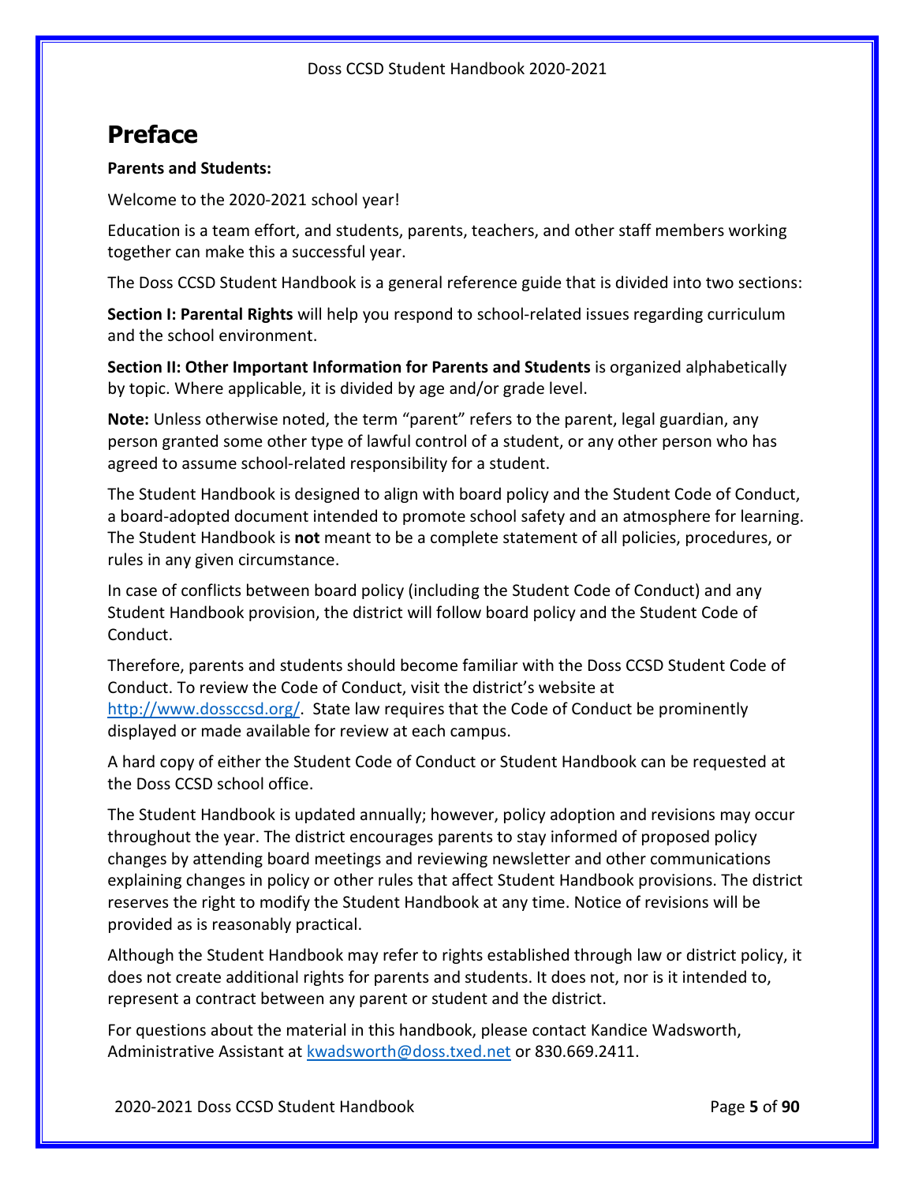# Preface

**Parents and Students:**

Welcome to the 2020-2021 school year!

Education is a team effort, and students, parents, teachers, and other staff members working together can make this a successful year.

The Doss CCSD Student Handbook is a general reference guide that is divided into two sections:

**Section I: Parental Rights** will help you respond to school-related issues regarding curriculum and the school environment.

**Section II: Other Important Information for Parents and Students** is organized alphabetically by topic. Where applicable, it is divided by age and/or grade level.

**Note:** Unless otherwise noted, the term "parent" refers to the parent, legal guardian, any person granted some other type of lawful control of a student, or any other person who has agreed to assume school-related responsibility for a student.

The Student Handbook is designed to align with board policy and the Student Code of Conduct, a board-adopted document intended to promote school safety and an atmosphere for learning. The Student Handbook is **not** meant to be a complete statement of all policies, procedures, or rules in any given circumstance.

In case of conflicts between board policy (including the Student Code of Conduct) and any Student Handbook provision, the district will follow board policy and the Student Code of Conduct.

Therefore, parents and students should become familiar with the Doss CCSD Student Code of Conduct. To review the Code of Conduct, visit the district's website at [http://www.dossccsd.org/](http://www.dossccsd.org/). State law requires that the Code of Conduct be prominently displayed or made available for review at each campus.

A hard copy of either the Student Code of Conduct or Student Handbook can be requested at the Doss CCSD school office.

The Student Handbook is updated annually; however, policy adoption and revisions may occur throughout the year. The district encourages parents to stay informed of proposed policy changes by attending board meetings and reviewing newsletter and other communications explaining changes in policy or other rules that affect Student Handbook provisions. The district reserves the right to modify the Student Handbook at any time. Notice of revisions will be provided as is reasonably practical.

Although the Student Handbook may refer to rights established through law or district policy, it does not create additional rights for parents and students. It does not, nor is it intended to, represent a contract between any parent or student and the district.

For questions about the material in this handbook, please contact Kandice Wadsworth, Administrative Assistant at [kwadsworth@doss.txed.net](mailto:kwadsworth@doss.txed.net) or 830.669.2411.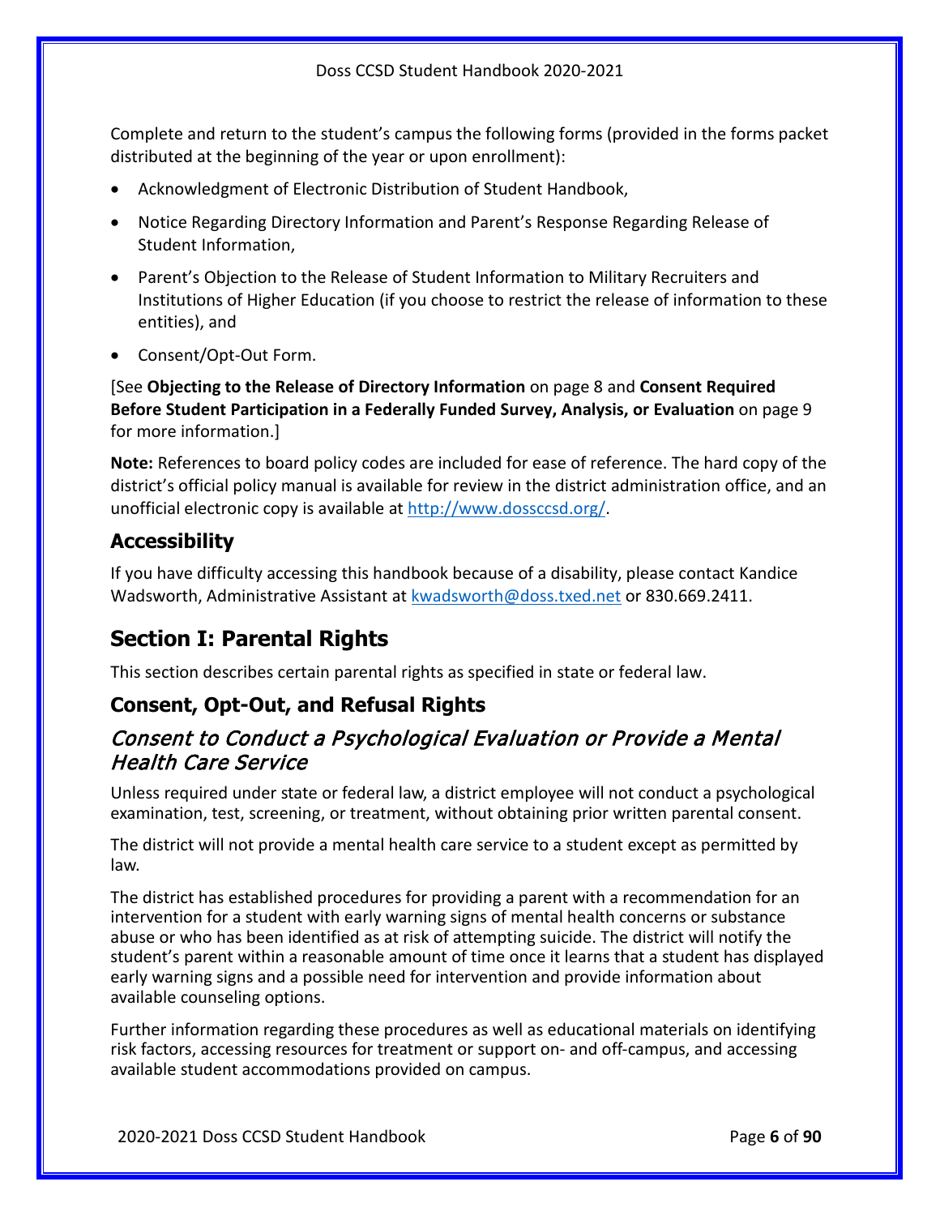Complete and return to the student's campus the following forms (provided in the forms packet distributed at the beginning of the year or upon enrollment):

- Acknowledgment of Electronic Distribution of Student Handbook,
- Notice Regarding Directory Information and Parent's Response Regarding Release of Student Information,
- Parent's Objection to the Release of Student Information to Military Recruiters and Institutions of Higher Education (if you choose to restrict the release of information to these entities), and
- Consent/Opt-Out Form.

[See **Objecting to the Release of Directory Information** on page 8 and **Consent Required Before Student Participation in a Federally Funded Survey, Analysis, or Evaluation** on page 9 for more information.]

**Note:** References to board policy codes are included for ease of reference. The hard copy of the district's official policy manual is available for review in the district administration office, and an unofficial electronic copy is available at http://www.dossccsd.org/.

## Accessibility

If you have difficulty accessing this handbook because of a disability, please contact Kandice Wadsworth, Administrative Assistant at kwadsworth@doss.txed.net or 830.669.2411.

# Section I: Parental Rights

This section describes certain parental rights as specified in state or federal law.

## Consent, Opt-Out, and Refusal Rights

### *Consent to Conduct a Psychological Evaluation or Provide a Mental Health Care Service*

Unless required under state or federal law, a district employee will not conduct a psychological examination, test, screening, or treatment, without obtaining prior written parental consent.

The district will not provide a mental health care service to a student except as permitted by law.

The district has established procedures for providing a parent with a recommendation for an intervention for a student with early warning signs of mental health concerns or substance abuse or who has been identified as at risk of attempting suicide. The district will notify the student's parent within a reasonable amount of time once it learns that a student has displayed early warning signs and a possible need for intervention and provide information about available counseling options.

Further information regarding these procedures as well as educational materials on identifying risk factors, accessing resources for treatment or support on- and off-campus, and accessing available student accommodations provided on campus.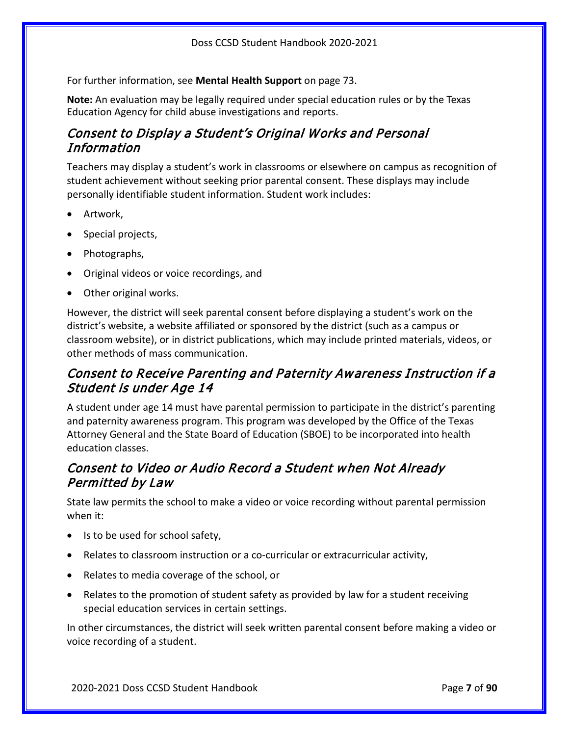For further information, see **Mental Health Support** on page 73.

**Note:** An evaluation may be legally required under special education rules or by the Texas Education Agency for child abuse investigations and reports.

## *Consent to Display a Student's Original Works and Personal Information*

Teachers may display a student's work in classrooms or elsewhere on campus as recognition of student achievement without seeking prior parental consent. These displays may include personally identifiable student information. Student work includes:

- Artwork,
- Special projects,
- Photographs,
- Original videos or voice recordings, and
- Other original works.

However, the district will seek parental consent before displaying a student's work on the district's website, a website affiliated or sponsored by the district (such as a campus or classroom website), or in district publications, which may include printed materials, videos, or other methods of mass communication.

## *Consent to Receive Parenting and Paternity Awareness Instruction if a Student is under Age 14*

A student under age 14 must have parental permission to participate in the district's parenting and paternity awareness program. This program was developed by the Office of the Texas Attorney General and the State Board of Education (SBOE) to be incorporated into health education classes.

## *Consent to Video or Audio Record a Student when Not Already Permitted by Law*

State law permits the school to make a video or voice recording without parental permission when it:

- Is to be used for school safety,
- Relates to classroom instruction or a co-curricular or extracurricular activity,
- Relates to media coverage of the school, or
- Relates to the promotion of student safety as provided by law for a student receiving special education services in certain settings.

In other circumstances, the district will seek written parental consent before making a video or voice recording of a student.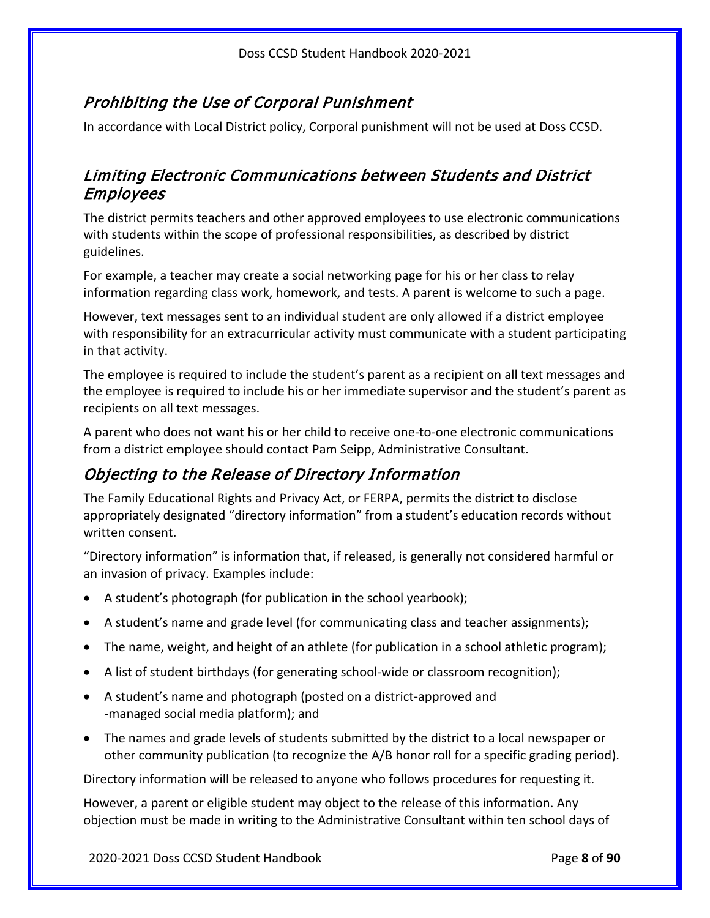## *Prohibiting the Use of Corporal Punishment*

In accordance with Local District policy, Corporal punishment will not be used at Doss CCSD.

## *Limiting Electronic Communications between Students and District Employees*

The district permits teachers and other approved employees to use electronic communications with students within the scope of professional responsibilities, as described by district guidelines.

For example, a teacher may create a social networking page for his or her class to relay information regarding class work, homework, and tests. A parent is welcome to such a page.

However, text messages sent to an individual student are only allowed if a district employee with responsibility for an extracurricular activity must communicate with a student participating in that activity.

The employee is required to include the student's parent as a recipient on all text messages and the employee is required to include his or her immediate supervisor and the student's parent as recipients on all text messages.

A parent who does not want his or her child to receive one-to-one electronic communications from a district employee should contact Pam Seipp, Administrative Consultant.

## *Objecting to the Release of Directory Information*

The Family Educational Rights and Privacy Act, or FERPA, permits the district to disclose appropriately designated "directory information" from a student's education records without written consent.

"Directory information" is information that, if released, is generally not considered harmful or an invasion of privacy. Examples include:

- A student's photograph (for publication in the school yearbook);
- A student's name and grade level (for communicating class and teacher assignments);
- The name, weight, and height of an athlete (for publication in a school athletic program);
- A list of student birthdays (for generating school-wide or classroom recognition);
- A student's name and photograph (posted on a district-approved and -managed social media platform); and
- The names and grade levels of students submitted by the district to a local newspaper or other community publication (to recognize the A/B honor roll for a specific grading period).

Directory information will be released to anyone who follows procedures for requesting it.

However, a parent or eligible student may object to the release of this information. Any objection must be made in writing to the Administrative Consultant within ten school days of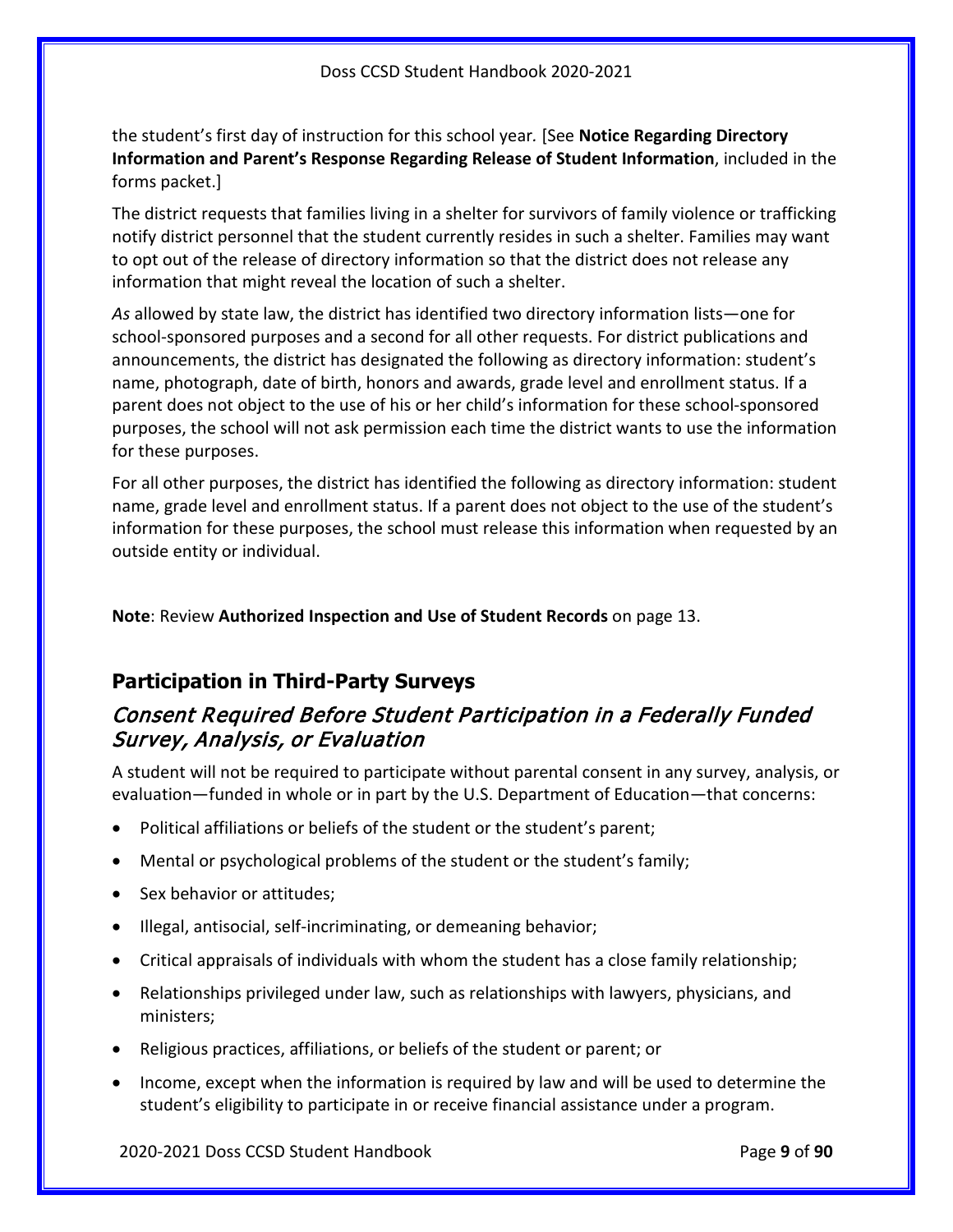the student's first day of instruction for this school year. [See **Notice Regarding Directory Information and Parent's Response Regarding Release of Student Information**, included in the forms packet.]

The district requests that families living in a shelter for survivors of family violence or trafficking notify district personnel that the student currently resides in such a shelter. Families may want to opt out of the release of directory information so that the district does not release any information that might reveal the location of such a shelter.

*As* allowed by state law, the district has identified two directory information lists—one for school-sponsored purposes and a second for all other requests. For district publications and announcements, the district has designated the following as directory information: student's name, photograph, date of birth, honors and awards, grade level and enrollment status. If a parent does not object to the use of his or her child's information for these school-sponsored purposes, the school will not ask permission each time the district wants to use the information for these purposes.

For all other purposes, the district has identified the following as directory information: student name, grade level and enrollment status. If a parent does not object to the use of the student's information for these purposes, the school must release this information when requested by an outside entity or individual.

**Note**: Review **Authorized Inspection and Use of Student Records** on page 13.

## Participation in Third-Party Surveys

### *Consent Required Before Student Participation in a Federally Funded Survey, Analysis, or Evaluation*

A student will not be required to participate without parental consent in any survey, analysis, or evaluation—funded in whole or in part by the U.S. Department of Education—that concerns:

- Political affiliations or beliefs of the student or the student's parent;
- Mental or psychological problems of the student or the student's family;
- Sex behavior or attitudes;
- Illegal, antisocial, self-incriminating, or demeaning behavior;
- Critical appraisals of individuals with whom the student has a close family relationship;
- Relationships privileged under law, such as relationships with lawyers, physicians, and ministers;
- Religious practices, affiliations, or beliefs of the student or parent; or
- Income, except when the information is required by law and will be used to determine the student's eligibility to participate in or receive financial assistance under a program.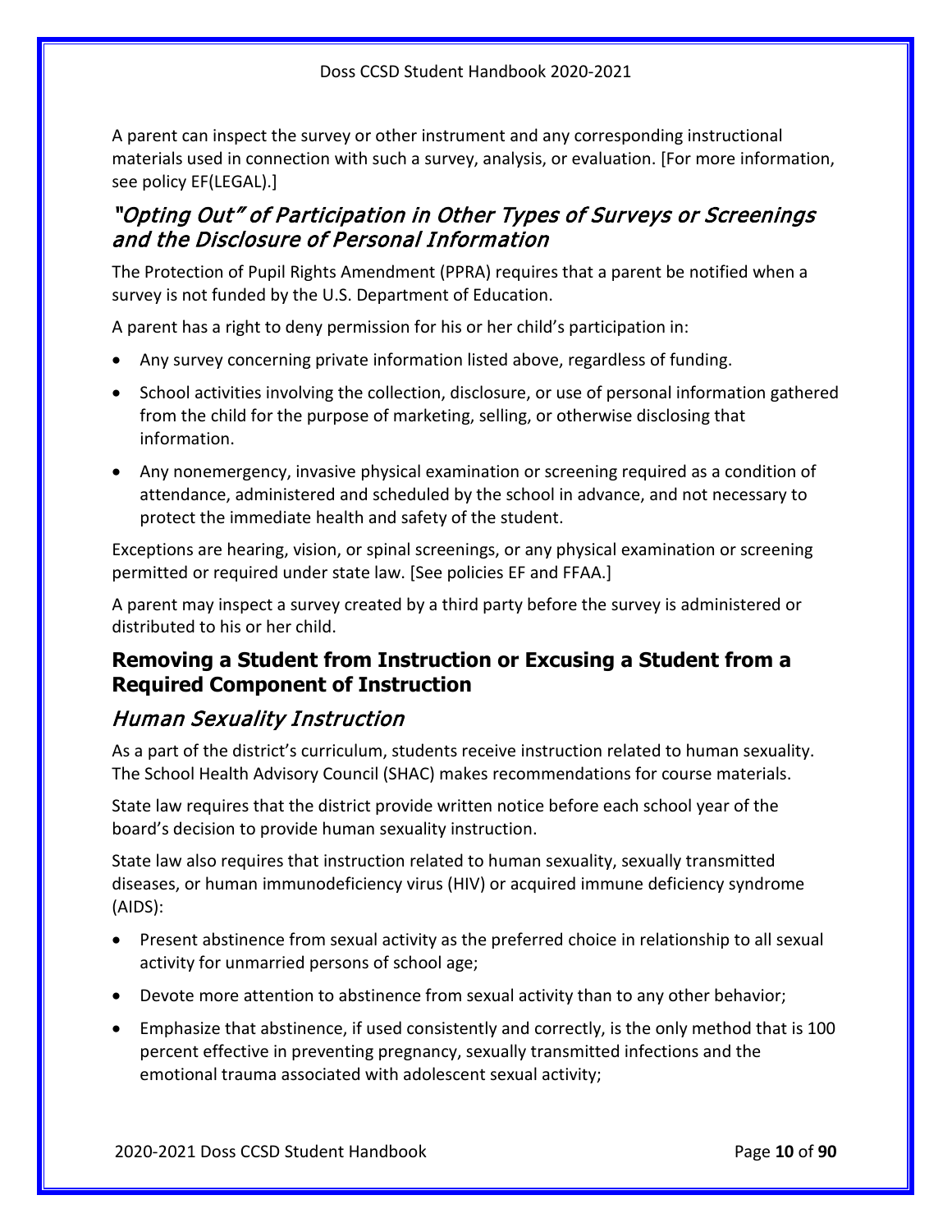A parent can inspect the survey or other instrument and any corresponding instructional materials used in connection with such a survey, analysis, or evaluation. [For more information, see policy EF(LEGAL).]

### *"Opting Out" of Participation in Other Types of Surveys or Screenings and the Disclosure of Personal Information*

The Protection of Pupil Rights Amendment (PPRA) requires that a parent be notified when a survey is not funded by the U.S. Department of Education.

A parent has a right to deny permission for his or her child's participation in:

- Any survey concerning private information listed above, regardless of funding.
- School activities involving the collection, disclosure, or use of personal information gathered from the child for the purpose of marketing, selling, or otherwise disclosing that information.
- Any nonemergency, invasive physical examination or screening required as a condition of attendance, administered and scheduled by the school in advance, and not necessary to protect the immediate health and safety of the student.

Exceptions are hearing, vision, or spinal screenings, or any physical examination or screening permitted or required under state law. [See policies EF and FFAA.]

A parent may inspect a survey created by a third party before the survey is administered or distributed to his or her child.

## Removing a Student from Instruction or Excusing a Student from a Required Component of Instruction

### *Human Sexuality Instruction*

As a part of the district's curriculum, students receive instruction related to human sexuality. The School Health Advisory Council (SHAC) makes recommendations for course materials.

State law requires that the district provide written notice before each school year of the board's decision to provide human sexuality instruction.

State law also requires that instruction related to human sexuality, sexually transmitted diseases, or human immunodeficiency virus (HIV) or acquired immune deficiency syndrome (AIDS):

- Present abstinence from sexual activity as the preferred choice in relationship to all sexual activity for unmarried persons of school age;
- Devote more attention to abstinence from sexual activity than to any other behavior;
- Emphasize that abstinence, if used consistently and correctly, is the only method that is 100 percent effective in preventing pregnancy, sexually transmitted infections and the emotional trauma associated with adolescent sexual activity;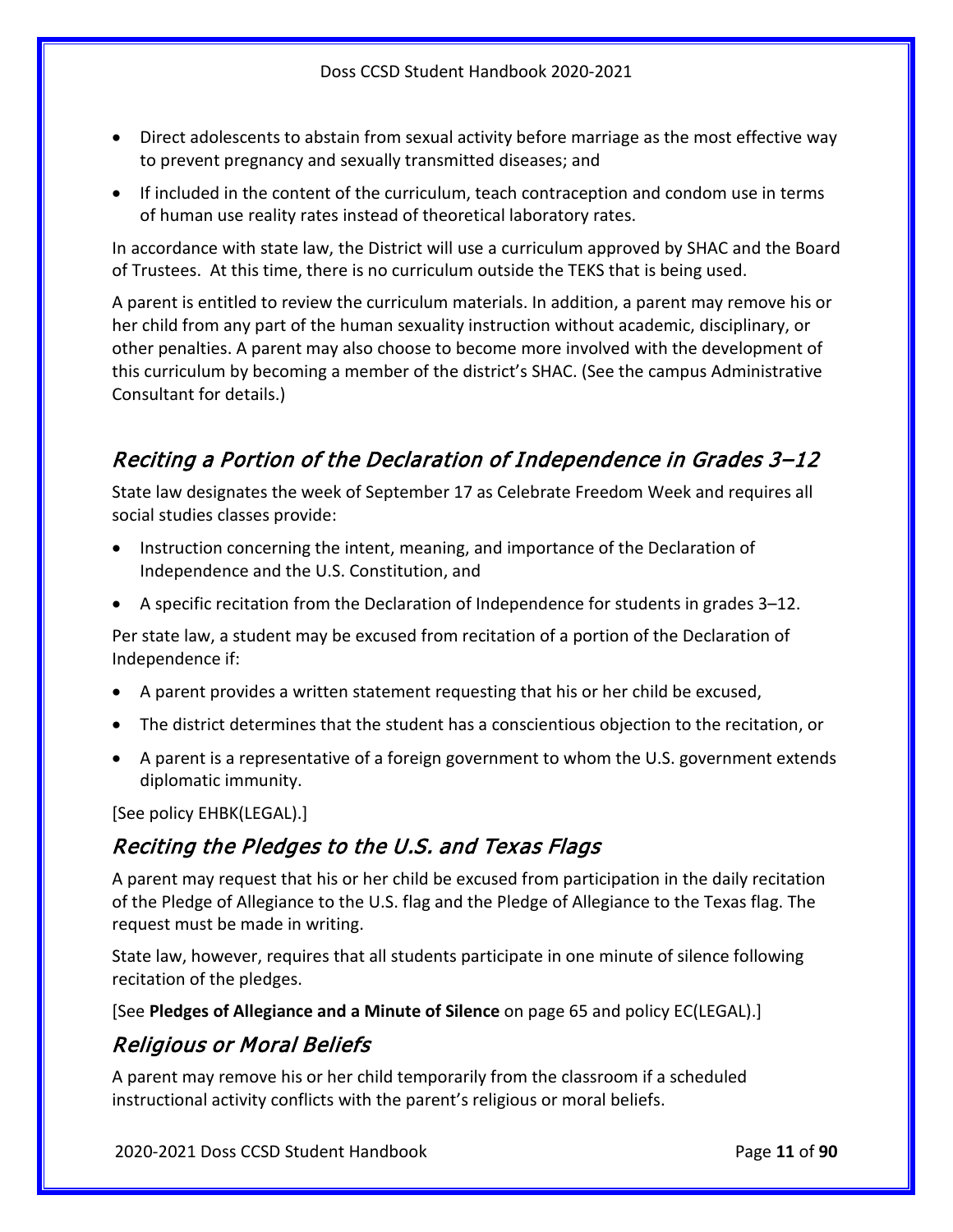- Direct adolescents to abstain from sexual activity before marriage as the most effective way to prevent pregnancy and sexually transmitted diseases; and
- If included in the content of the curriculum, teach contraception and condom use in terms of human use reality rates instead of theoretical laboratory rates.

In accordance with state law, the District will use a curriculum approved by SHAC and the Board of Trustees. At this time, there is no curriculum outside the TEKS that is being used.

A parent is entitled to review the curriculum materials. In addition, a parent may remove his or her child from any part of the human sexuality instruction without academic, disciplinary, or other penalties. A parent may also choose to become more involved with the development of this curriculum by becoming a member of the district's SHAC. (See the campus Administrative Consultant for details.)

## *Reciting a Portion of the Declaration of Independence in Grades 3–12*

State law designates the week of September 17 as Celebrate Freedom Week and requires all social studies classes provide:

- Instruction concerning the intent, meaning, and importance of the Declaration of Independence and the U.S. Constitution, and
- A specific recitation from the Declaration of Independence for students in grades 3–12.

Per state law, a student may be excused from recitation of a portion of the Declaration of Independence if:

- A parent provides a written statement requesting that his or her child be excused,
- The district determines that the student has a conscientious objection to the recitation, or
- A parent is a representative of a foreign government to whom the U.S. government extends diplomatic immunity.

[See policy EHBK(LEGAL).]

## *Reciting the Pledges to the U.S. and Texas Flags*

A parent may request that his or her child be excused from participation in the daily recitation of the Pledge of Allegiance to the U.S. flag and the Pledge of Allegiance to the Texas flag. The request must be made in writing.

State law, however, requires that all students participate in one minute of silence following recitation of the pledges.

[See **Pledges of Allegiance and a Minute of Silence** on page 65 and policy EC(LEGAL).]

## *Religious or Moral Beliefs*

A parent may remove his or her child temporarily from the classroom if a scheduled instructional activity conflicts with the parent's religious or moral beliefs.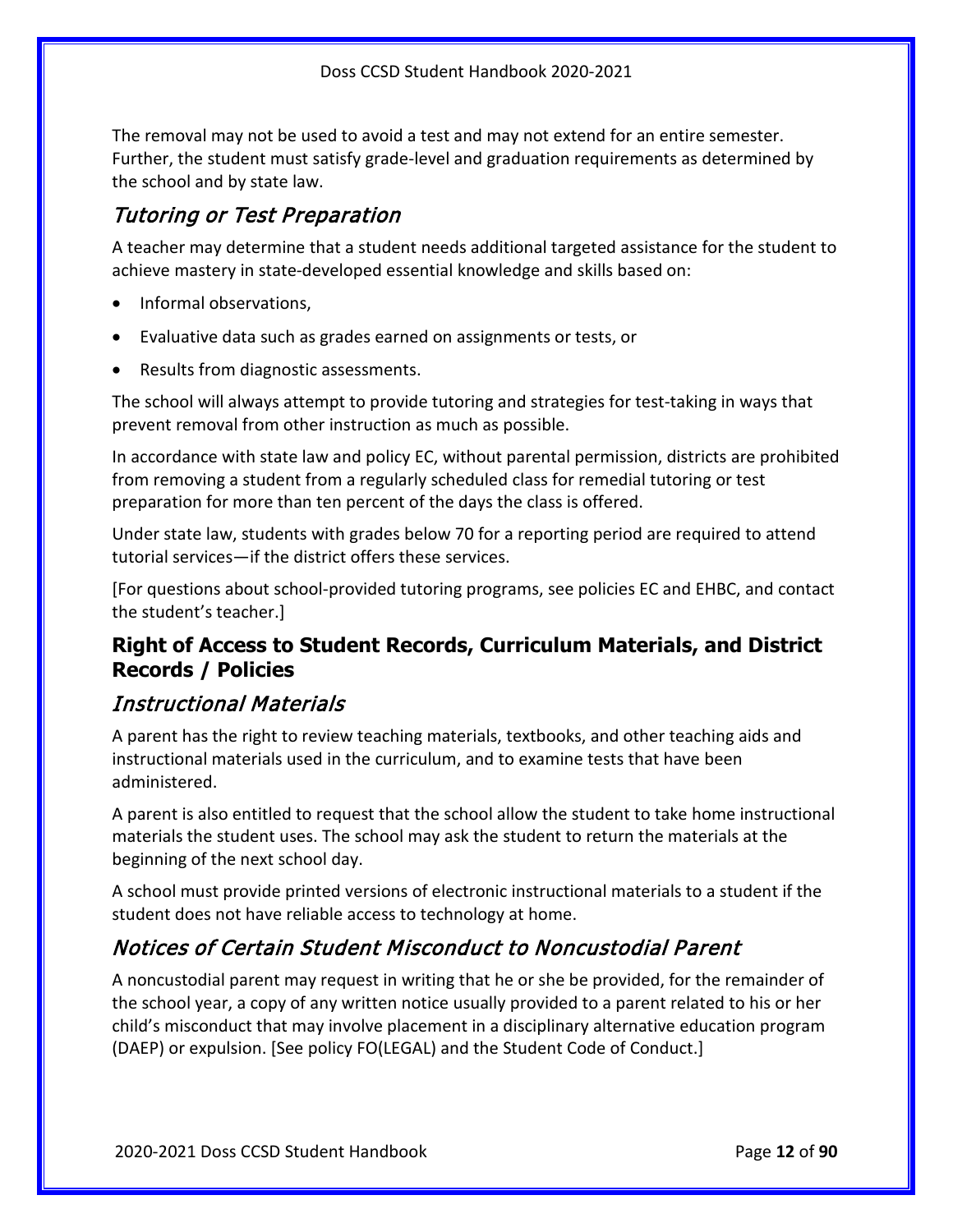The removal may not be used to avoid a test and may not extend for an entire semester. Further, the student must satisfy grade-level and graduation requirements as determined by the school and by state law.

### *Tutoring or Test Preparation*

A teacher may determine that a student needs additional targeted assistance for the student to achieve mastery in state-developed essential knowledge and skills based on:

- Informal observations,
- Evaluative data such as grades earned on assignments or tests, or
- Results from diagnostic assessments.

The school will always attempt to provide tutoring and strategies for test-taking in ways that prevent removal from other instruction as much as possible.

In accordance with state law and policy EC, without parental permission, districts are prohibited from removing a student from a regularly scheduled class for remedial tutoring or test preparation for more than ten percent of the days the class is offered.

Under state law, students with grades below 70 for a reporting period are required to attend tutorial services—if the district offers these services.

[For questions about school-provided tutoring programs, see policies EC and EHBC, and contact the student's teacher.]

## **Right of Access to Student Records, Curriculum Materials, and District Records / Policies**

### *Instructional Materials*

A parent has the right to review teaching materials, textbooks, and other teaching aids and instructional materials used in the curriculum, and to examine tests that have been administered.

A parent is also entitled to request that the school allow the student to take home instructional materials the student uses. The school may ask the student to return the materials at the beginning of the next school day.

A school must provide printed versions of electronic instructional materials to a student if the student does not have reliable access to technology at home.

### *Notices of Certain Student Misconduct to Noncustodial Parent*

A noncustodial parent may request in writing that he or she be provided, for the remainder of the school year, a copy of any written notice usually provided to a parent related to his or her child's misconduct that may involve placement in a disciplinary alternative education program (DAEP) or expulsion. [See policy FO(LEGAL) and the Student Code of Conduct.]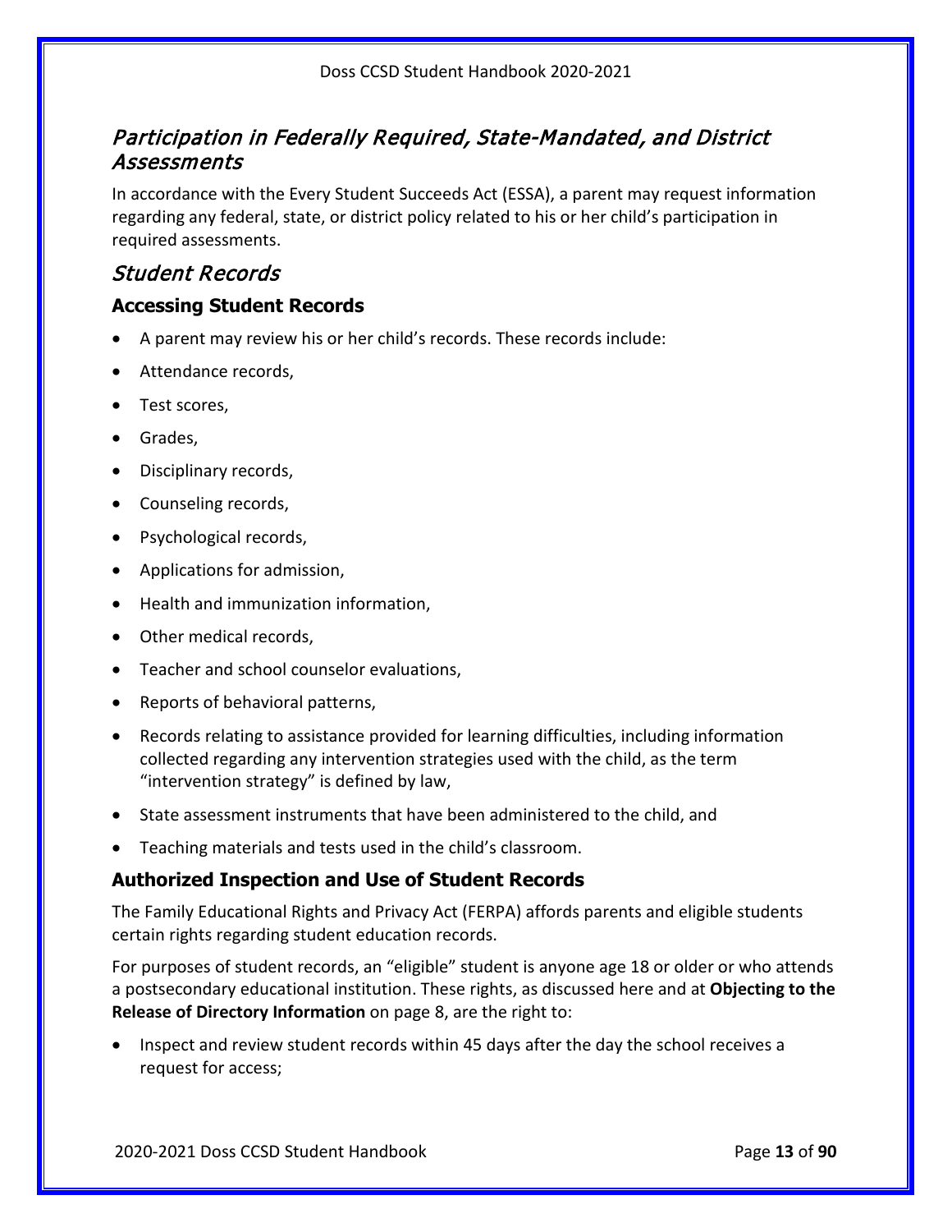## *Participation in Federally Required, State-Mandated, and District Assessments*

In accordance with the Every Student Succeeds Act (ESSA), a parent may request information regarding any federal, state, or district policy related to his or her child's participation in required assessments.

## *Student Records*

### Accessing Student Records

- A parent may review his or her child's records. These records include:
- Attendance records,
- Test scores,
- Grades,
- Disciplinary records,
- Counseling records,
- Psychological records,
- Applications for admission,
- Health and immunization information,
- Other medical records,
- Teacher and school counselor evaluations,
- Reports of behavioral patterns,
- Records relating to assistance provided for learning difficulties, including information collected regarding any intervention strategies used with the child, as the term "intervention strategy" is defined by law,
- State assessment instruments that have been administered to the child, and
- Teaching materials and tests used in the child's classroom.

### Authorized Inspection and Use of Student Records

The Family Educational Rights and Privacy Act (FERPA) affords parents and eligible students certain rights regarding student education records.

For purposes of student records, an "eligible" student is anyone age 18 or older or who attends a postsecondary educational institution. These rights, as discussed here and at **Objecting to the Release of Directory Information** on page 8, are the right to:

- Inspect and review student records within 45 days after the day the school receives a request for access;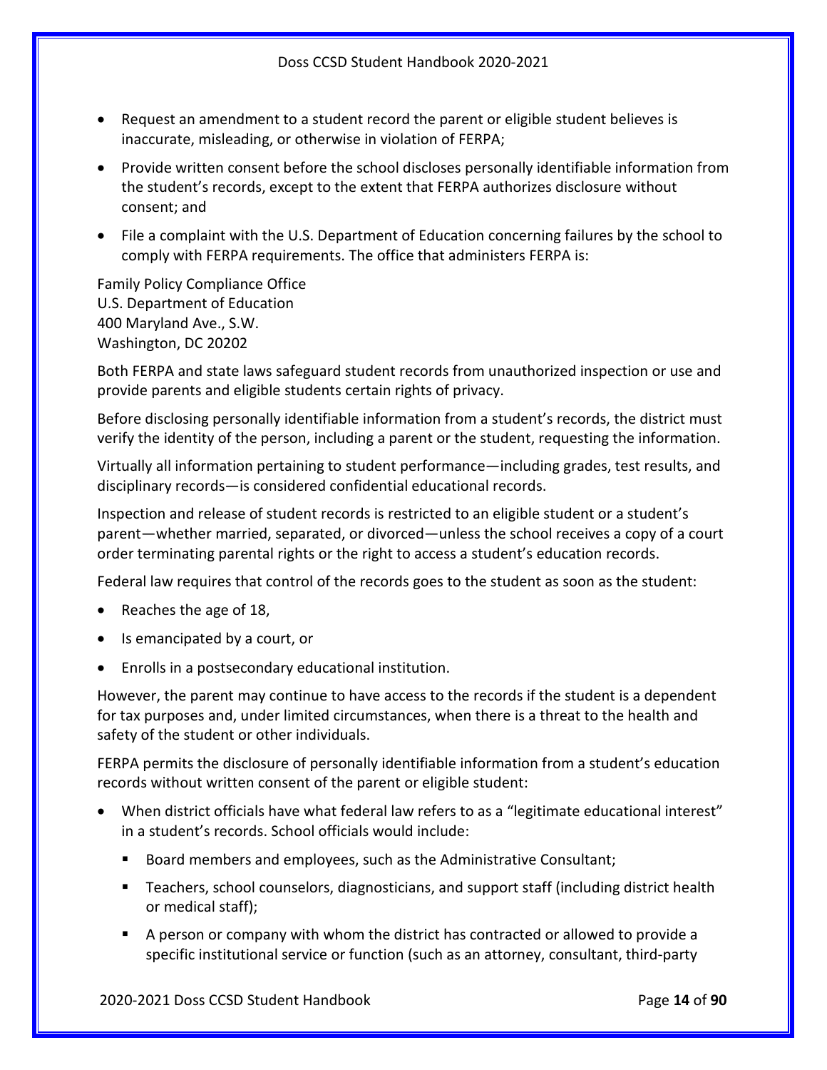- Request an amendment to a student record the parent or eligible student believes is inaccurate, misleading, or otherwise in violation of FERPA;
- Provide written consent before the school discloses personally identifiable information from the student's records, except to the extent that FERPA authorizes disclosure without consent; and
- File a complaint with the U.S. Department of Education concerning failures by the school to comply with FERPA requirements. The office that administers FERPA is:

Family Policy Compliance Office
U.S. Department of Education
400 Maryland Ave., S.W.
Washington, DC 20202

Both FERPA and state laws safeguard student records from unauthorized inspection or use and provide parents and eligible students certain rights of privacy.

Before disclosing personally identifiable information from a student's records, the district must verify the identity of the person, including a parent or the student, requesting the information.

Virtually all information pertaining to student performance—including grades, test results, and disciplinary records—is considered confidential educational records.

Inspection and release of student records is restricted to an eligible student or a student's parent—whether married, separated, or divorced—unless the school receives a copy of a court order terminating parental rights or the right to access a student's education records.

Federal law requires that control of the records goes to the student as soon as the student:

- Reaches the age of 18,
- Is emancipated by a court, or
- Enrolls in a postsecondary educational institution.

However, the parent may continue to have access to the records if the student is a dependent for tax purposes and, under limited circumstances, when there is a threat to the health and safety of the student or other individuals.

FERPA permits the disclosure of personally identifiable information from a student's education records without written consent of the parent or eligible student:

- When district officials have what federal law refers to as a "legitimate educational interest" in a student's records. School officials would include:
  - Board members and employees, such as the Administrative Consultant;
  - Teachers, school counselors, diagnosticians, and support staff (including district health or medical staff);
  - A person or company with whom the district has contracted or allowed to provide a specific institutional service or function (such as an attorney, consultant, third-party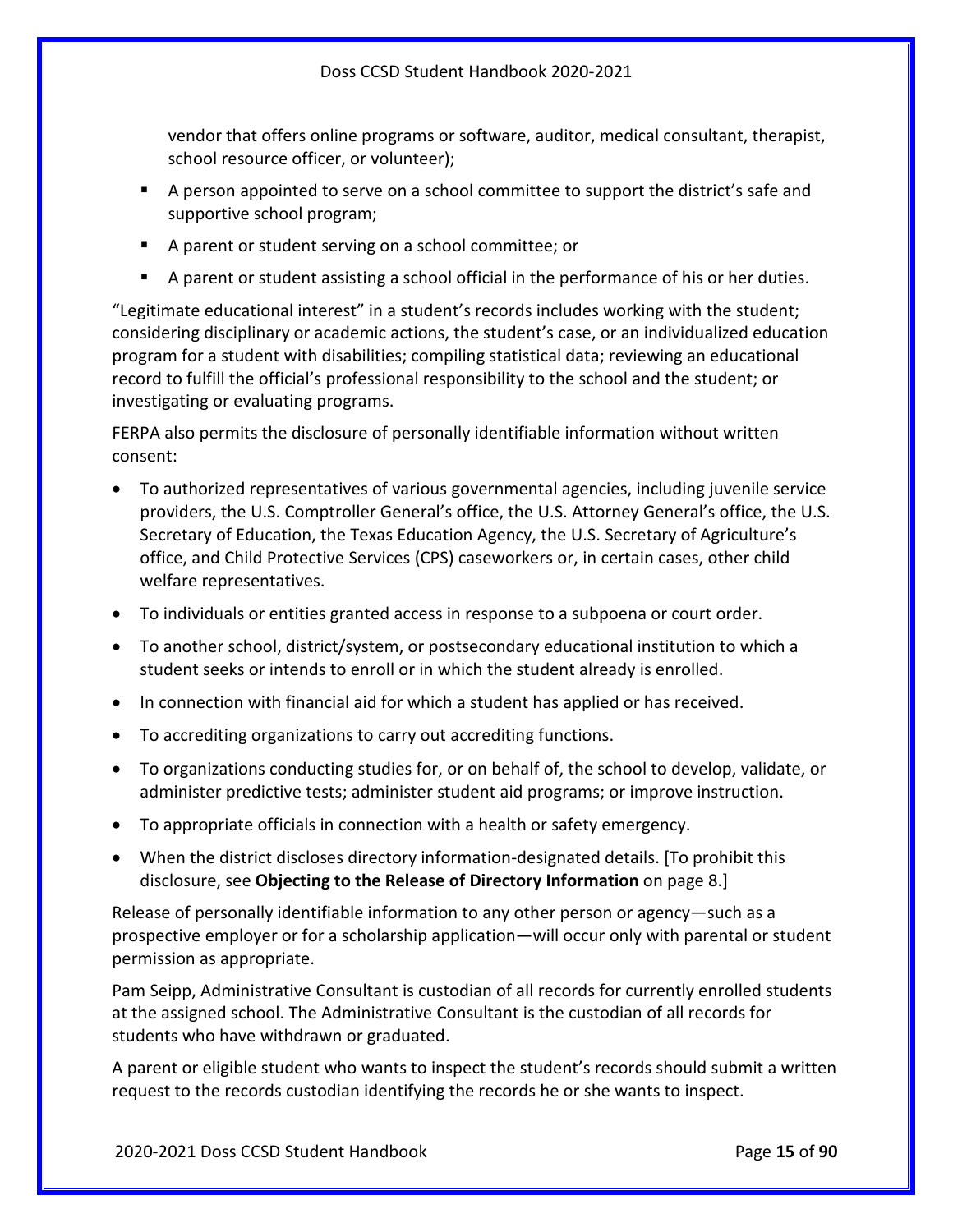vendor that offers online programs or software, auditor, medical consultant, therapist, school resource officer, or volunteer);

- A person appointed to serve on a school committee to support the district's safe and supportive school program;
- A parent or student serving on a school committee; or
- A parent or student assisting a school official in the performance of his or her duties.

"Legitimate educational interest" in a student's records includes working with the student; considering disciplinary or academic actions, the student's case, or an individualized education program for a student with disabilities; compiling statistical data; reviewing an educational record to fulfill the official's professional responsibility to the school and the student; or investigating or evaluating programs.

FERPA also permits the disclosure of personally identifiable information without written consent:

- To authorized representatives of various governmental agencies, including juvenile service providers, the U.S. Comptroller General's office, the U.S. Attorney General's office, the U.S. Secretary of Education, the Texas Education Agency, the U.S. Secretary of Agriculture's office, and Child Protective Services (CPS) caseworkers or, in certain cases, other child welfare representatives.
- To individuals or entities granted access in response to a subpoena or court order.
- To another school, district/system, or postsecondary educational institution to which a student seeks or intends to enroll or in which the student already is enrolled.
- In connection with financial aid for which a student has applied or has received.
- To accrediting organizations to carry out accrediting functions.
- To organizations conducting studies for, or on behalf of, the school to develop, validate, or administer predictive tests; administer student aid programs; or improve instruction.
- To appropriate officials in connection with a health or safety emergency.
- When the district discloses directory information-designated details. [To prohibit this disclosure, see **Objecting to the Release of Directory Information** on page 8.]

Release of personally identifiable information to any other person or agency—such as a prospective employer or for a scholarship application—will occur only with parental or student permission as appropriate.

Pam Seipp, Administrative Consultant is custodian of all records for currently enrolled students at the assigned school. The Administrative Consultant is the custodian of all records for students who have withdrawn or graduated.

A parent or eligible student who wants to inspect the student's records should submit a written request to the records custodian identifying the records he or she wants to inspect.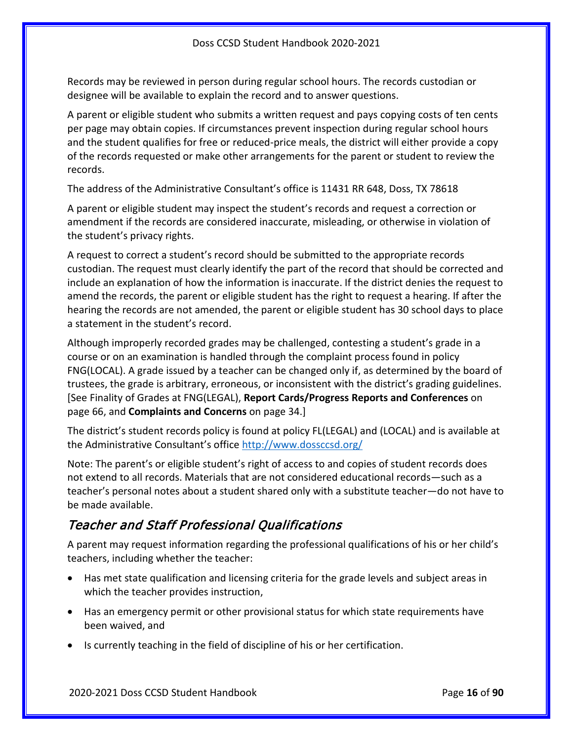Records may be reviewed in person during regular school hours. The records custodian or designee will be available to explain the record and to answer questions.

A parent or eligible student who submits a written request and pays copying costs of ten cents per page may obtain copies. If circumstances prevent inspection during regular school hours and the student qualifies for free or reduced-price meals, the district will either provide a copy of the records requested or make other arrangements for the parent or student to review the records.

The address of the Administrative Consultant's office is 11431 RR 648, Doss, TX 78618

A parent or eligible student may inspect the student's records and request a correction or amendment if the records are considered inaccurate, misleading, or otherwise in violation of the student's privacy rights.

A request to correct a student's record should be submitted to the appropriate records custodian. The request must clearly identify the part of the record that should be corrected and include an explanation of how the information is inaccurate. If the district denies the request to amend the records, the parent or eligible student has the right to request a hearing. If after the hearing the records are not amended, the parent or eligible student has 30 school days to place a statement in the student's record.

Although improperly recorded grades may be challenged, contesting a student's grade in a course or on an examination is handled through the complaint process found in policy FNG(LOCAL). A grade issued by a teacher can be changed only if, as determined by the board of trustees, the grade is arbitrary, erroneous, or inconsistent with the district's grading guidelines. [See Finality of Grades at FNG(LEGAL), **Report Cards/Progress Reports and Conferences** on page 66, and **Complaints and Concerns** on page 34.]

The district's student records policy is found at policy FL(LEGAL) and (LOCAL) and is available at the Administrative Consultant's office http://www.dossccsd.org/

Note: The parent's or eligible student's right of access to and copies of student records does not extend to all records. Materials that are not considered educational records—such as a teacher's personal notes about a student shared only with a substitute teacher—do not have to be made available.

## Teacher and Staff Professional Qualifications

A parent may request information regarding the professional qualifications of his or her child's teachers, including whether the teacher:

- Has met state qualification and licensing criteria for the grade levels and subject areas in which the teacher provides instruction,
- Has an emergency permit or other provisional status for which state requirements have been waived, and
- Is currently teaching in the field of discipline of his or her certification.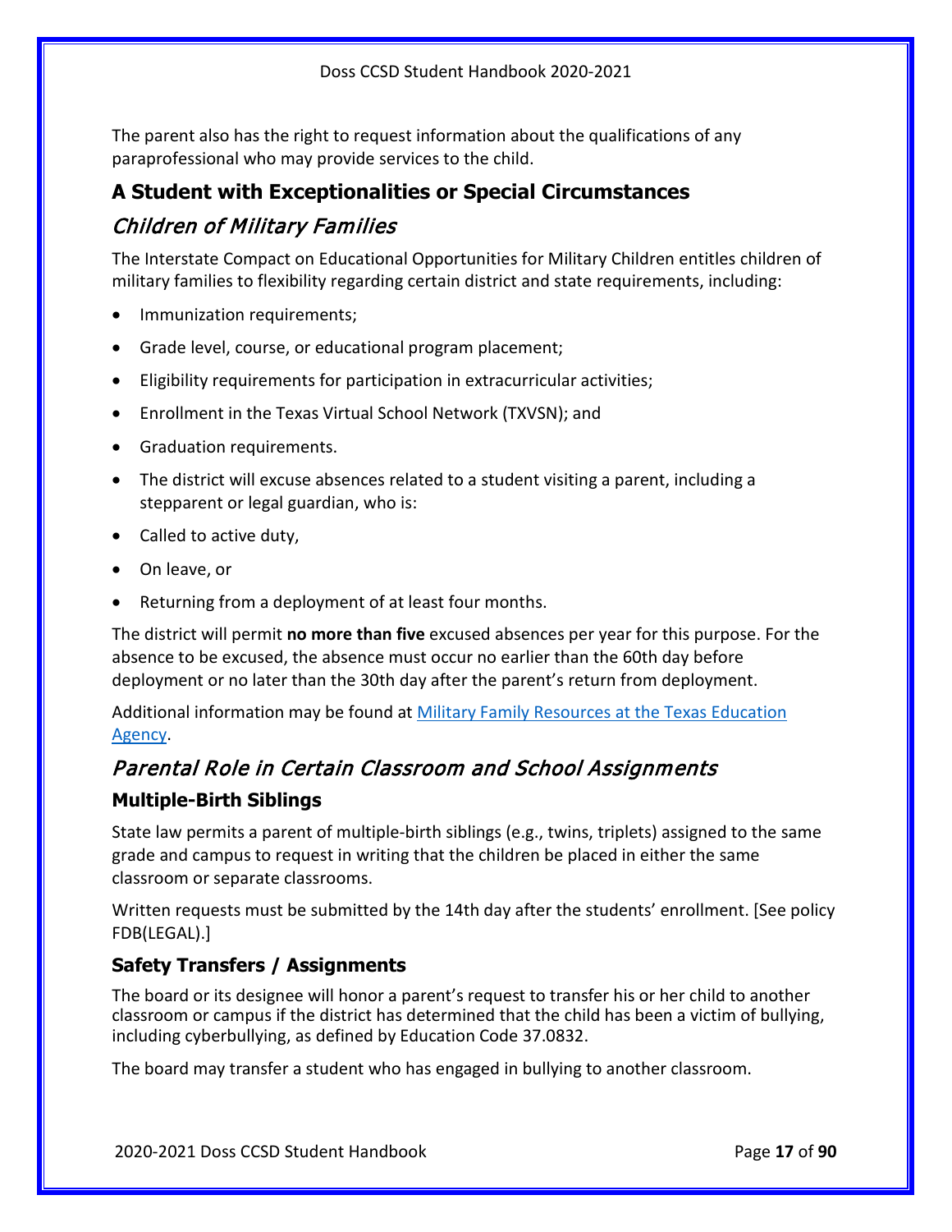The parent also has the right to request information about the qualifications of any paraprofessional who may provide services to the child.

## A Student with Exceptionalities or Special Circumstances

### *Children of Military Families*

The Interstate Compact on Educational Opportunities for Military Children entitles children of military families to flexibility regarding certain district and state requirements, including:

- Immunization requirements;
- Grade level, course, or educational program placement;
- Eligibility requirements for participation in extracurricular activities;
- Enrollment in the Texas Virtual School Network (TXVSN); and
- Graduation requirements.
- The district will excuse absences related to a student visiting a parent, including a stepparent or legal guardian, who is:
- Called to active duty,
- On leave, or
- Returning from a deployment of at least four months.

The district will permit **no more than five** excused absences per year for this purpose. For the absence to be excused, the absence must occur no earlier than the 60th day before deployment or no later than the 30th day after the parent's return from deployment.

Additional information may be found at [Military Family Resources at the Texas Education Agency](#).

### *Parental Role in Certain Classroom and School Assignments*

#### Multiple-Birth Siblings

State law permits a parent of multiple-birth siblings (e.g., twins, triplets) assigned to the same grade and campus to request in writing that the children be placed in either the same classroom or separate classrooms.

Written requests must be submitted by the 14th day after the students' enrollment. [See policy FDB(LEGAL).]

#### Safety Transfers / Assignments

The board or its designee will honor a parent's request to transfer his or her child to another classroom or campus if the district has determined that the child has been a victim of bullying, including cyberbullying, as defined by Education Code 37.0832.

The board may transfer a student who has engaged in bullying to another classroom.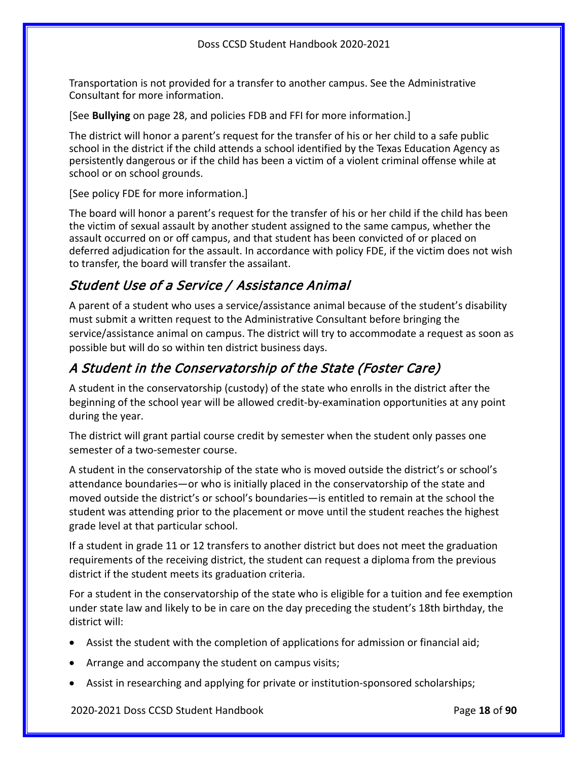Transportation is not provided for a transfer to another campus. See the Administrative Consultant for more information.

[See **Bullying** on page 28, and policies FDB and FFI for more information.]

The district will honor a parent's request for the transfer of his or her child to a safe public school in the district if the child attends a school identified by the Texas Education Agency as persistently dangerous or if the child has been a victim of a violent criminal offense while at school or on school grounds.

[See policy FDE for more information.]

The board will honor a parent's request for the transfer of his or her child if the child has been the victim of sexual assault by another student assigned to the same campus, whether the assault occurred on or off campus, and that student has been convicted of or placed on deferred adjudication for the assault. In accordance with policy FDE, if the victim does not wish to transfer, the board will transfer the assailant.

## *Student Use of a Service / Assistance Animal*

A parent of a student who uses a service/assistance animal because of the student's disability must submit a written request to the Administrative Consultant before bringing the service/assistance animal on campus. The district will try to accommodate a request as soon as possible but will do so within ten district business days.

## *A Student in the Conservatorship of the State (Foster Care)*

A student in the conservatorship (custody) of the state who enrolls in the district after the beginning of the school year will be allowed credit-by-examination opportunities at any point during the year.

The district will grant partial course credit by semester when the student only passes one semester of a two-semester course.

A student in the conservatorship of the state who is moved outside the district's or school's attendance boundaries—or who is initially placed in the conservatorship of the state and moved outside the district's or school's boundaries—is entitled to remain at the school the student was attending prior to the placement or move until the student reaches the highest grade level at that particular school.

If a student in grade 11 or 12 transfers to another district but does not meet the graduation requirements of the receiving district, the student can request a diploma from the previous district if the student meets its graduation criteria.

For a student in the conservatorship of the state who is eligible for a tuition and fee exemption under state law and likely to be in care on the day preceding the student's 18th birthday, the district will:

- Assist the student with the completion of applications for admission or financial aid;
- Arrange and accompany the student on campus visits;
- Assist in researching and applying for private or institution-sponsored scholarships;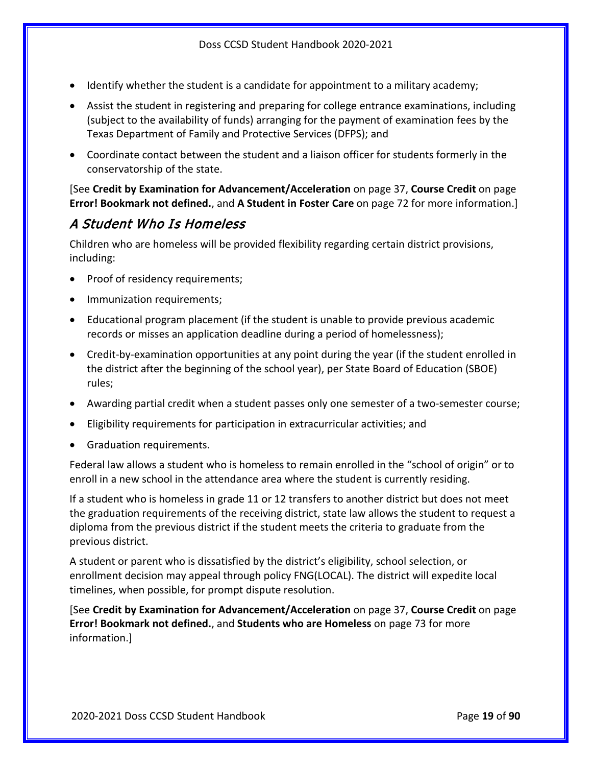- Identify whether the student is a candidate for appointment to a military academy;
- Assist the student in registering and preparing for college entrance examinations, including (subject to the availability of funds) arranging for the payment of examination fees by the Texas Department of Family and Protective Services (DFPS); and
- Coordinate contact between the student and a liaison officer for students formerly in the conservatorship of the state.

[See **Credit by Examination for Advancement/Acceleration** on page 37, **Course Credit** on page **Error! Bookmark not defined.**, and **A Student in Foster Care** on page 72 for more information.]

## *A Student Who Is Homeless*

Children who are homeless will be provided flexibility regarding certain district provisions, including:

- Proof of residency requirements;
- Immunization requirements;
- Educational program placement (if the student is unable to provide previous academic records or misses an application deadline during a period of homelessness);
- Credit-by-examination opportunities at any point during the year (if the student enrolled in the district after the beginning of the school year), per State Board of Education (SBOE) rules;
- Awarding partial credit when a student passes only one semester of a two-semester course;
- Eligibility requirements for participation in extracurricular activities; and
- Graduation requirements.

Federal law allows a student who is homeless to remain enrolled in the "school of origin" or to enroll in a new school in the attendance area where the student is currently residing.

If a student who is homeless in grade 11 or 12 transfers to another district but does not meet the graduation requirements of the receiving district, state law allows the student to request a diploma from the previous district if the student meets the criteria to graduate from the previous district.

A student or parent who is dissatisfied by the district's eligibility, school selection, or enrollment decision may appeal through policy FNG(LOCAL). The district will expedite local timelines, when possible, for prompt dispute resolution.

[See **Credit by Examination for Advancement/Acceleration** on page 37, **Course Credit** on page **Error! Bookmark not defined.**, and **Students who are Homeless** on page 73 for more information.]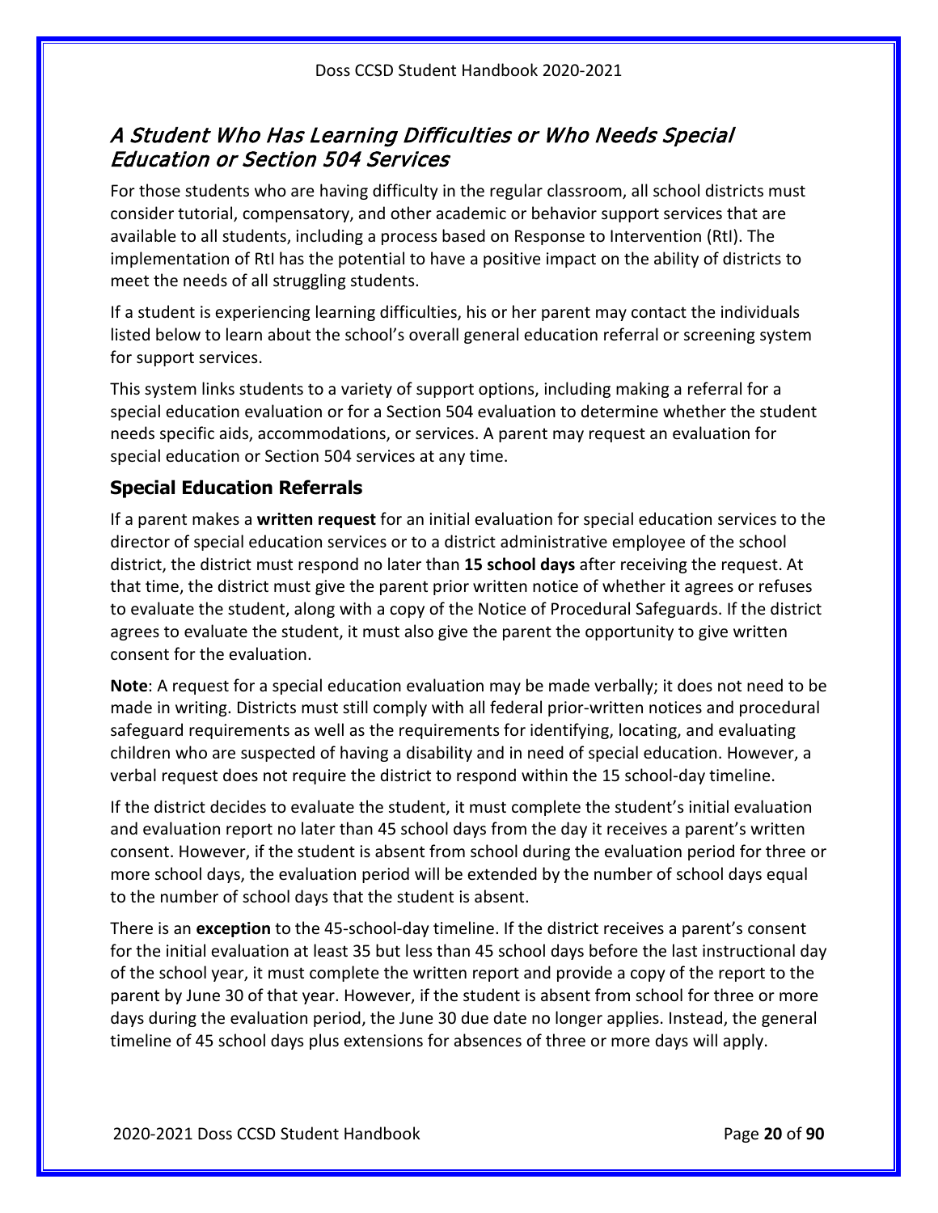## *A Student Who Has Learning Difficulties or Who Needs Special Education or Section 504 Services*

For those students who are having difficulty in the regular classroom, all school districts must consider tutorial, compensatory, and other academic or behavior support services that are available to all students, including a process based on Response to Intervention (RtI). The implementation of RtI has the potential to have a positive impact on the ability of districts to meet the needs of all struggling students.

If a student is experiencing learning difficulties, his or her parent may contact the individuals listed below to learn about the school's overall general education referral or screening system for support services.

This system links students to a variety of support options, including making a referral for a special education evaluation or for a Section 504 evaluation to determine whether the student needs specific aids, accommodations, or services. A parent may request an evaluation for special education or Section 504 services at any time.

### Special Education Referrals

If a parent makes a **written request** for an initial evaluation for special education services to the director of special education services or to a district administrative employee of the school district, the district must respond no later than **15 school days** after receiving the request. At that time, the district must give the parent prior written notice of whether it agrees or refuses to evaluate the student, along with a copy of the Notice of Procedural Safeguards. If the district agrees to evaluate the student, it must also give the parent the opportunity to give written consent for the evaluation.

**Note**: A request for a special education evaluation may be made verbally; it does not need to be made in writing. Districts must still comply with all federal prior-written notices and procedural safeguard requirements as well as the requirements for identifying, locating, and evaluating children who are suspected of having a disability and in need of special education. However, a verbal request does not require the district to respond within the 15 school-day timeline.

If the district decides to evaluate the student, it must complete the student's initial evaluation and evaluation report no later than 45 school days from the day it receives a parent's written consent. However, if the student is absent from school during the evaluation period for three or more school days, the evaluation period will be extended by the number of school days equal to the number of school days that the student is absent.

There is an **exception** to the 45-school-day timeline. If the district receives a parent's consent for the initial evaluation at least 35 but less than 45 school days before the last instructional day of the school year, it must complete the written report and provide a copy of the report to the parent by June 30 of that year. However, if the student is absent from school for three or more days during the evaluation period, the June 30 due date no longer applies. Instead, the general timeline of 45 school days plus extensions for absences of three or more days will apply.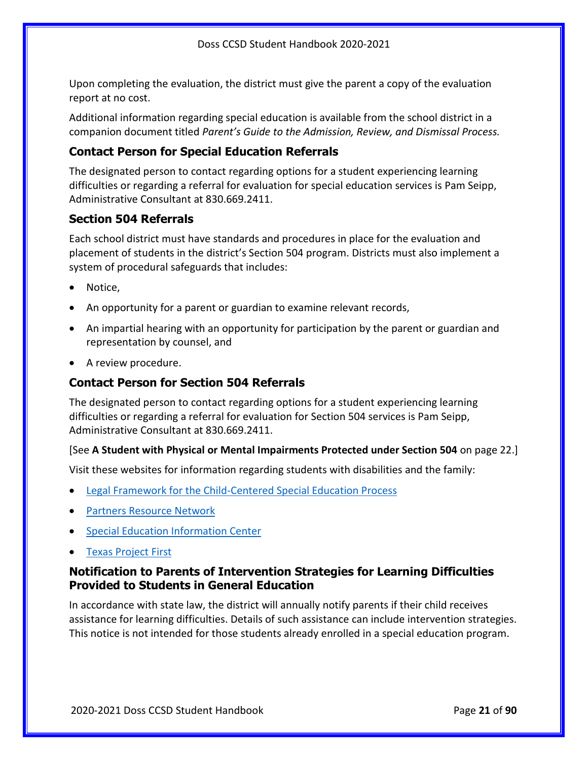Upon completing the evaluation, the district must give the parent a copy of the evaluation report at no cost.

Additional information regarding special education is available from the school district in a companion document titled *Parent's Guide to the Admission, Review, and Dismissal Process.*

### Contact Person for Special Education Referrals

The designated person to contact regarding options for a student experiencing learning difficulties or regarding a referral for evaluation for special education services is Pam Seipp, Administrative Consultant at 830.669.2411.

### Section 504 Referrals

Each school district must have standards and procedures in place for the evaluation and placement of students in the district's Section 504 program. Districts must also implement a system of procedural safeguards that includes:

- Notice,
- An opportunity for a parent or guardian to examine relevant records,
- An impartial hearing with an opportunity for participation by the parent or guardian and representation by counsel, and
- A review procedure.

### Contact Person for Section 504 Referrals

The designated person to contact regarding options for a student experiencing learning difficulties or regarding a referral for evaluation for Section 504 services is Pam Seipp, Administrative Consultant at 830.669.2411.

[See **A Student with Physical or Mental Impairments Protected under Section 504** on page 22.]

Visit these websites for information regarding students with disabilities and the family:

- Legal Framework for the Child-Centered Special Education Process
- Partners Resource Network
- Special Education Information Center
- Texas Project First

### Notification to Parents of Intervention Strategies for Learning Difficulties Provided to Students in General Education

In accordance with state law, the district will annually notify parents if their child receives assistance for learning difficulties. Details of such assistance can include intervention strategies. This notice is not intended for those students already enrolled in a special education program.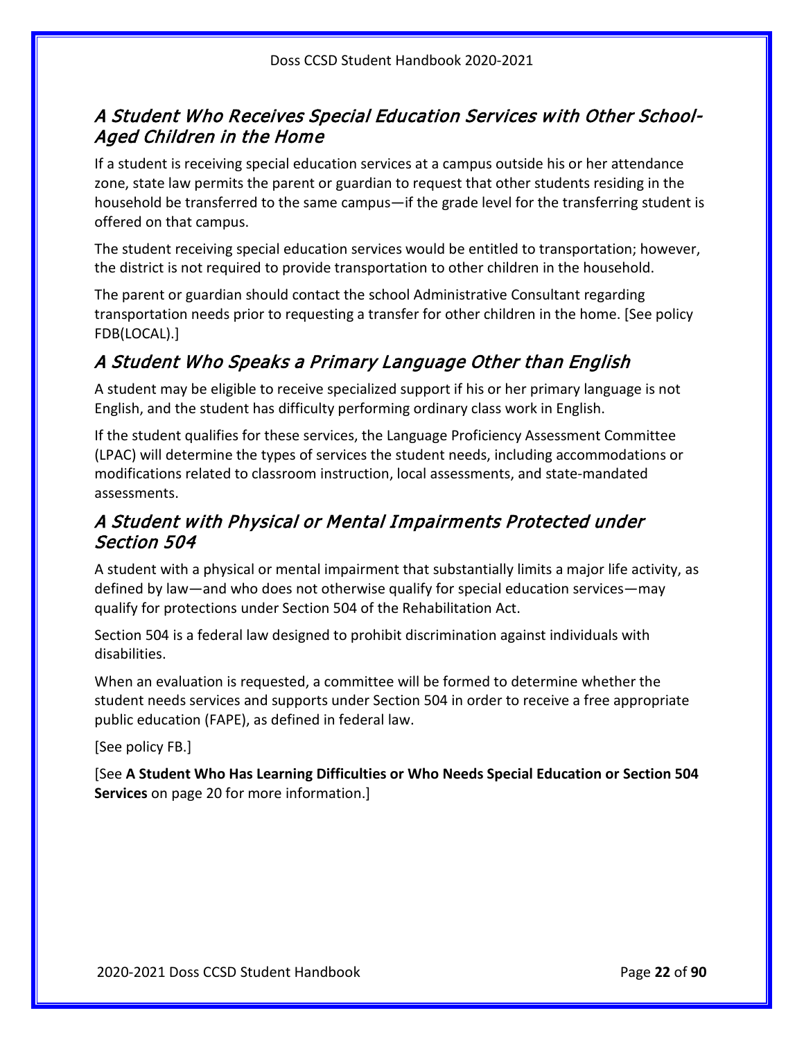## A Student Who Receives Special Education Services with Other School-Aged Children in the Home

If a student is receiving special education services at a campus outside his or her attendance zone, state law permits the parent or guardian to request that other students residing in the household be transferred to the same campus—if the grade level for the transferring student is offered on that campus.

The student receiving special education services would be entitled to transportation; however, the district is not required to provide transportation to other children in the household.

The parent or guardian should contact the school Administrative Consultant regarding transportation needs prior to requesting a transfer for other children in the home. [See policy FDB(LOCAL).]

## A Student Who Speaks a Primary Language Other than English

A student may be eligible to receive specialized support if his or her primary language is not English, and the student has difficulty performing ordinary class work in English.

If the student qualifies for these services, the Language Proficiency Assessment Committee (LPAC) will determine the types of services the student needs, including accommodations or modifications related to classroom instruction, local assessments, and state-mandated assessments.

## A Student with Physical or Mental Impairments Protected under Section 504

A student with a physical or mental impairment that substantially limits a major life activity, as defined by law—and who does not otherwise qualify for special education services—may qualify for protections under Section 504 of the Rehabilitation Act.

Section 504 is a federal law designed to prohibit discrimination against individuals with disabilities.

When an evaluation is requested, a committee will be formed to determine whether the student needs services and supports under Section 504 in order to receive a free appropriate public education (FAPE), as defined in federal law.

[See policy FB.]

[See **A Student Who Has Learning Difficulties or Who Needs Special Education or Section 504 Services** on page 20 for more information.]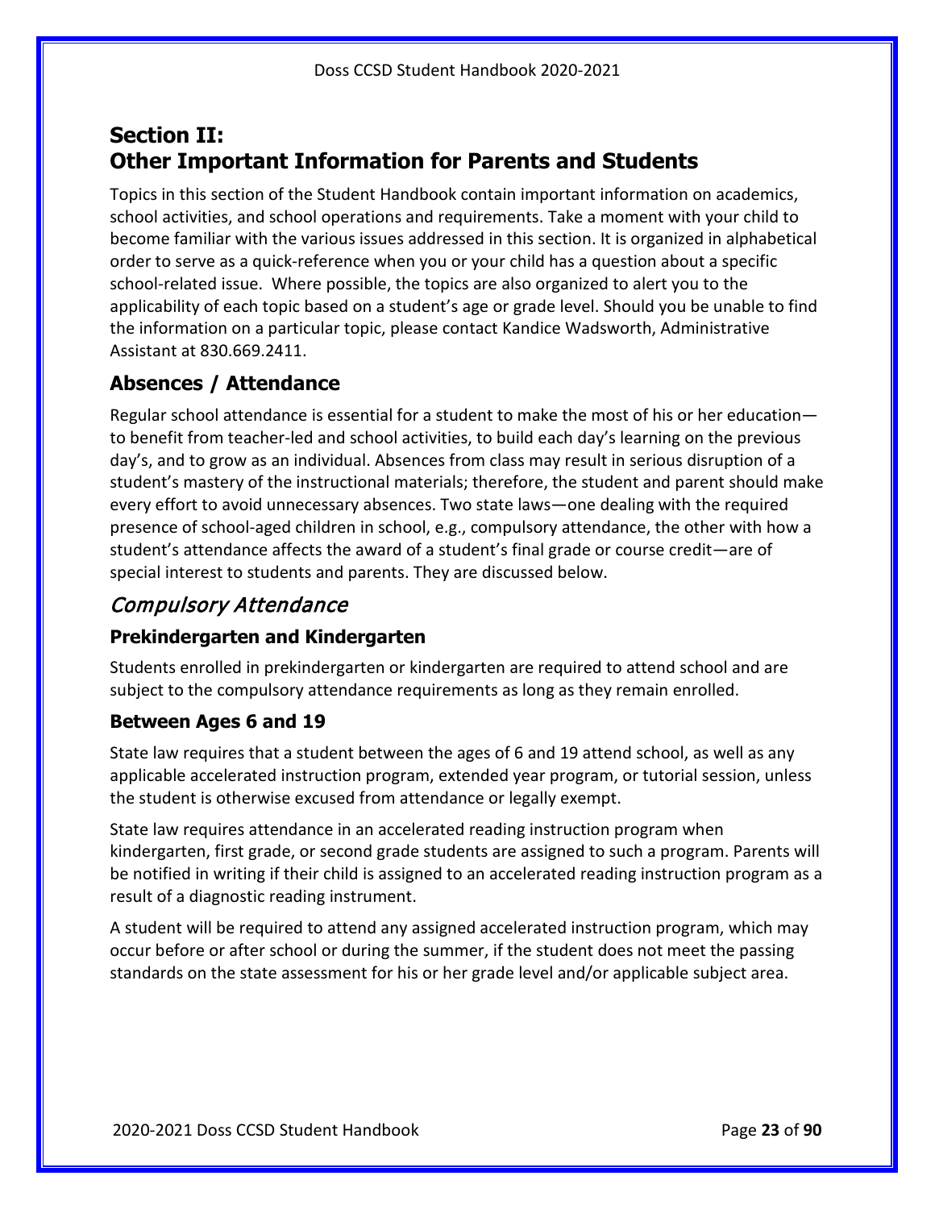# Section II: Other Important Information for Parents and Students

Topics in this section of the Student Handbook contain important information on academics, school activities, and school operations and requirements. Take a moment with your child to become familiar with the various issues addressed in this section. It is organized in alphabetical order to serve as a quick-reference when you or your child has a question about a specific school-related issue. Where possible, the topics are also organized to alert you to the applicability of each topic based on a student's age or grade level. Should you be unable to find the information on a particular topic, please contact Kandice Wadsworth, Administrative Assistant at 830.669.2411.

## Absences / Attendance

Regular school attendance is essential for a student to make the most of his or her education—to benefit from teacher-led and school activities, to build each day's learning on the previous day's, and to grow as an individual. Absences from class may result in serious disruption of a student's mastery of the instructional materials; therefore, the student and parent should make every effort to avoid unnecessary absences. Two state laws—one dealing with the required presence of school-aged children in school, e.g., compulsory attendance, the other with how a student's attendance affects the award of a student's final grade or course credit—are of special interest to students and parents. They are discussed below.

### *Compulsory Attendance*

#### Prekindergarten and Kindergarten

Students enrolled in prekindergarten or kindergarten are required to attend school and are subject to the compulsory attendance requirements as long as they remain enrolled.

#### Between Ages 6 and 19

State law requires that a student between the ages of 6 and 19 attend school, as well as any applicable accelerated instruction program, extended year program, or tutorial session, unless the student is otherwise excused from attendance or legally exempt.

State law requires attendance in an accelerated reading instruction program when kindergarten, first grade, or second grade students are assigned to such a program. Parents will be notified in writing if their child is assigned to an accelerated reading instruction program as a result of a diagnostic reading instrument.

A student will be required to attend any assigned accelerated instruction program, which may occur before or after school or during the summer, if the student does not meet the passing standards on the state assessment for his or her grade level and/or applicable subject area.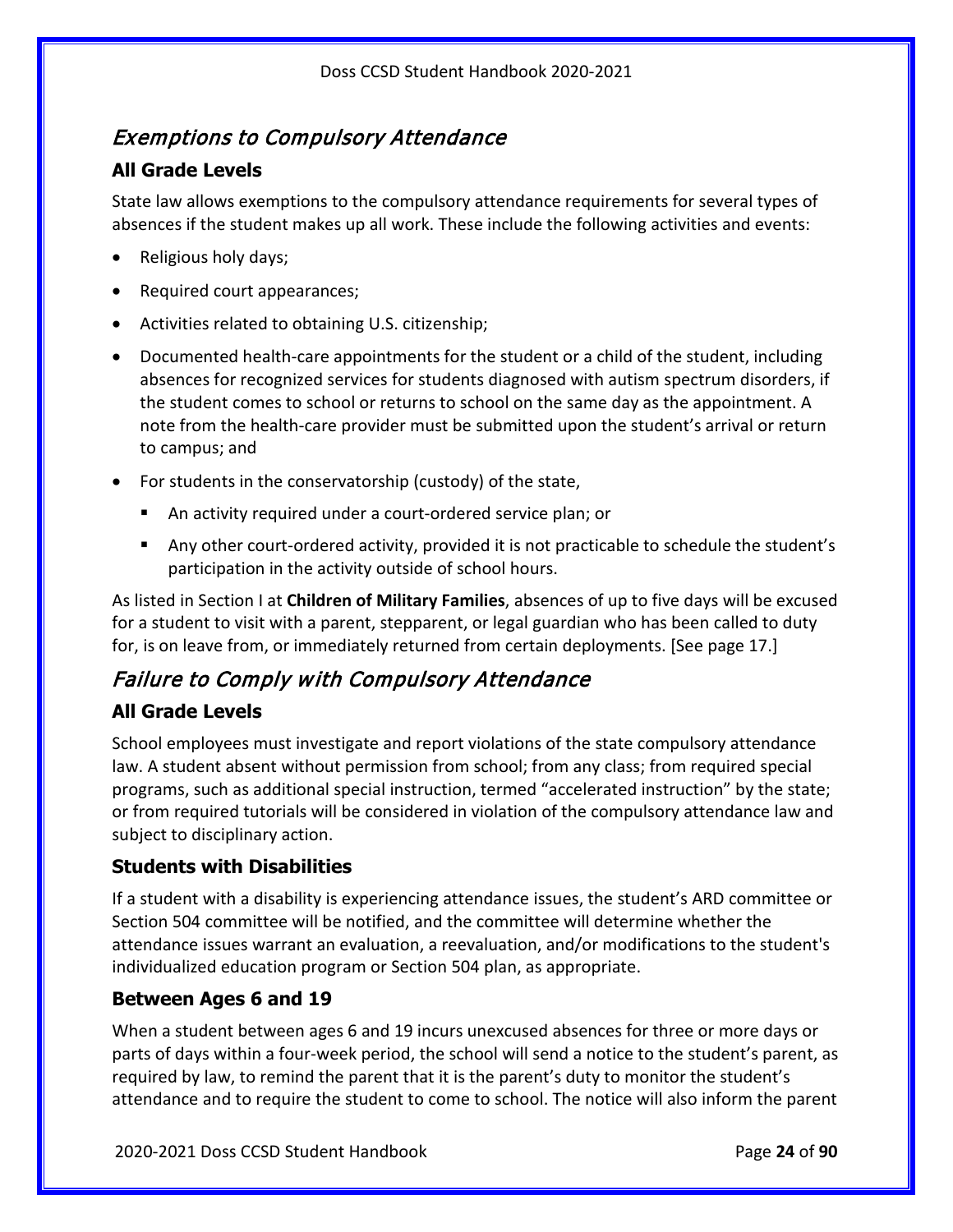## *Exemptions to Compulsory Attendance*

### All Grade Levels

State law allows exemptions to the compulsory attendance requirements for several types of absences if the student makes up all work. These include the following activities and events:

- Religious holy days;
- Required court appearances;
- Activities related to obtaining U.S. citizenship;
- Documented health-care appointments for the student or a child of the student, including absences for recognized services for students diagnosed with autism spectrum disorders, if the student comes to school or returns to school on the same day as the appointment. A note from the health-care provider must be submitted upon the student's arrival or return to campus; and
- For students in the conservatorship (custody) of the state,
  - An activity required under a court-ordered service plan; or
  - Any other court-ordered activity, provided it is not practicable to schedule the student's participation in the activity outside of school hours.

As listed in Section I at **Children of Military Families**, absences of up to five days will be excused for a student to visit with a parent, stepparent, or legal guardian who has been called to duty for, is on leave from, or immediately returned from certain deployments. [See page 17.]

## *Failure to Comply with Compulsory Attendance*

### All Grade Levels

School employees must investigate and report violations of the state compulsory attendance law. A student absent without permission from school; from any class; from required special programs, such as additional special instruction, termed "accelerated instruction" by the state; or from required tutorials will be considered in violation of the compulsory attendance law and subject to disciplinary action.

### Students with Disabilities

If a student with a disability is experiencing attendance issues, the student's ARD committee or Section 504 committee will be notified, and the committee will determine whether the attendance issues warrant an evaluation, a reevaluation, and/or modifications to the student's individualized education program or Section 504 plan, as appropriate.

### Between Ages 6 and 19

When a student between ages 6 and 19 incurs unexcused absences for three or more days or parts of days within a four-week period, the school will send a notice to the student's parent, as required by law, to remind the parent that it is the parent's duty to monitor the student's attendance and to require the student to come to school. The notice will also inform the parent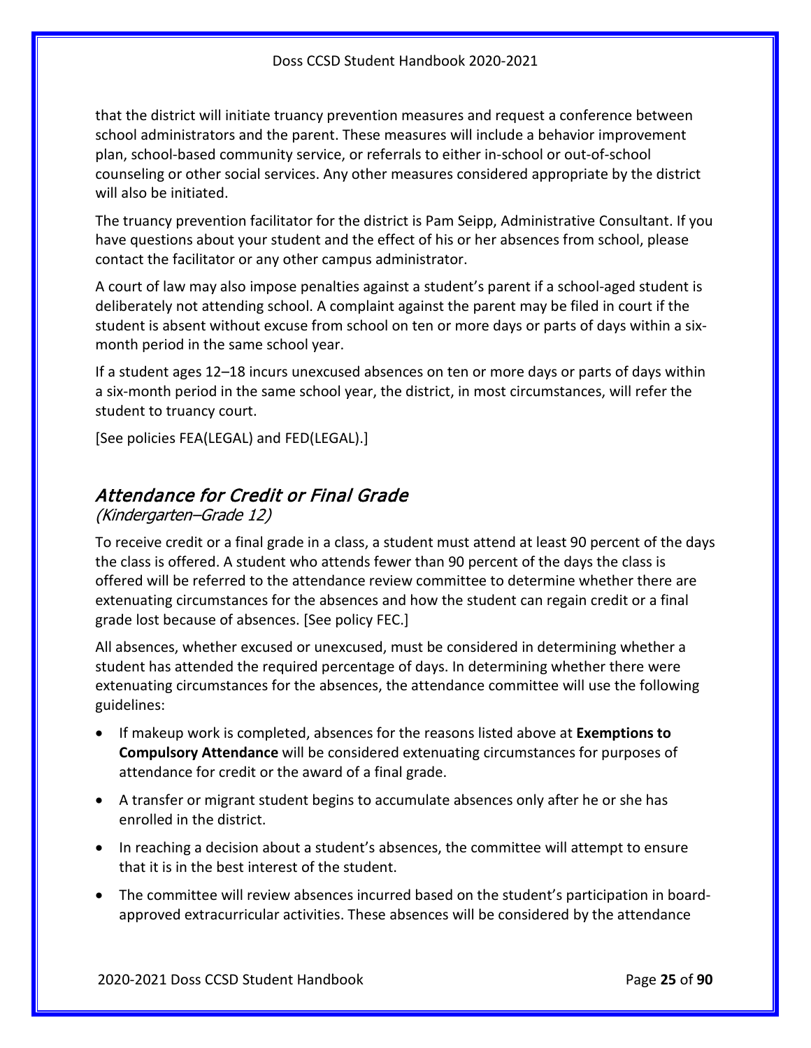that the district will initiate truancy prevention measures and request a conference between school administrators and the parent. These measures will include a behavior improvement plan, school-based community service, or referrals to either in-school or out-of-school counseling or other social services. Any other measures considered appropriate by the district will also be initiated.

The truancy prevention facilitator for the district is Pam Seipp, Administrative Consultant. If you have questions about your student and the effect of his or her absences from school, please contact the facilitator or any other campus administrator.

A court of law may also impose penalties against a student's parent if a school-aged student is deliberately not attending school. A complaint against the parent may be filed in court if the student is absent without excuse from school on ten or more days or parts of days within a six-month period in the same school year.

If a student ages 12–18 incurs unexcused absences on ten or more days or parts of days within a six-month period in the same school year, the district, in most circumstances, will refer the student to truancy court.

[See policies FEA(LEGAL) and FED(LEGAL).]

## *Attendance for Credit or Final Grade*

*(Kindergarten–Grade 12)*

To receive credit or a final grade in a class, a student must attend at least 90 percent of the days the class is offered. A student who attends fewer than 90 percent of the days the class is offered will be referred to the attendance review committee to determine whether there are extenuating circumstances for the absences and how the student can regain credit or a final grade lost because of absences. [See policy FEC.]

All absences, whether excused or unexcused, must be considered in determining whether a student has attended the required percentage of days. In determining whether there were extenuating circumstances for the absences, the attendance committee will use the following guidelines:

- If makeup work is completed, absences for the reasons listed above at **Exemptions to Compulsory Attendance** will be considered extenuating circumstances for purposes of attendance for credit or the award of a final grade.
- A transfer or migrant student begins to accumulate absences only after he or she has enrolled in the district.
- In reaching a decision about a student's absences, the committee will attempt to ensure that it is in the best interest of the student.
- The committee will review absences incurred based on the student's participation in board-approved extracurricular activities. These absences will be considered by the attendance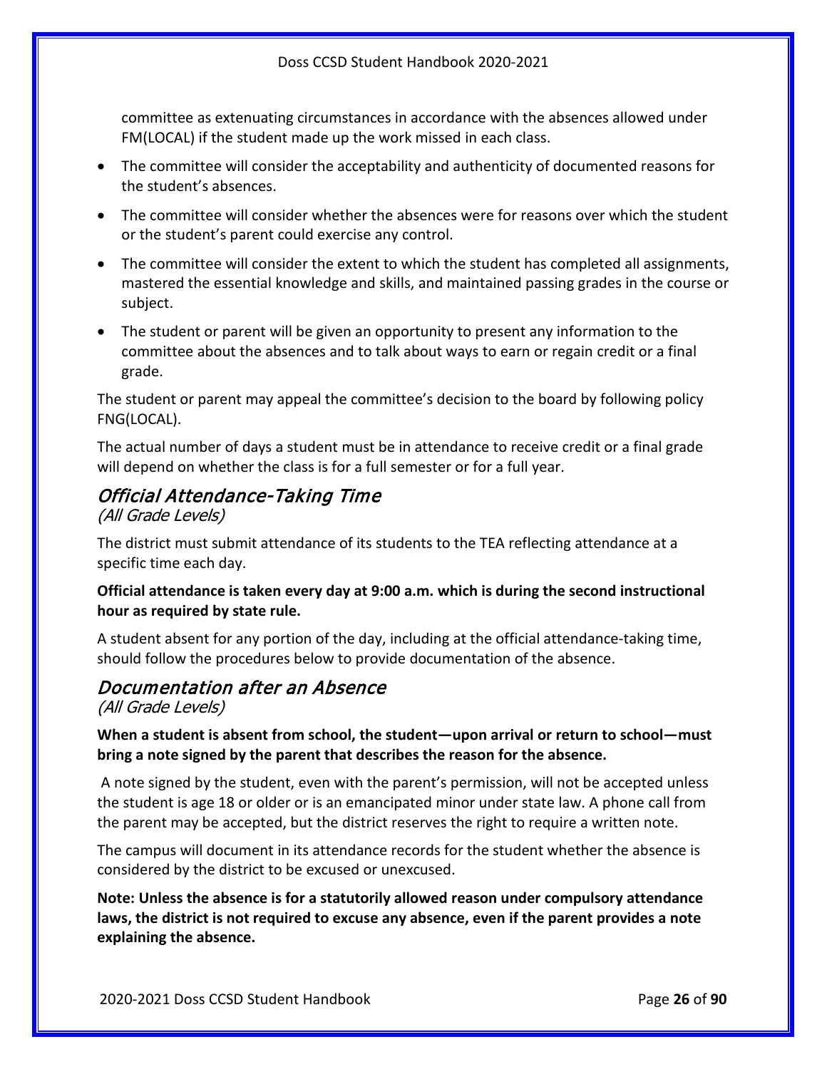committee as extenuating circumstances in accordance with the absences allowed under FM(LOCAL) if the student made up the work missed in each class.

- The committee will consider the acceptability and authenticity of documented reasons for the student's absences.
- The committee will consider whether the absences were for reasons over which the student or the student's parent could exercise any control.
- The committee will consider the extent to which the student has completed all assignments, mastered the essential knowledge and skills, and maintained passing grades in the course or subject.
- The student or parent will be given an opportunity to present any information to the committee about the absences and to talk about ways to earn or regain credit or a final grade.

The student or parent may appeal the committee's decision to the board by following policy FNG(LOCAL).

The actual number of days a student must be in attendance to receive credit or a final grade will depend on whether the class is for a full semester or for a full year.

## *Official Attendance-Taking Time*

*(All Grade Levels)*

The district must submit attendance of its students to the TEA reflecting attendance at a specific time each day.

**Official attendance is taken every day at 9:00 a.m. which is during the second instructional hour as required by state rule.**

A student absent for any portion of the day, including at the official attendance-taking time, should follow the procedures below to provide documentation of the absence.

## *Documentation after an Absence*

*(All Grade Levels)*

**When a student is absent from school, the student—upon arrival or return to school—must bring a note signed by the parent that describes the reason for the absence.**

A note signed by the student, even with the parent's permission, will not be accepted unless the student is age 18 or older or is an emancipated minor under state law. A phone call from the parent may be accepted, but the district reserves the right to require a written note.

The campus will document in its attendance records for the student whether the absence is considered by the district to be excused or unexcused.

**Note: Unless the absence is for a statutorily allowed reason under compulsory attendance laws, the district is not required to excuse any absence, even if the parent provides a note explaining the absence.**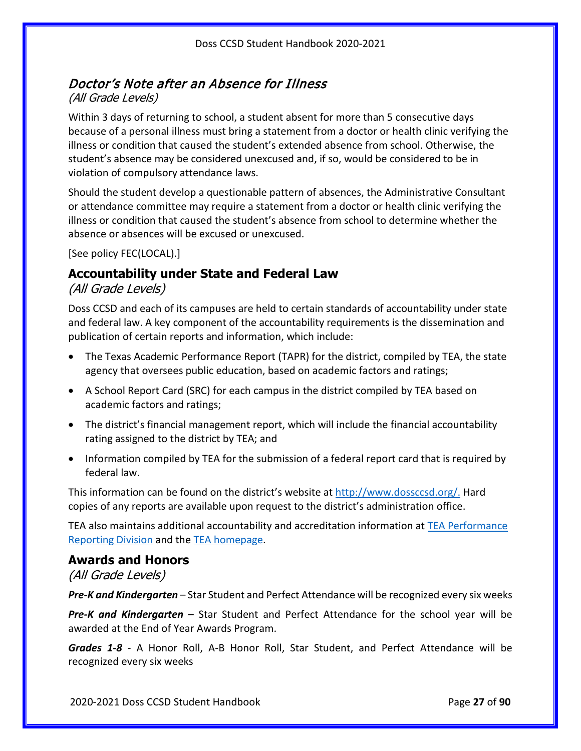## *Doctor's Note after an Absence for Illness*

*(All Grade Levels)*

Within 3 days of returning to school, a student absent for more than 5 consecutive days because of a personal illness must bring a statement from a doctor or health clinic verifying the illness or condition that caused the student's extended absence from school. Otherwise, the student's absence may be considered unexcused and, if so, would be considered to be in violation of compulsory attendance laws.

Should the student develop a questionable pattern of absences, the Administrative Consultant or attendance committee may require a statement from a doctor or health clinic verifying the illness or condition that caused the student's absence from school to determine whether the absence or absences will be excused or unexcused.

[See policy FEC(LOCAL).]

## Accountability under State and Federal Law

*(All Grade Levels)*

Doss CCSD and each of its campuses are held to certain standards of accountability under state and federal law. A key component of the accountability requirements is the dissemination and publication of certain reports and information, which include:

- The Texas Academic Performance Report (TAPR) for the district, compiled by TEA, the state agency that oversees public education, based on academic factors and ratings;
- A School Report Card (SRC) for each campus in the district compiled by TEA based on academic factors and ratings;
- The district's financial management report, which will include the financial accountability rating assigned to the district by TEA; and
- Information compiled by TEA for the submission of a federal report card that is required by federal law.

This information can be found on the district's website at http://www.dossccsd.org/. Hard copies of any reports are available upon request to the district's administration office.

TEA also maintains additional accountability and accreditation information at TEA Performance Reporting Division and the TEA homepage.

## Awards and Honors

*(All Grade Levels)*

***Pre-K and Kindergarten*** – Star Student and Perfect Attendance will be recognized every six weeks

***Pre-K and Kindergarten*** – Star Student and Perfect Attendance for the school year will be awarded at the End of Year Awards Program.

***Grades 1-8*** - A Honor Roll, A-B Honor Roll, Star Student, and Perfect Attendance will be recognized every six weeks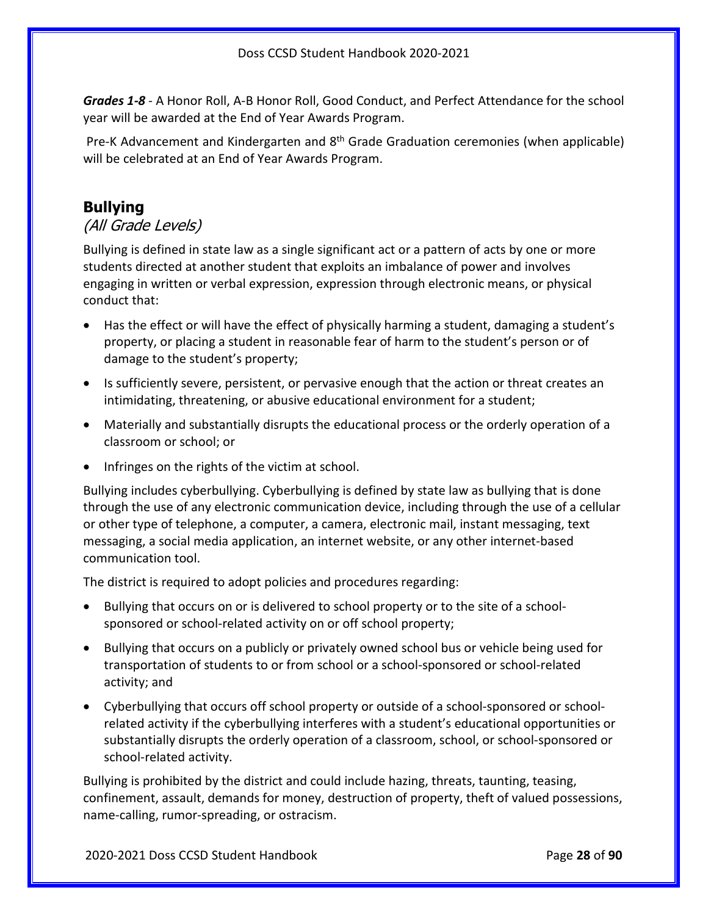***Grades 1-8*** - A Honor Roll, A-B Honor Roll, Good Conduct, and Perfect Attendance for the school year will be awarded at the End of Year Awards Program.

Pre-K Advancement and Kindergarten and 8th Grade Graduation ceremonies (when applicable) will be celebrated at an End of Year Awards Program.

## Bullying

*(All Grade Levels)*

Bullying is defined in state law as a single significant act or a pattern of acts by one or more students directed at another student that exploits an imbalance of power and involves engaging in written or verbal expression, expression through electronic means, or physical conduct that:

- Has the effect or will have the effect of physically harming a student, damaging a student's property, or placing a student in reasonable fear of harm to the student's person or of damage to the student's property;
- Is sufficiently severe, persistent, or pervasive enough that the action or threat creates an intimidating, threatening, or abusive educational environment for a student;
- Materially and substantially disrupts the educational process or the orderly operation of a classroom or school; or
- Infringes on the rights of the victim at school.

Bullying includes cyberbullying. Cyberbullying is defined by state law as bullying that is done through the use of any electronic communication device, including through the use of a cellular or other type of telephone, a computer, a camera, electronic mail, instant messaging, text messaging, a social media application, an internet website, or any other internet-based communication tool.

The district is required to adopt policies and procedures regarding:

- Bullying that occurs on or is delivered to school property or to the site of a school-sponsored or school-related activity on or off school property;
- Bullying that occurs on a publicly or privately owned school bus or vehicle being used for transportation of students to or from school or a school-sponsored or school-related activity; and
- Cyberbullying that occurs off school property or outside of a school-sponsored or school-related activity if the cyberbullying interferes with a student's educational opportunities or substantially disrupts the orderly operation of a classroom, school, or school-sponsored or school-related activity.

Bullying is prohibited by the district and could include hazing, threats, taunting, teasing, confinement, assault, demands for money, destruction of property, theft of valued possessions, name-calling, rumor-spreading, or ostracism.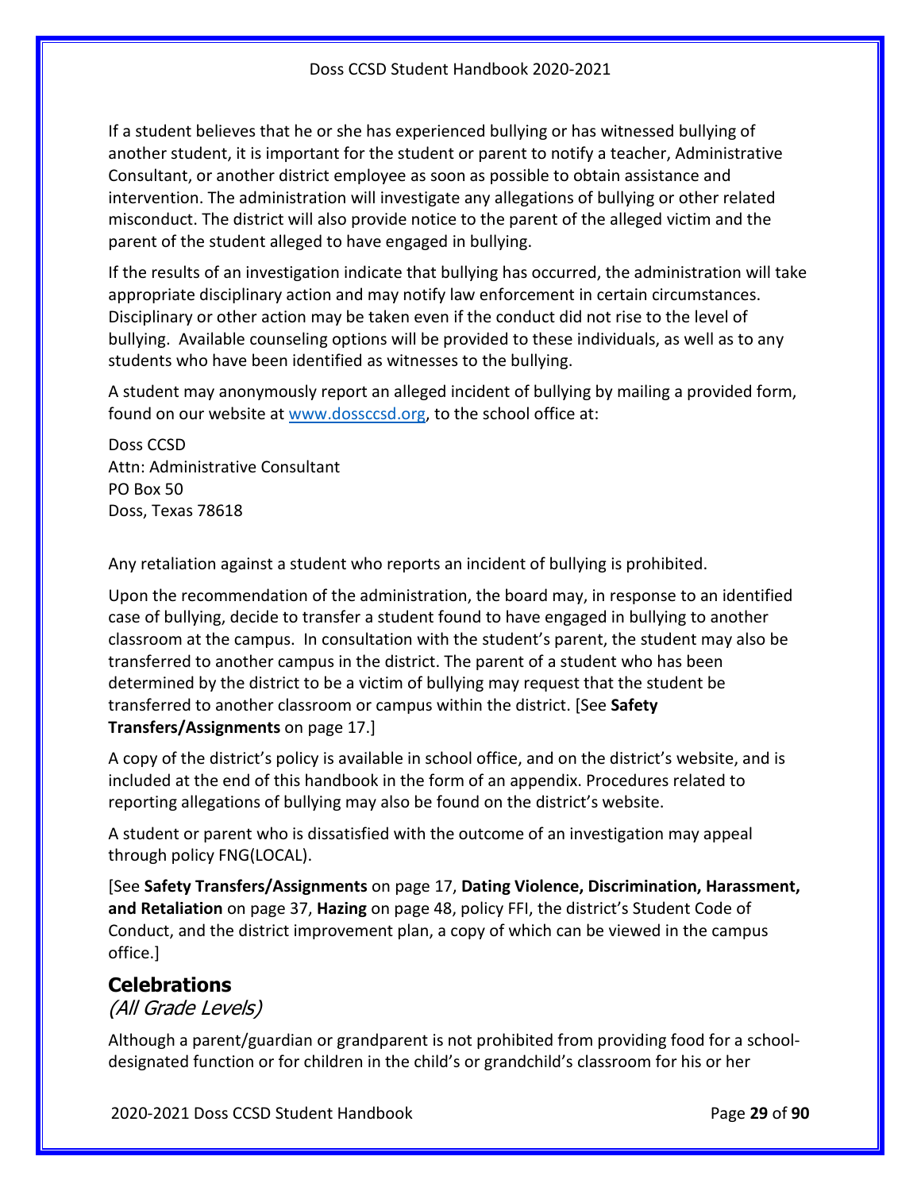If a student believes that he or she has experienced bullying or has witnessed bullying of another student, it is important for the student or parent to notify a teacher, Administrative Consultant, or another district employee as soon as possible to obtain assistance and intervention. The administration will investigate any allegations of bullying or other related misconduct. The district will also provide notice to the parent of the alleged victim and the parent of the student alleged to have engaged in bullying.

If the results of an investigation indicate that bullying has occurred, the administration will take appropriate disciplinary action and may notify law enforcement in certain circumstances. Disciplinary or other action may be taken even if the conduct did not rise to the level of bullying. Available counseling options will be provided to these individuals, as well as to any students who have been identified as witnesses to the bullying.

A student may anonymously report an alleged incident of bullying by mailing a provided form, found on our website at [www.dossccsd.org](http://www.dossccsd.org), to the school office at:

Doss CCSD
Attn: Administrative Consultant
PO Box 50
Doss, Texas 78618

Any retaliation against a student who reports an incident of bullying is prohibited.

Upon the recommendation of the administration, the board may, in response to an identified case of bullying, decide to transfer a student found to have engaged in bullying to another classroom at the campus. In consultation with the student's parent, the student may also be transferred to another campus in the district. The parent of a student who has been determined by the district to be a victim of bullying may request that the student be transferred to another classroom or campus within the district. [See **Safety Transfers/Assignments** on page 17.]

A copy of the district's policy is available in school office, and on the district's website, and is included at the end of this handbook in the form of an appendix. Procedures related to reporting allegations of bullying may also be found on the district's website.

A student or parent who is dissatisfied with the outcome of an investigation may appeal through policy FNG(LOCAL).

[See **Safety Transfers/Assignments** on page 17, **Dating Violence, Discrimination, Harassment, and Retaliation** on page 37, **Hazing** on page 48, policy FFI, the district's Student Code of Conduct, and the district improvement plan, a copy of which can be viewed in the campus office.]

## Celebrations

*(All Grade Levels)*

Although a parent/guardian or grandparent is not prohibited from providing food for a school-designated function or for children in the child's or grandchild's classroom for his or her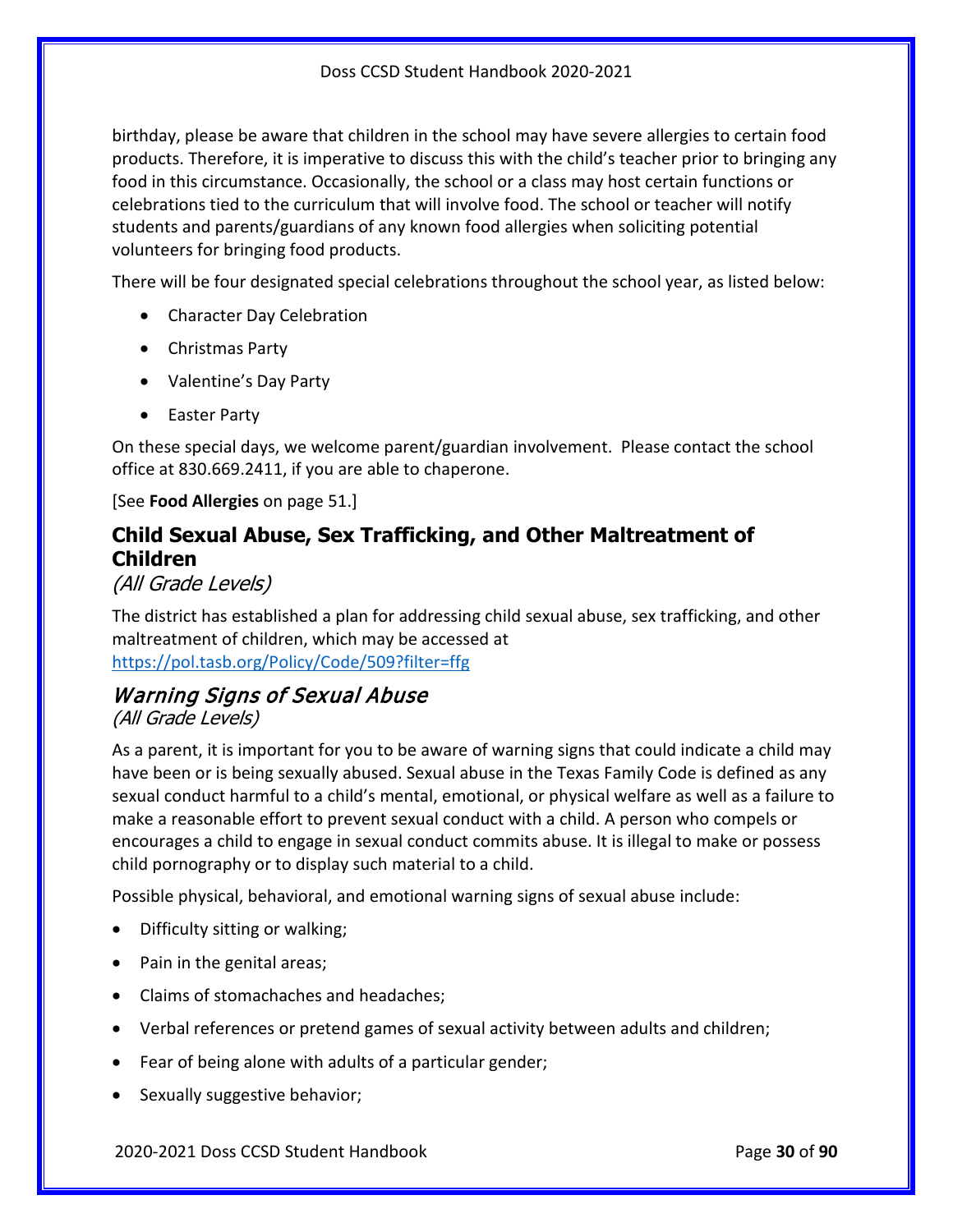birthday, please be aware that children in the school may have severe allergies to certain food products. Therefore, it is imperative to discuss this with the child's teacher prior to bringing any food in this circumstance. Occasionally, the school or a class may host certain functions or celebrations tied to the curriculum that will involve food. The school or teacher will notify students and parents/guardians of any known food allergies when soliciting potential volunteers for bringing food products.

There will be four designated special celebrations throughout the school year, as listed below:

- Character Day Celebration
- Christmas Party
- Valentine's Day Party
- Easter Party

On these special days, we welcome parent/guardian involvement. Please contact the school office at 830.669.2411, if you are able to chaperone.

[See **Food Allergies** on page 51.]

## Child Sexual Abuse, Sex Trafficking, and Other Maltreatment of Children

*(All Grade Levels)*

The district has established a plan for addressing child sexual abuse, sex trafficking, and other maltreatment of children, which may be accessed at https://pol.tasb.org/Policy/Code/509?filter=ffg

### *Warning Signs of Sexual Abuse*

*(All Grade Levels)*

As a parent, it is important for you to be aware of warning signs that could indicate a child may have been or is being sexually abused. Sexual abuse in the Texas Family Code is defined as any sexual conduct harmful to a child's mental, emotional, or physical welfare as well as a failure to make a reasonable effort to prevent sexual conduct with a child. A person who compels or encourages a child to engage in sexual conduct commits abuse. It is illegal to make or possess child pornography or to display such material to a child.

Possible physical, behavioral, and emotional warning signs of sexual abuse include:

- Difficulty sitting or walking;
- Pain in the genital areas;
- Claims of stomachaches and headaches;
- Verbal references or pretend games of sexual activity between adults and children;
- Fear of being alone with adults of a particular gender;
- Sexually suggestive behavior;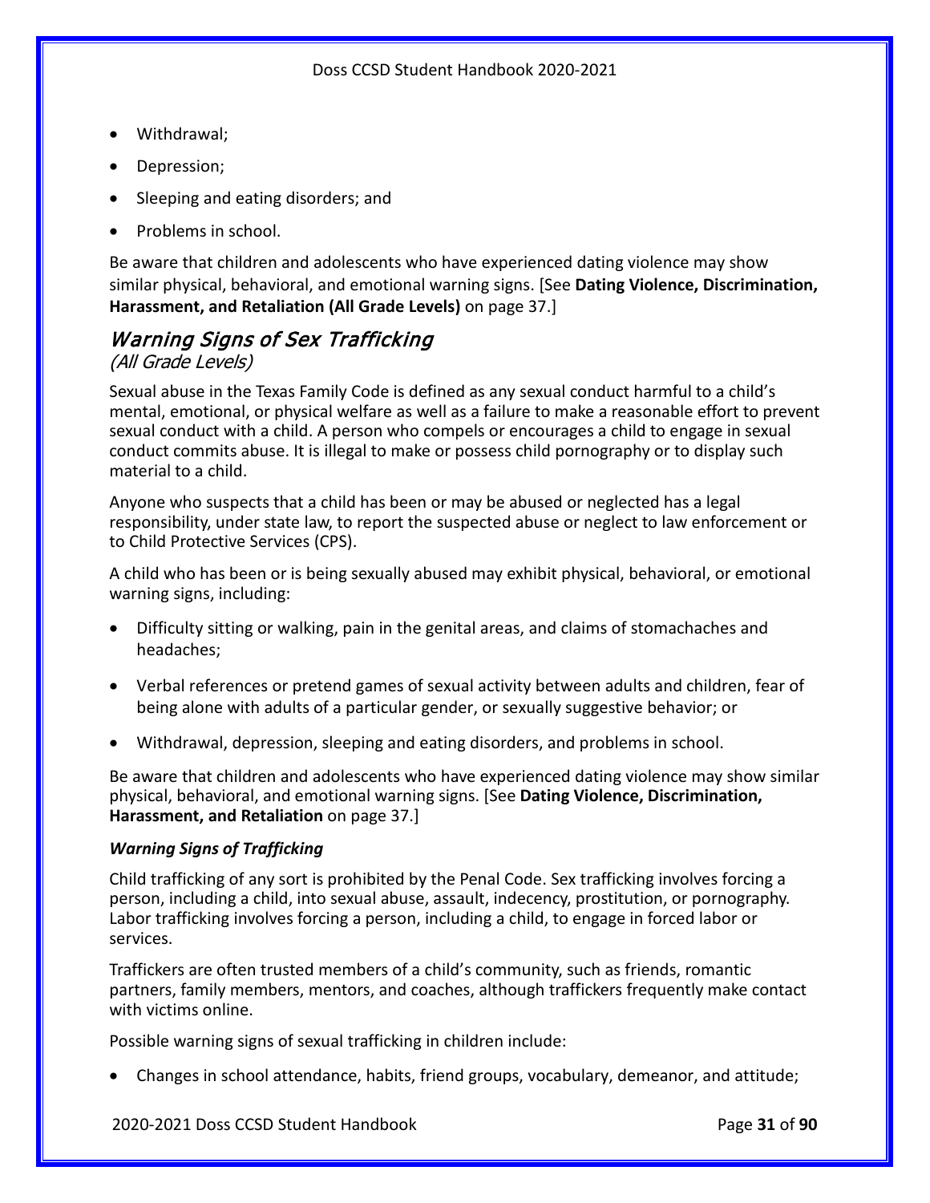- Withdrawal;
- Depression;
- Sleeping and eating disorders; and
- Problems in school.

Be aware that children and adolescents who have experienced dating violence may show similar physical, behavioral, and emotional warning signs. [See **Dating Violence, Discrimination, Harassment, and Retaliation (All Grade Levels)** on page 37.]

## *Warning Signs of Sex Trafficking*

*(All Grade Levels)*

Sexual abuse in the Texas Family Code is defined as any sexual conduct harmful to a child's mental, emotional, or physical welfare as well as a failure to make a reasonable effort to prevent sexual conduct with a child. A person who compels or encourages a child to engage in sexual conduct commits abuse. It is illegal to make or possess child pornography or to display such material to a child.

Anyone who suspects that a child has been or may be abused or neglected has a legal responsibility, under state law, to report the suspected abuse or neglect to law enforcement or to Child Protective Services (CPS).

A child who has been or is being sexually abused may exhibit physical, behavioral, or emotional warning signs, including:

- Difficulty sitting or walking, pain in the genital areas, and claims of stomachaches and headaches;
- Verbal references or pretend games of sexual activity between adults and children, fear of being alone with adults of a particular gender, or sexually suggestive behavior; or
- Withdrawal, depression, sleeping and eating disorders, and problems in school.

Be aware that children and adolescents who have experienced dating violence may show similar physical, behavioral, and emotional warning signs. [See **Dating Violence, Discrimination, Harassment, and Retaliation** on page 37.]

#### ***Warning Signs of Trafficking***

Child trafficking of any sort is prohibited by the Penal Code. Sex trafficking involves forcing a person, including a child, into sexual abuse, assault, indecency, prostitution, or pornography. Labor trafficking involves forcing a person, including a child, to engage in forced labor or services.

Traffickers are often trusted members of a child's community, such as friends, romantic partners, family members, mentors, and coaches, although traffickers frequently make contact with victims online.

Possible warning signs of sexual trafficking in children include:

- Changes in school attendance, habits, friend groups, vocabulary, demeanor, and attitude;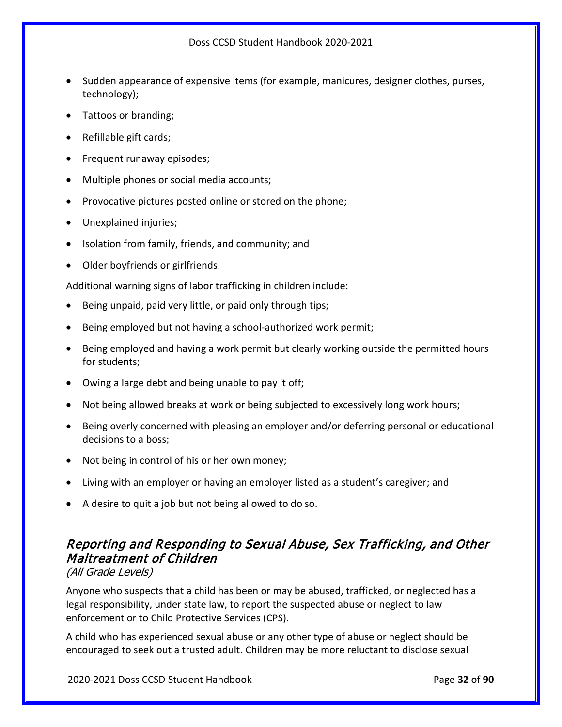- Sudden appearance of expensive items (for example, manicures, designer clothes, purses, technology);
- Tattoos or branding;
- Refillable gift cards;
- Frequent runaway episodes;
- Multiple phones or social media accounts;
- Provocative pictures posted online or stored on the phone;
- Unexplained injuries;
- Isolation from family, friends, and community; and
- Older boyfriends or girlfriends.

Additional warning signs of labor trafficking in children include:

- Being unpaid, paid very little, or paid only through tips;
- Being employed but not having a school-authorized work permit;
- Being employed and having a work permit but clearly working outside the permitted hours for students;
- Owing a large debt and being unable to pay it off;
- Not being allowed breaks at work or being subjected to excessively long work hours;
- Being overly concerned with pleasing an employer and/or deferring personal or educational decisions to a boss;
- Not being in control of his or her own money;
- Living with an employer or having an employer listed as a student's caregiver; and
- A desire to quit a job but not being allowed to do so.

## *Reporting and Responding to Sexual Abuse, Sex Trafficking, and Other Maltreatment of Children*

*(All Grade Levels)*

Anyone who suspects that a child has been or may be abused, trafficked, or neglected has a legal responsibility, under state law, to report the suspected abuse or neglect to law enforcement or to Child Protective Services (CPS).

A child who has experienced sexual abuse or any other type of abuse or neglect should be encouraged to seek out a trusted adult. Children may be more reluctant to disclose sexual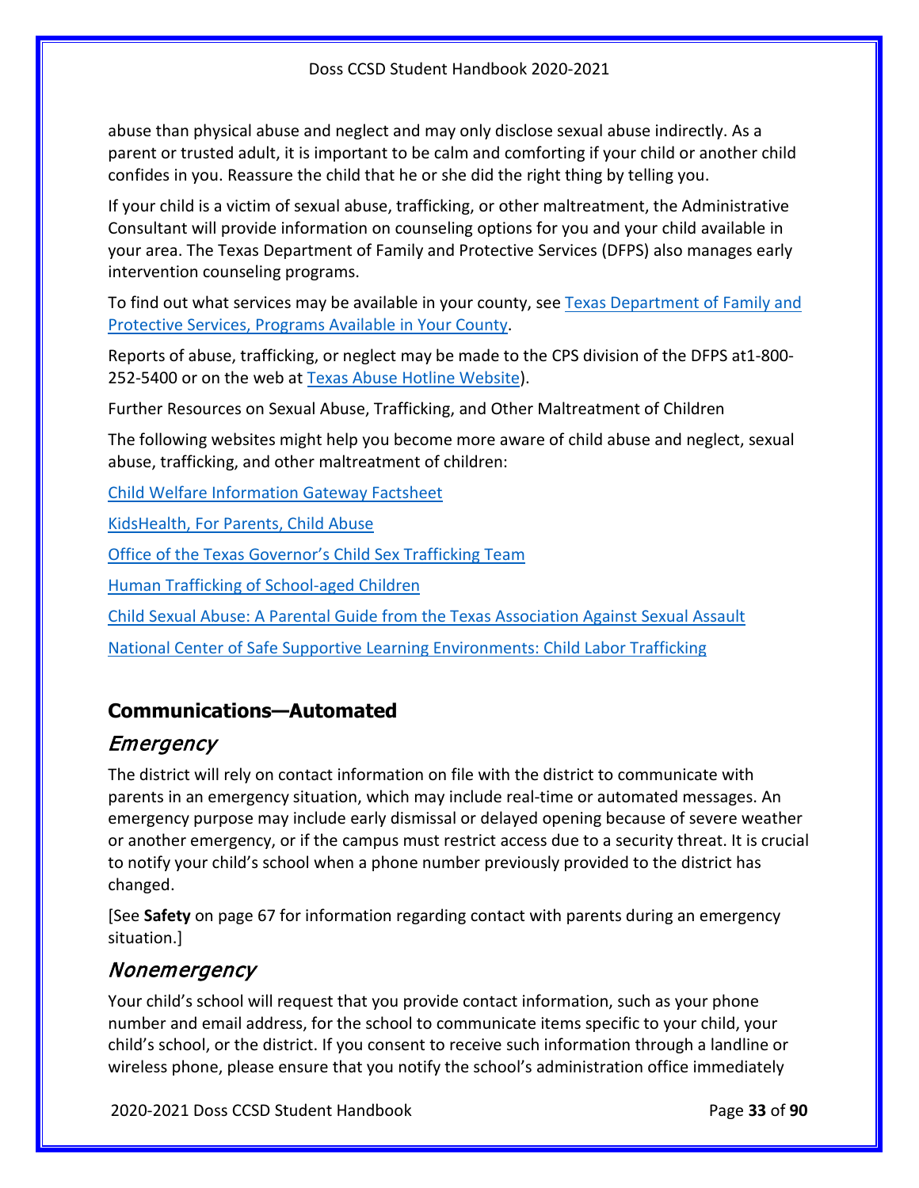abuse than physical abuse and neglect and may only disclose sexual abuse indirectly. As a parent or trusted adult, it is important to be calm and comforting if your child or another child confides in you. Reassure the child that he or she did the right thing by telling you.

If your child is a victim of sexual abuse, trafficking, or other maltreatment, the Administrative Consultant will provide information on counseling options for you and your child available in your area. The Texas Department of Family and Protective Services (DFPS) also manages early intervention counseling programs.

To find out what services may be available in your county, see [Texas Department of Family and Protective Services, Programs Available in Your County](#).

Reports of abuse, trafficking, or neglect may be made to the CPS division of the DFPS at1-800-252-5400 or on the web at [Texas Abuse Hotline Website](#)).

Further Resources on Sexual Abuse, Trafficking, and Other Maltreatment of Children

The following websites might help you become more aware of child abuse and neglect, sexual abuse, trafficking, and other maltreatment of children:

[Child Welfare Information Gateway Factsheet](#)

[KidsHealth, For Parents, Child Abuse](#)

[Office of the Texas Governor's Child Sex Trafficking Team](#)

[Human Trafficking of School-aged Children](#)

[Child Sexual Abuse: A Parental Guide from the Texas Association Against Sexual Assault](#)

[National Center of Safe Supportive Learning Environments: Child Labor Trafficking](#)

## Communications—Automated

### *Emergency*

The district will rely on contact information on file with the district to communicate with parents in an emergency situation, which may include real-time or automated messages. An emergency purpose may include early dismissal or delayed opening because of severe weather or another emergency, or if the campus must restrict access due to a security threat. It is crucial to notify your child's school when a phone number previously provided to the district has changed.

[See **Safety** on page 67 for information regarding contact with parents during an emergency situation.]

### *Nonemergency*

Your child's school will request that you provide contact information, such as your phone number and email address, for the school to communicate items specific to your child, your child's school, or the district. If you consent to receive such information through a landline or wireless phone, please ensure that you notify the school's administration office immediately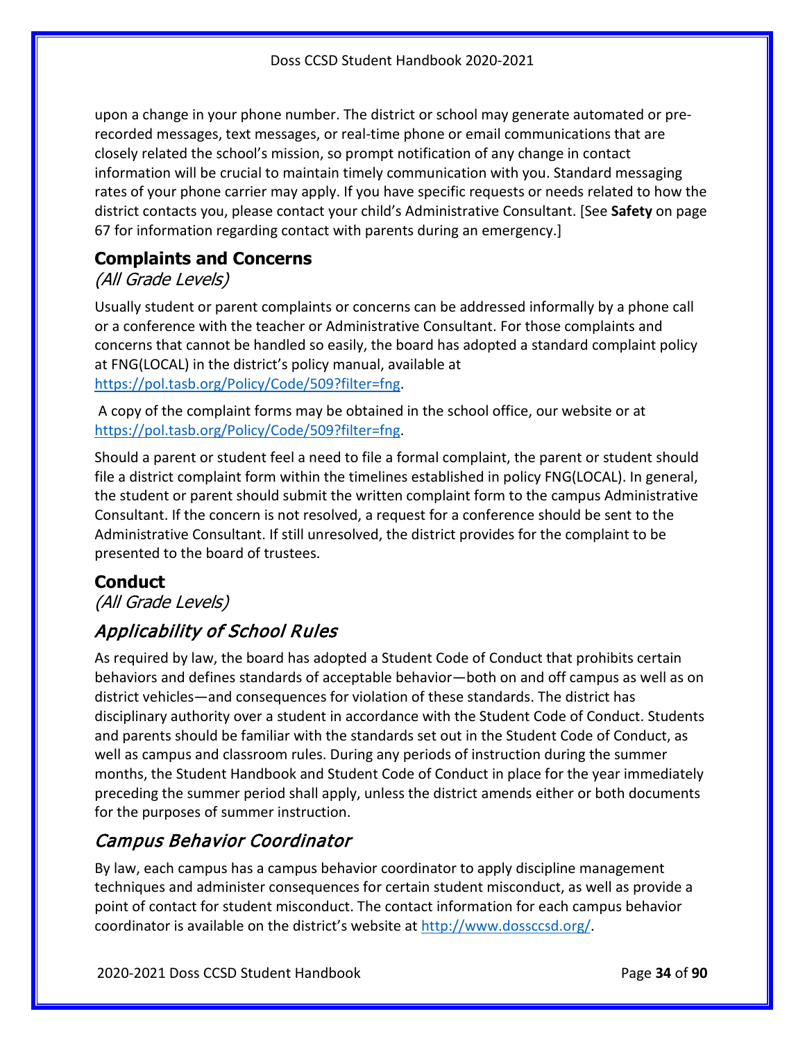upon a change in your phone number. The district or school may generate automated or pre-recorded messages, text messages, or real-time phone or email communications that are closely related the school's mission, so prompt notification of any change in contact information will be crucial to maintain timely communication with you. Standard messaging rates of your phone carrier may apply. If you have specific requests or needs related to how the district contacts you, please contact your child's Administrative Consultant. [See **Safety** on page 67 for information regarding contact with parents during an emergency.]

## Complaints and Concerns

*(All Grade Levels)*

Usually student or parent complaints or concerns can be addressed informally by a phone call or a conference with the teacher or Administrative Consultant. For those complaints and concerns that cannot be handled so easily, the board has adopted a standard complaint policy at FNG(LOCAL) in the district's policy manual, available at https://pol.tasb.org/Policy/Code/509?filter=fng.

A copy of the complaint forms may be obtained in the school office, our website or at https://pol.tasb.org/Policy/Code/509?filter=fng.

Should a parent or student feel a need to file a formal complaint, the parent or student should file a district complaint form within the timelines established in policy FNG(LOCAL). In general, the student or parent should submit the written complaint form to the campus Administrative Consultant. If the concern is not resolved, a request for a conference should be sent to the Administrative Consultant. If still unresolved, the district provides for the complaint to be presented to the board of trustees.

## Conduct

*(All Grade Levels)*

### *Applicability of School Rules*

As required by law, the board has adopted a Student Code of Conduct that prohibits certain behaviors and defines standards of acceptable behavior—both on and off campus as well as on district vehicles—and consequences for violation of these standards. The district has disciplinary authority over a student in accordance with the Student Code of Conduct. Students and parents should be familiar with the standards set out in the Student Code of Conduct, as well as campus and classroom rules. During any periods of instruction during the summer months, the Student Handbook and Student Code of Conduct in place for the year immediately preceding the summer period shall apply, unless the district amends either or both documents for the purposes of summer instruction.

### *Campus Behavior Coordinator*

By law, each campus has a campus behavior coordinator to apply discipline management techniques and administer consequences for certain student misconduct, as well as provide a point of contact for student misconduct. The contact information for each campus behavior coordinator is available on the district's website at http://www.dossccsd.org/.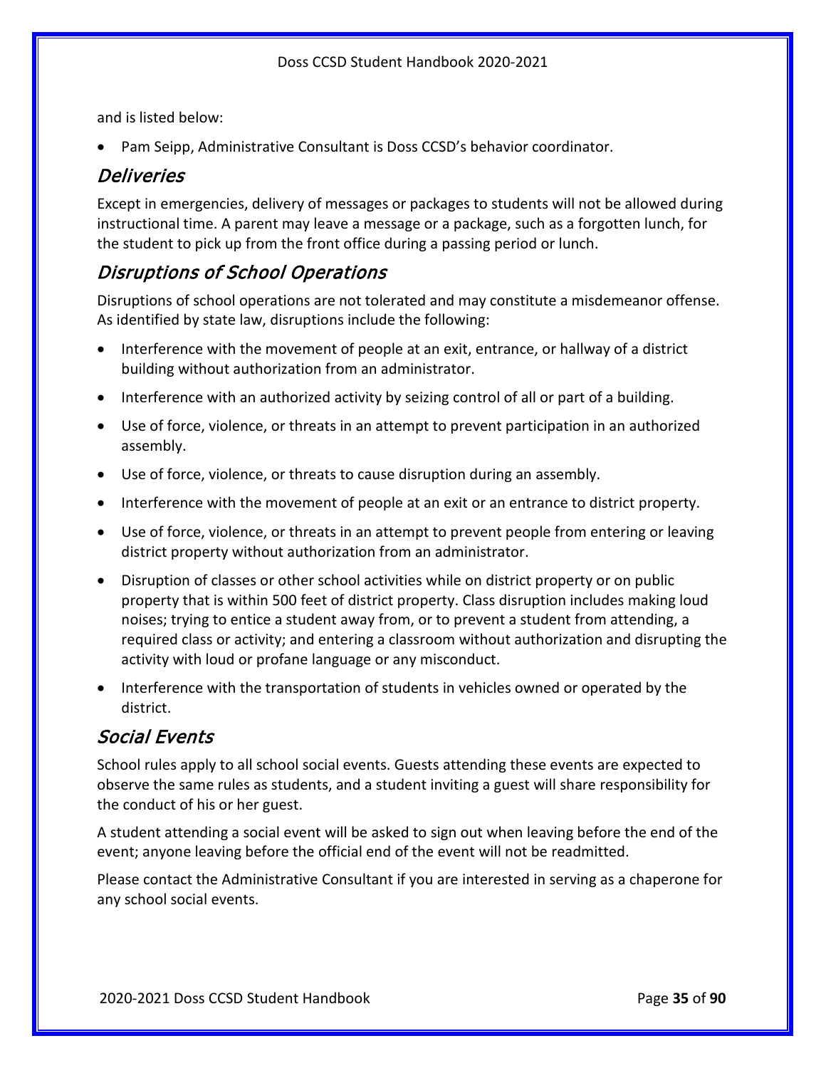and is listed below:

- Pam Seipp, Administrative Consultant is Doss CCSD's behavior coordinator.

## *Deliveries*

Except in emergencies, delivery of messages or packages to students will not be allowed during instructional time. A parent may leave a message or a package, such as a forgotten lunch, for the student to pick up from the front office during a passing period or lunch.

## *Disruptions of School Operations*

Disruptions of school operations are not tolerated and may constitute a misdemeanor offense. As identified by state law, disruptions include the following:

- Interference with the movement of people at an exit, entrance, or hallway of a district building without authorization from an administrator.
- Interference with an authorized activity by seizing control of all or part of a building.
- Use of force, violence, or threats in an attempt to prevent participation in an authorized assembly.
- Use of force, violence, or threats to cause disruption during an assembly.
- Interference with the movement of people at an exit or an entrance to district property.
- Use of force, violence, or threats in an attempt to prevent people from entering or leaving district property without authorization from an administrator.
- Disruption of classes or other school activities while on district property or on public property that is within 500 feet of district property. Class disruption includes making loud noises; trying to entice a student away from, or to prevent a student from attending, a required class or activity; and entering a classroom without authorization and disrupting the activity with loud or profane language or any misconduct.
- Interference with the transportation of students in vehicles owned or operated by the district.

## *Social Events*

School rules apply to all school social events. Guests attending these events are expected to observe the same rules as students, and a student inviting a guest will share responsibility for the conduct of his or her guest.

A student attending a social event will be asked to sign out when leaving before the end of the event; anyone leaving before the official end of the event will not be readmitted.

Please contact the Administrative Consultant if you are interested in serving as a chaperone for any school social events.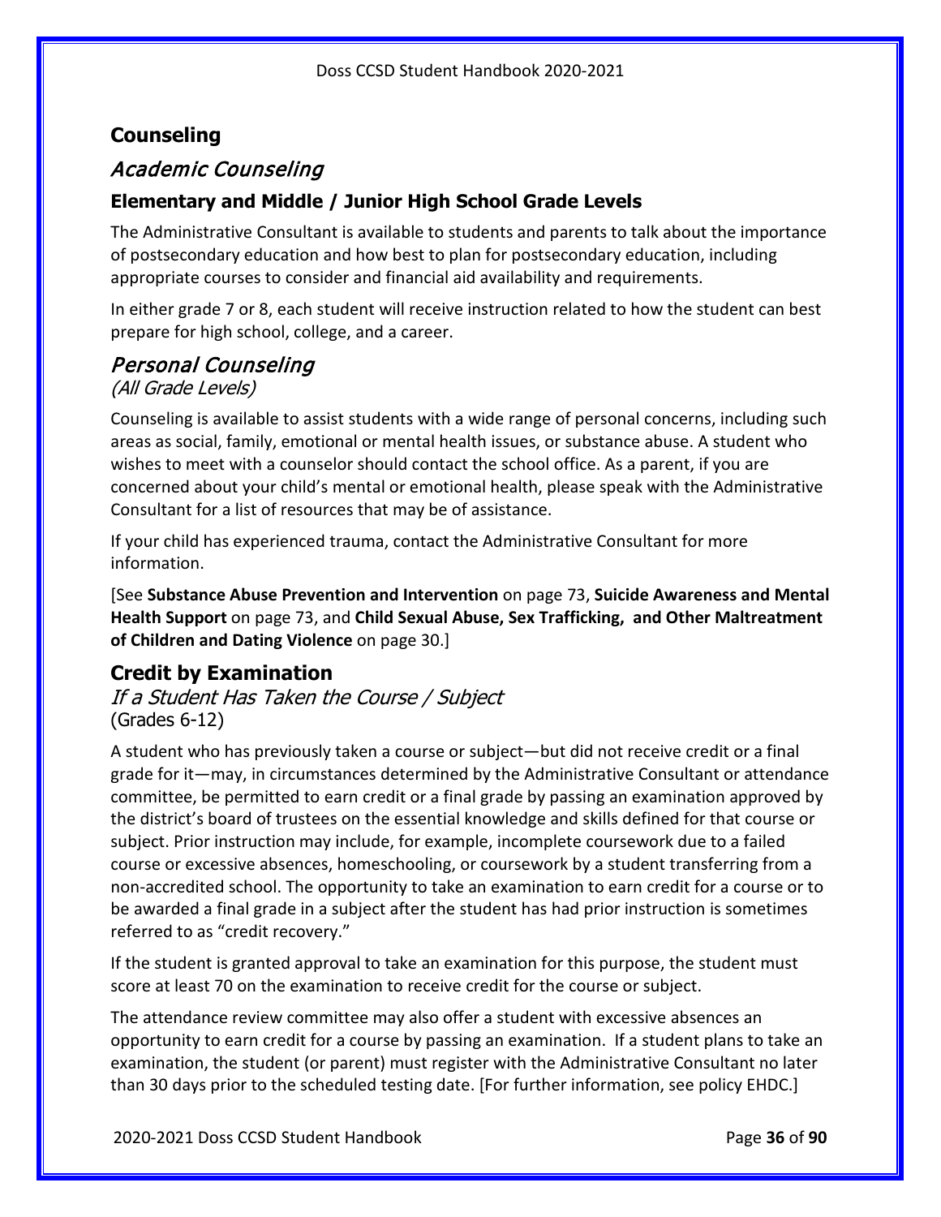## Counseling

### *Academic Counseling*

#### Elementary and Middle / Junior High School Grade Levels

The Administrative Consultant is available to students and parents to talk about the importance of postsecondary education and how best to plan for postsecondary education, including appropriate courses to consider and financial aid availability and requirements.

In either grade 7 or 8, each student will receive instruction related to how the student can best prepare for high school, college, and a career.

### *Personal Counseling*

*(All Grade Levels)*

Counseling is available to assist students with a wide range of personal concerns, including such areas as social, family, emotional or mental health issues, or substance abuse. A student who wishes to meet with a counselor should contact the school office. As a parent, if you are concerned about your child's mental or emotional health, please speak with the Administrative Consultant for a list of resources that may be of assistance.

If your child has experienced trauma, contact the Administrative Consultant for more information.

[See **Substance Abuse Prevention and Intervention** on page 73, **Suicide Awareness and Mental Health Support** on page 73, and **Child Sexual Abuse, Sex Trafficking, and Other Maltreatment of Children and Dating Violence** on page 30.]

## Credit by Examination

### *If a Student Has Taken the Course / Subject*

(Grades 6-12)

A student who has previously taken a course or subject—but did not receive credit or a final grade for it—may, in circumstances determined by the Administrative Consultant or attendance committee, be permitted to earn credit or a final grade by passing an examination approved by the district's board of trustees on the essential knowledge and skills defined for that course or subject. Prior instruction may include, for example, incomplete coursework due to a failed course or excessive absences, homeschooling, or coursework by a student transferring from a non-accredited school. The opportunity to take an examination to earn credit for a course or to be awarded a final grade in a subject after the student has had prior instruction is sometimes referred to as "credit recovery."

If the student is granted approval to take an examination for this purpose, the student must score at least 70 on the examination to receive credit for the course or subject.

The attendance review committee may also offer a student with excessive absences an opportunity to earn credit for a course by passing an examination. If a student plans to take an examination, the student (or parent) must register with the Administrative Consultant no later than 30 days prior to the scheduled testing date. [For further information, see policy EHDC.]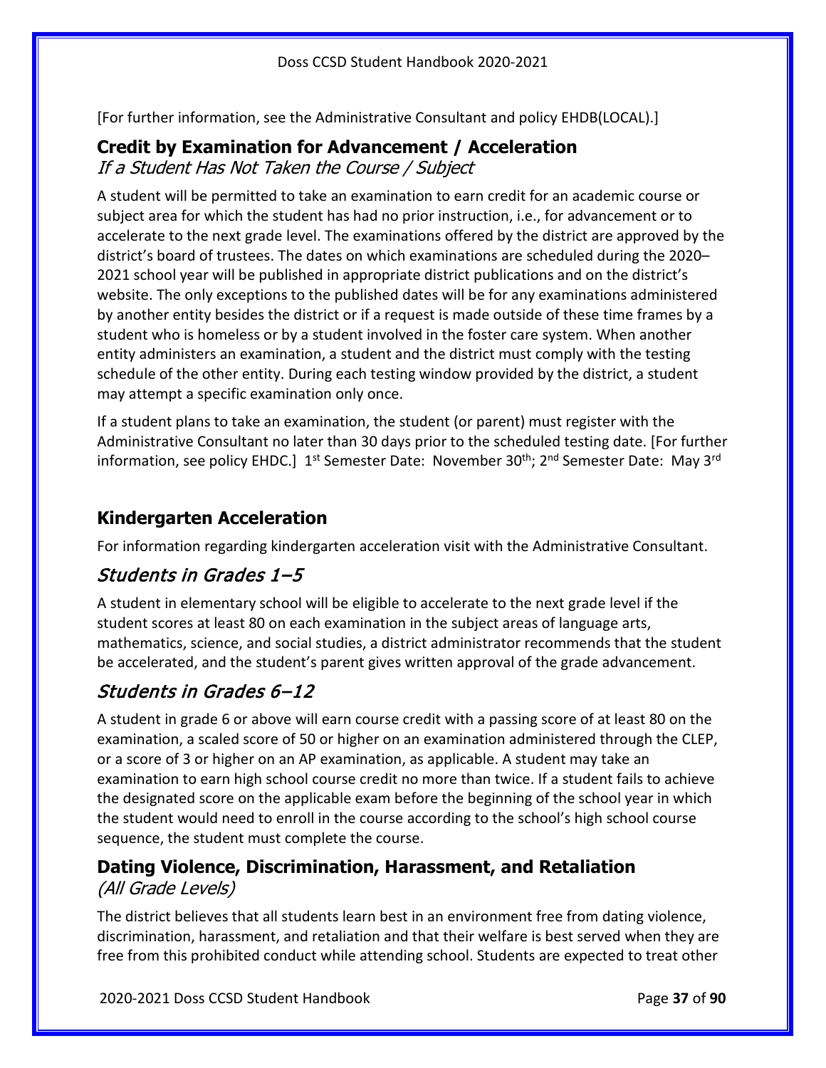[For further information, see the Administrative Consultant and policy EHDB(LOCAL).]

## Credit by Examination for Advancement / Acceleration

*If a Student Has Not Taken the Course / Subject*

A student will be permitted to take an examination to earn credit for an academic course or subject area for which the student has had no prior instruction, i.e., for advancement or to accelerate to the next grade level. The examinations offered by the district are approved by the district's board of trustees. The dates on which examinations are scheduled during the 2020–2021 school year will be published in appropriate district publications and on the district's website. The only exceptions to the published dates will be for any examinations administered by another entity besides the district or if a request is made outside of these time frames by a student who is homeless or by a student involved in the foster care system. When another entity administers an examination, a student and the district must comply with the testing schedule of the other entity. During each testing window provided by the district, a student may attempt a specific examination only once.

If a student plans to take an examination, the student (or parent) must register with the Administrative Consultant no later than 30 days prior to the scheduled testing date. [For further information, see policy EHDC.] 1st Semester Date: November 30th; 2nd Semester Date: May 3rd

## Kindergarten Acceleration

For information regarding kindergarten acceleration visit with the Administrative Consultant.

### *Students in Grades 1–5*

A student in elementary school will be eligible to accelerate to the next grade level if the student scores at least 80 on each examination in the subject areas of language arts, mathematics, science, and social studies, a district administrator recommends that the student be accelerated, and the student's parent gives written approval of the grade advancement.

### *Students in Grades 6–12*

A student in grade 6 or above will earn course credit with a passing score of at least 80 on the examination, a scaled score of 50 or higher on an examination administered through the CLEP, or a score of 3 or higher on an AP examination, as applicable. A student may take an examination to earn high school course credit no more than twice. If a student fails to achieve the designated score on the applicable exam before the beginning of the school year in which the student would need to enroll in the course according to the school's high school course sequence, the student must complete the course.

## Dating Violence, Discrimination, Harassment, and Retaliation

*(All Grade Levels)*

The district believes that all students learn best in an environment free from dating violence, discrimination, harassment, and retaliation and that their welfare is best served when they are free from this prohibited conduct while attending school. Students are expected to treat other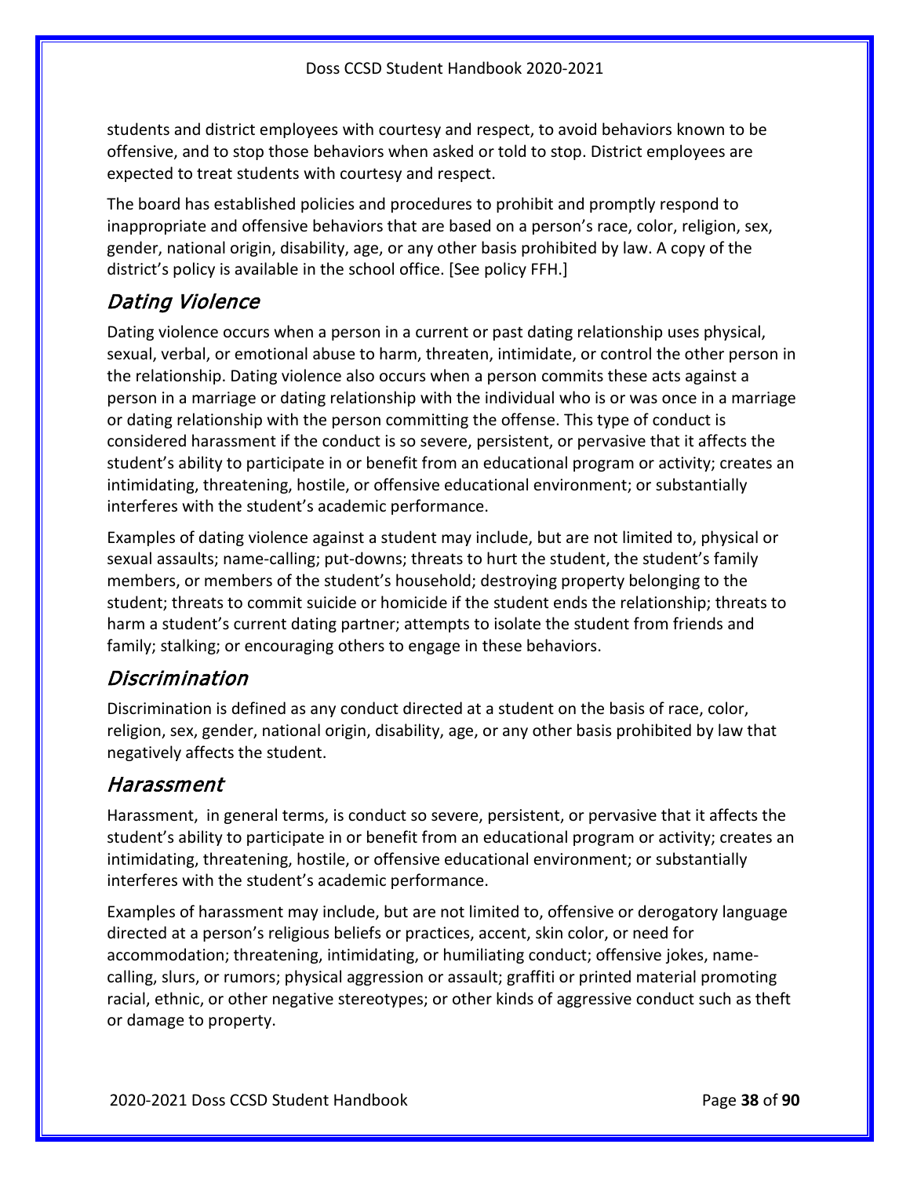students and district employees with courtesy and respect, to avoid behaviors known to be offensive, and to stop those behaviors when asked or told to stop. District employees are expected to treat students with courtesy and respect.

The board has established policies and procedures to prohibit and promptly respond to inappropriate and offensive behaviors that are based on a person's race, color, religion, sex, gender, national origin, disability, age, or any other basis prohibited by law. A copy of the district's policy is available in the school office. [See policy FFH.]

## Dating Violence

Dating violence occurs when a person in a current or past dating relationship uses physical, sexual, verbal, or emotional abuse to harm, threaten, intimidate, or control the other person in the relationship. Dating violence also occurs when a person commits these acts against a person in a marriage or dating relationship with the individual who is or was once in a marriage or dating relationship with the person committing the offense. This type of conduct is considered harassment if the conduct is so severe, persistent, or pervasive that it affects the student's ability to participate in or benefit from an educational program or activity; creates an intimidating, threatening, hostile, or offensive educational environment; or substantially interferes with the student's academic performance.

Examples of dating violence against a student may include, but are not limited to, physical or sexual assaults; name-calling; put-downs; threats to hurt the student, the student's family members, or members of the student's household; destroying property belonging to the student; threats to commit suicide or homicide if the student ends the relationship; threats to harm a student's current dating partner; attempts to isolate the student from friends and family; stalking; or encouraging others to engage in these behaviors.

## Discrimination

Discrimination is defined as any conduct directed at a student on the basis of race, color, religion, sex, gender, national origin, disability, age, or any other basis prohibited by law that negatively affects the student.

## Harassment

Harassment, in general terms, is conduct so severe, persistent, or pervasive that it affects the student's ability to participate in or benefit from an educational program or activity; creates an intimidating, threatening, hostile, or offensive educational environment; or substantially interferes with the student's academic performance.

Examples of harassment may include, but are not limited to, offensive or derogatory language directed at a person's religious beliefs or practices, accent, skin color, or need for accommodation; threatening, intimidating, or humiliating conduct; offensive jokes, name-calling, slurs, or rumors; physical aggression or assault; graffiti or printed material promoting racial, ethnic, or other negative stereotypes; or other kinds of aggressive conduct such as theft or damage to property.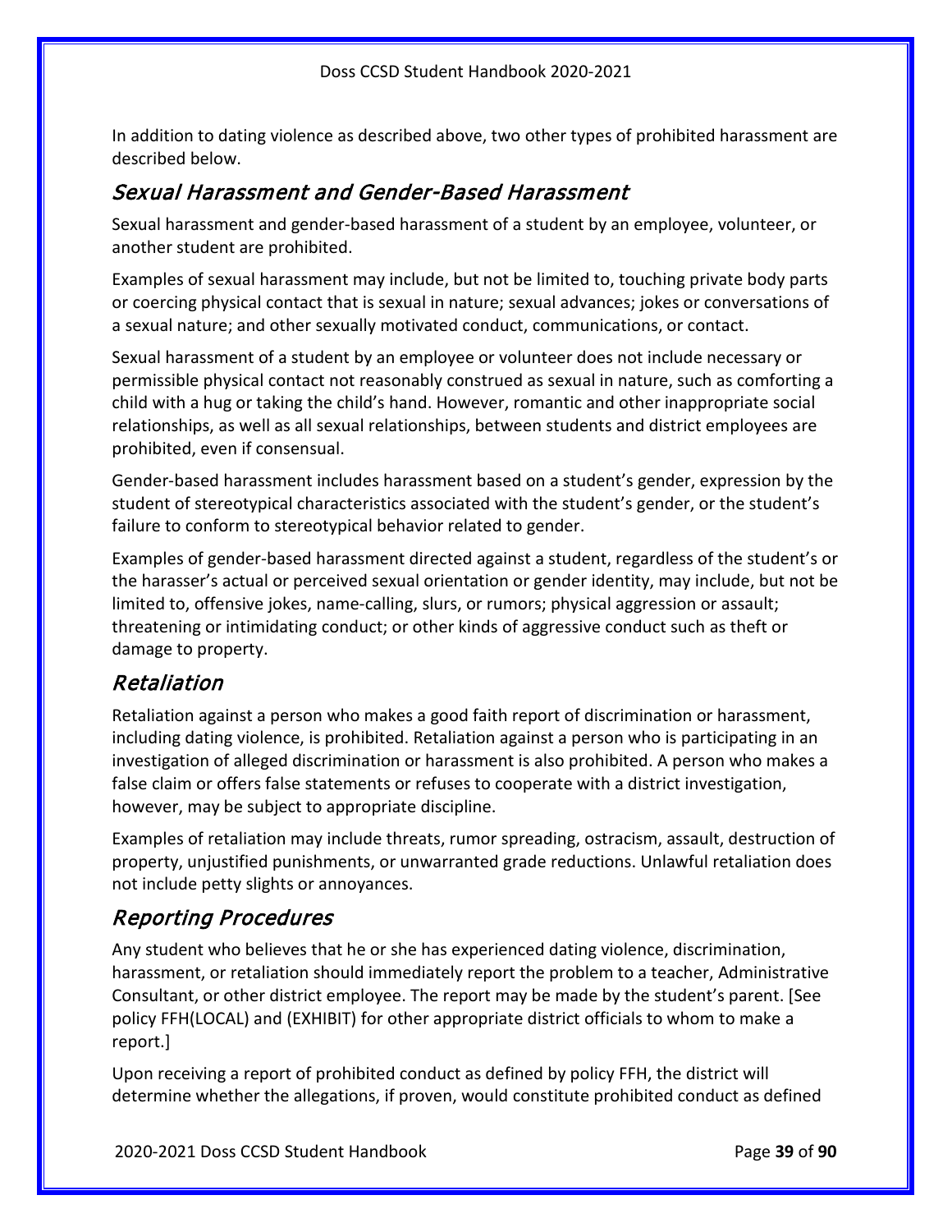In addition to dating violence as described above, two other types of prohibited harassment are described below.

## *Sexual Harassment and Gender-Based Harassment*

Sexual harassment and gender-based harassment of a student by an employee, volunteer, or another student are prohibited.

Examples of sexual harassment may include, but not be limited to, touching private body parts or coercing physical contact that is sexual in nature; sexual advances; jokes or conversations of a sexual nature; and other sexually motivated conduct, communications, or contact.

Sexual harassment of a student by an employee or volunteer does not include necessary or permissible physical contact not reasonably construed as sexual in nature, such as comforting a child with a hug or taking the child's hand. However, romantic and other inappropriate social relationships, as well as all sexual relationships, between students and district employees are prohibited, even if consensual.

Gender-based harassment includes harassment based on a student's gender, expression by the student of stereotypical characteristics associated with the student's gender, or the student's failure to conform to stereotypical behavior related to gender.

Examples of gender-based harassment directed against a student, regardless of the student's or the harasser's actual or perceived sexual orientation or gender identity, may include, but not be limited to, offensive jokes, name-calling, slurs, or rumors; physical aggression or assault; threatening or intimidating conduct; or other kinds of aggressive conduct such as theft or damage to property.

## *Retaliation*

Retaliation against a person who makes a good faith report of discrimination or harassment, including dating violence, is prohibited. Retaliation against a person who is participating in an investigation of alleged discrimination or harassment is also prohibited. A person who makes a false claim or offers false statements or refuses to cooperate with a district investigation, however, may be subject to appropriate discipline.

Examples of retaliation may include threats, rumor spreading, ostracism, assault, destruction of property, unjustified punishments, or unwarranted grade reductions. Unlawful retaliation does not include petty slights or annoyances.

## *Reporting Procedures*

Any student who believes that he or she has experienced dating violence, discrimination, harassment, or retaliation should immediately report the problem to a teacher, Administrative Consultant, or other district employee. The report may be made by the student's parent. [See policy FFH(LOCAL) and (EXHIBIT) for other appropriate district officials to whom to make a report.]

Upon receiving a report of prohibited conduct as defined by policy FFH, the district will determine whether the allegations, if proven, would constitute prohibited conduct as defined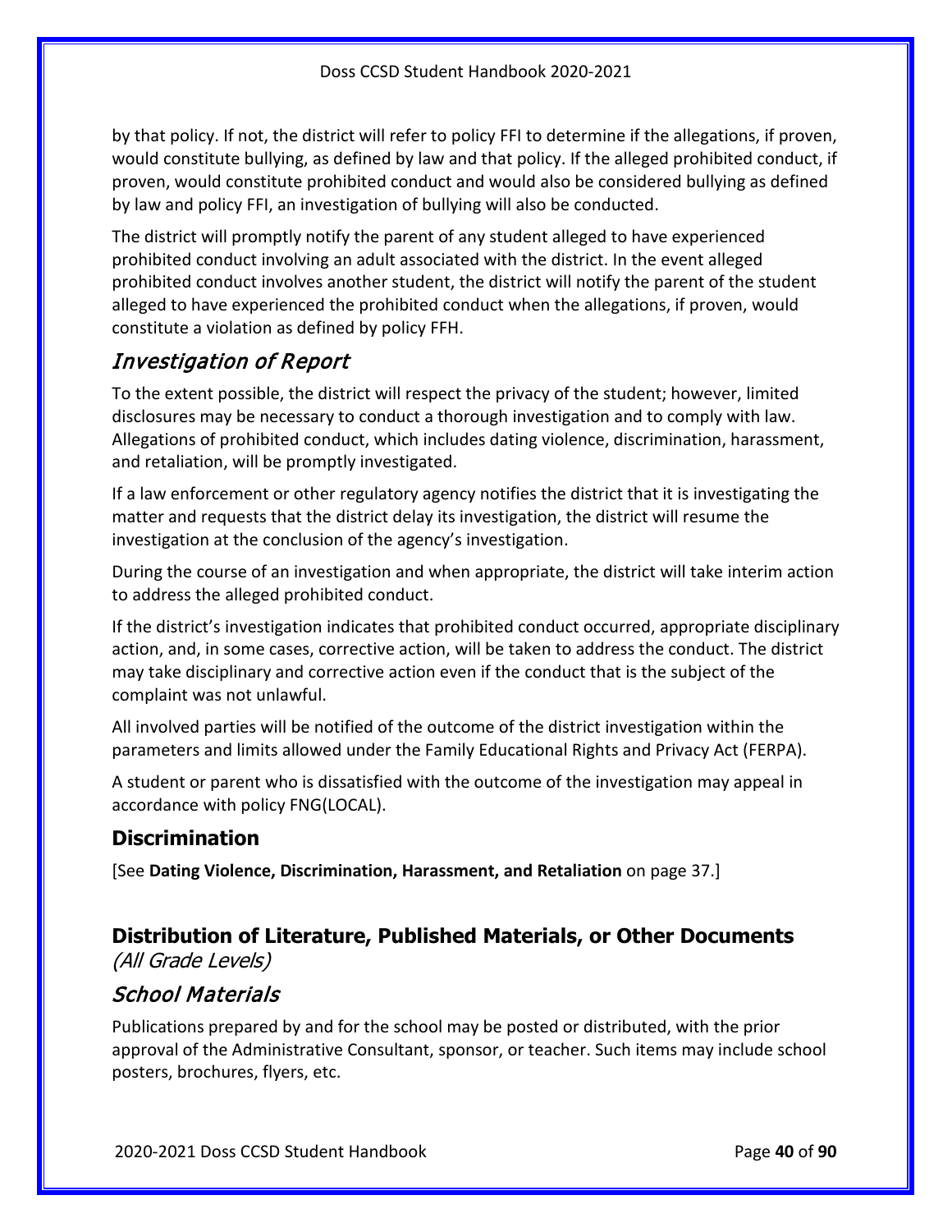by that policy. If not, the district will refer to policy FFI to determine if the allegations, if proven, would constitute bullying, as defined by law and that policy. If the alleged prohibited conduct, if proven, would constitute prohibited conduct and would also be considered bullying as defined by law and policy FFI, an investigation of bullying will also be conducted.

The district will promptly notify the parent of any student alleged to have experienced prohibited conduct involving an adult associated with the district. In the event alleged prohibited conduct involves another student, the district will notify the parent of the student alleged to have experienced the prohibited conduct when the allegations, if proven, would constitute a violation as defined by policy FFH.

### *Investigation of Report*

To the extent possible, the district will respect the privacy of the student; however, limited disclosures may be necessary to conduct a thorough investigation and to comply with law. Allegations of prohibited conduct, which includes dating violence, discrimination, harassment, and retaliation, will be promptly investigated.

If a law enforcement or other regulatory agency notifies the district that it is investigating the matter and requests that the district delay its investigation, the district will resume the investigation at the conclusion of the agency's investigation.

During the course of an investigation and when appropriate, the district will take interim action to address the alleged prohibited conduct.

If the district's investigation indicates that prohibited conduct occurred, appropriate disciplinary action, and, in some cases, corrective action, will be taken to address the conduct. The district may take disciplinary and corrective action even if the conduct that is the subject of the complaint was not unlawful.

All involved parties will be notified of the outcome of the district investigation within the parameters and limits allowed under the Family Educational Rights and Privacy Act (FERPA).

A student or parent who is dissatisfied with the outcome of the investigation may appeal in accordance with policy FNG(LOCAL).

## Discrimination

[See **Dating Violence, Discrimination, Harassment, and Retaliation** on page 37.]

## Distribution of Literature, Published Materials, or Other Documents

*(All Grade Levels)*

### *School Materials*

Publications prepared by and for the school may be posted or distributed, with the prior approval of the Administrative Consultant, sponsor, or teacher. Such items may include school posters, brochures, flyers, etc.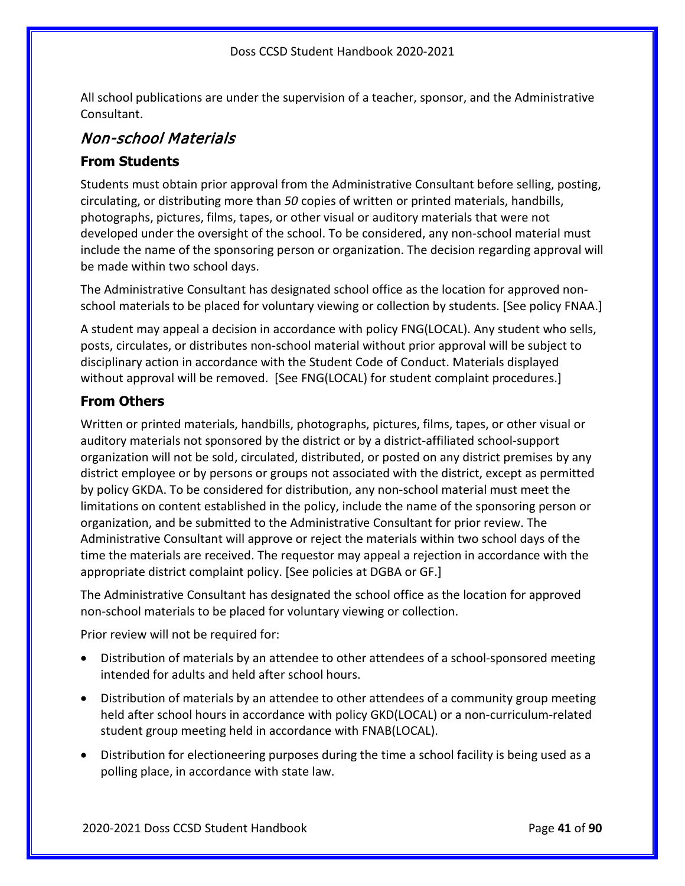All school publications are under the supervision of a teacher, sponsor, and the Administrative Consultant.

## *Non-school Materials*

### From Students

Students must obtain prior approval from the Administrative Consultant before selling, posting, circulating, or distributing more than *50* copies of written or printed materials, handbills, photographs, pictures, films, tapes, or other visual or auditory materials that were not developed under the oversight of the school. To be considered, any non-school material must include the name of the sponsoring person or organization. The decision regarding approval will be made within two school days.

The Administrative Consultant has designated school office as the location for approved non-school materials to be placed for voluntary viewing or collection by students. [See policy FNAA.]

A student may appeal a decision in accordance with policy FNG(LOCAL). Any student who sells, posts, circulates, or distributes non-school material without prior approval will be subject to disciplinary action in accordance with the Student Code of Conduct. Materials displayed without approval will be removed. [See FNG(LOCAL) for student complaint procedures.]

### From Others

Written or printed materials, handbills, photographs, pictures, films, tapes, or other visual or auditory materials not sponsored by the district or by a district-affiliated school-support organization will not be sold, circulated, distributed, or posted on any district premises by any district employee or by persons or groups not associated with the district, except as permitted by policy GKDA. To be considered for distribution, any non-school material must meet the limitations on content established in the policy, include the name of the sponsoring person or organization, and be submitted to the Administrative Consultant for prior review. The Administrative Consultant will approve or reject the materials within two school days of the time the materials are received. The requestor may appeal a rejection in accordance with the appropriate district complaint policy. [See policies at DGBA or GF.]

The Administrative Consultant has designated the school office as the location for approved non-school materials to be placed for voluntary viewing or collection.

Prior review will not be required for:

- Distribution of materials by an attendee to other attendees of a school-sponsored meeting intended for adults and held after school hours.
- Distribution of materials by an attendee to other attendees of a community group meeting held after school hours in accordance with policy GKD(LOCAL) or a non-curriculum-related student group meeting held in accordance with FNAB(LOCAL).
- Distribution for electioneering purposes during the time a school facility is being used as a polling place, in accordance with state law.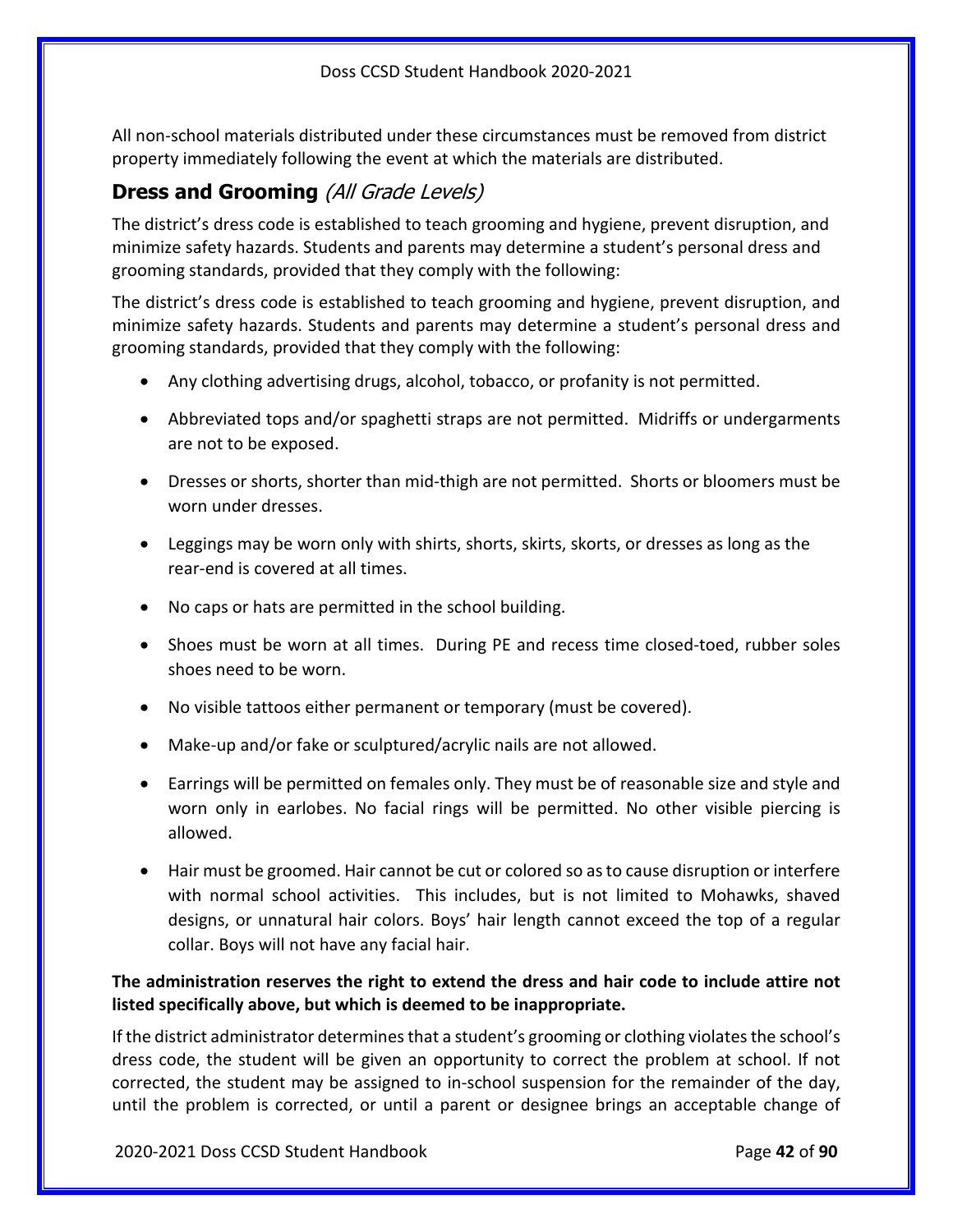All non-school materials distributed under these circumstances must be removed from district property immediately following the event at which the materials are distributed.

## Dress and Grooming *(All Grade Levels)*

The district's dress code is established to teach grooming and hygiene, prevent disruption, and minimize safety hazards. Students and parents may determine a student's personal dress and grooming standards, provided that they comply with the following:

The district's dress code is established to teach grooming and hygiene, prevent disruption, and minimize safety hazards. Students and parents may determine a student's personal dress and grooming standards, provided that they comply with the following:

- Any clothing advertising drugs, alcohol, tobacco, or profanity is not permitted.
- Abbreviated tops and/or spaghetti straps are not permitted. Midriffs or undergarments are not to be exposed.
- Dresses or shorts, shorter than mid-thigh are not permitted. Shorts or bloomers must be worn under dresses.
- Leggings may be worn only with shirts, shorts, skirts, skorts, or dresses as long as the rear-end is covered at all times.
- No caps or hats are permitted in the school building.
- Shoes must be worn at all times. During PE and recess time closed-toed, rubber soles shoes need to be worn.
- No visible tattoos either permanent or temporary (must be covered).
- Make-up and/or fake or sculptured/acrylic nails are not allowed.
- Earrings will be permitted on females only. They must be of reasonable size and style and worn only in earlobes. No facial rings will be permitted. No other visible piercing is allowed.
- Hair must be groomed. Hair cannot be cut or colored so as to cause disruption or interfere with normal school activities. This includes, but is not limited to Mohawks, shaved designs, or unnatural hair colors. Boys' hair length cannot exceed the top of a regular collar. Boys will not have any facial hair.

**The administration reserves the right to extend the dress and hair code to include attire not listed specifically above, but which is deemed to be inappropriate.**

If the district administrator determines that a student's grooming or clothing violates the school's dress code, the student will be given an opportunity to correct the problem at school. If not corrected, the student may be assigned to in-school suspension for the remainder of the day, until the problem is corrected, or until a parent or designee brings an acceptable change of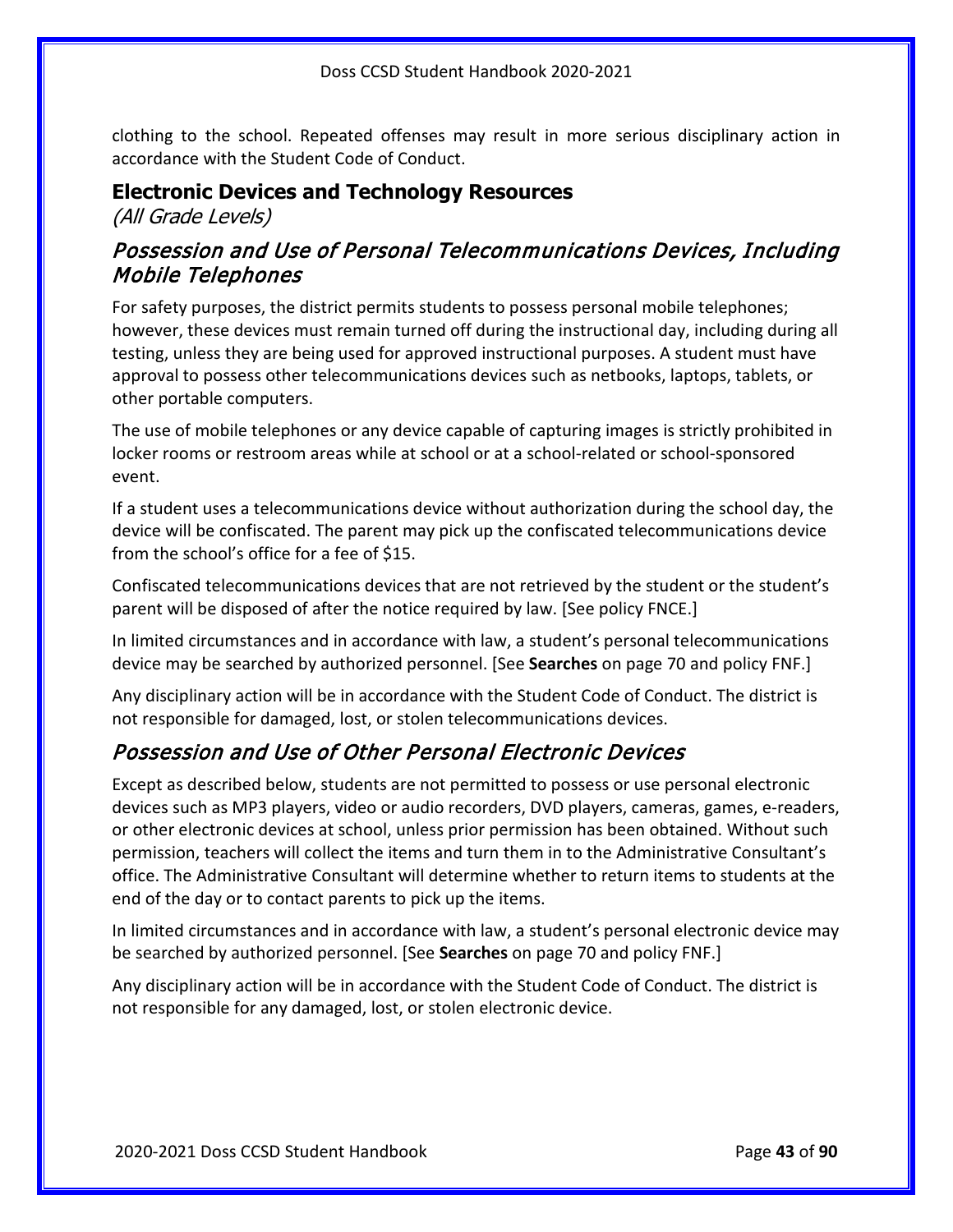clothing to the school. Repeated offenses may result in more serious disciplinary action in accordance with the Student Code of Conduct.

## Electronic Devices and Technology Resources

*(All Grade Levels)*

### *Possession and Use of Personal Telecommunications Devices, Including Mobile Telephones*

For safety purposes, the district permits students to possess personal mobile telephones; however, these devices must remain turned off during the instructional day, including during all testing, unless they are being used for approved instructional purposes. A student must have approval to possess other telecommunications devices such as netbooks, laptops, tablets, or other portable computers.

The use of mobile telephones or any device capable of capturing images is strictly prohibited in locker rooms or restroom areas while at school or at a school-related or school-sponsored event.

If a student uses a telecommunications device without authorization during the school day, the device will be confiscated. The parent may pick up the confiscated telecommunications device from the school's office for a fee of $15.

Confiscated telecommunications devices that are not retrieved by the student or the student's parent will be disposed of after the notice required by law. [See policy FNCE.]

In limited circumstances and in accordance with law, a student's personal telecommunications device may be searched by authorized personnel. [See **Searches** on page 70 and policy FNF.]

Any disciplinary action will be in accordance with the Student Code of Conduct. The district is not responsible for damaged, lost, or stolen telecommunications devices.

### *Possession and Use of Other Personal Electronic Devices*

Except as described below, students are not permitted to possess or use personal electronic devices such as MP3 players, video or audio recorders, DVD players, cameras, games, e-readers, or other electronic devices at school, unless prior permission has been obtained. Without such permission, teachers will collect the items and turn them in to the Administrative Consultant's office. The Administrative Consultant will determine whether to return items to students at the end of the day or to contact parents to pick up the items.

In limited circumstances and in accordance with law, a student's personal electronic device may be searched by authorized personnel. [See **Searches** on page 70 and policy FNF.]

Any disciplinary action will be in accordance with the Student Code of Conduct. The district is not responsible for any damaged, lost, or stolen electronic device.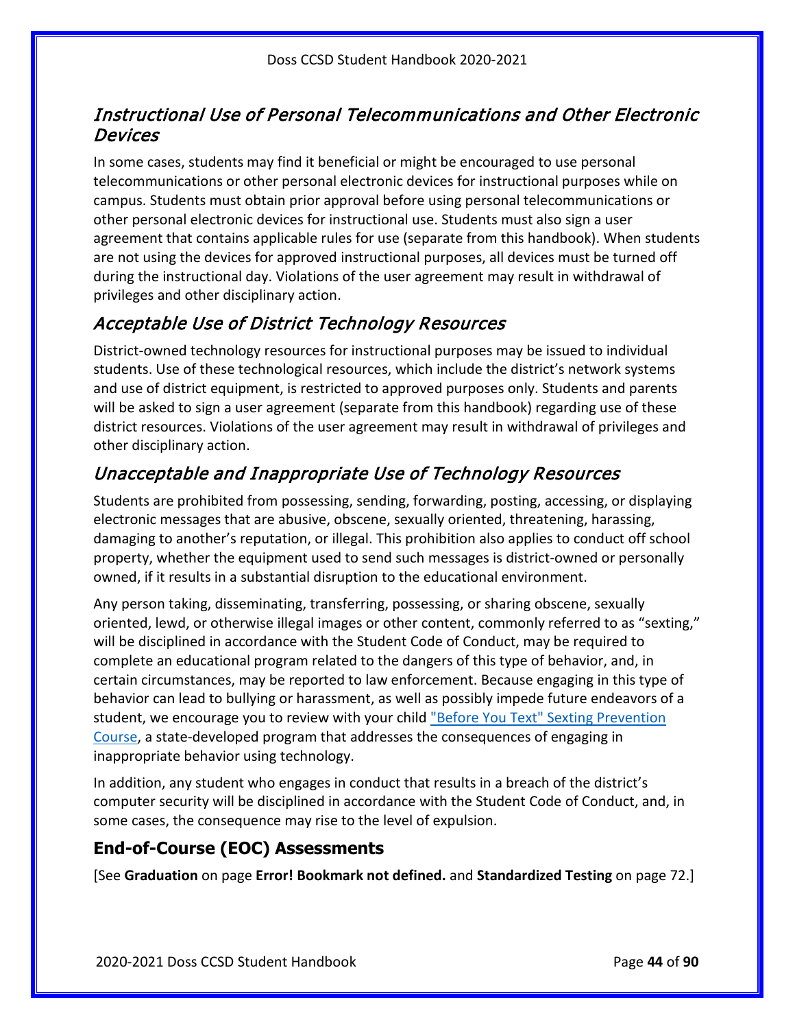## *Instructional Use of Personal Telecommunications and Other Electronic Devices*

In some cases, students may find it beneficial or might be encouraged to use personal telecommunications or other personal electronic devices for instructional purposes while on campus. Students must obtain prior approval before using personal telecommunications or other personal electronic devices for instructional use. Students must also sign a user agreement that contains applicable rules for use (separate from this handbook). When students are not using the devices for approved instructional purposes, all devices must be turned off during the instructional day. Violations of the user agreement may result in withdrawal of privileges and other disciplinary action.

## *Acceptable Use of District Technology Resources*

District-owned technology resources for instructional purposes may be issued to individual students. Use of these technological resources, which include the district's network systems and use of district equipment, is restricted to approved purposes only. Students and parents will be asked to sign a user agreement (separate from this handbook) regarding use of these district resources. Violations of the user agreement may result in withdrawal of privileges and other disciplinary action.

## *Unacceptable and Inappropriate Use of Technology Resources*

Students are prohibited from possessing, sending, forwarding, posting, accessing, or displaying electronic messages that are abusive, obscene, sexually oriented, threatening, harassing, damaging to another's reputation, or illegal. This prohibition also applies to conduct off school property, whether the equipment used to send such messages is district-owned or personally owned, if it results in a substantial disruption to the educational environment.

Any person taking, disseminating, transferring, possessing, or sharing obscene, sexually oriented, lewd, or otherwise illegal images or other content, commonly referred to as "sexting," will be disciplined in accordance with the Student Code of Conduct, may be required to complete an educational program related to the dangers of this type of behavior, and, in certain circumstances, may be reported to law enforcement. Because engaging in this type of behavior can lead to bullying or harassment, as well as possibly impede future endeavors of a student, we encourage you to review with your child "Before You Text" Sexting Prevention Course, a state-developed program that addresses the consequences of engaging in inappropriate behavior using technology.

In addition, any student who engages in conduct that results in a breach of the district's computer security will be disciplined in accordance with the Student Code of Conduct, and, in some cases, the consequence may rise to the level of expulsion.

## **End-of-Course (EOC) Assessments**

[See **Graduation** on page **Error! Bookmark not defined.** and **Standardized Testing** on page 72.]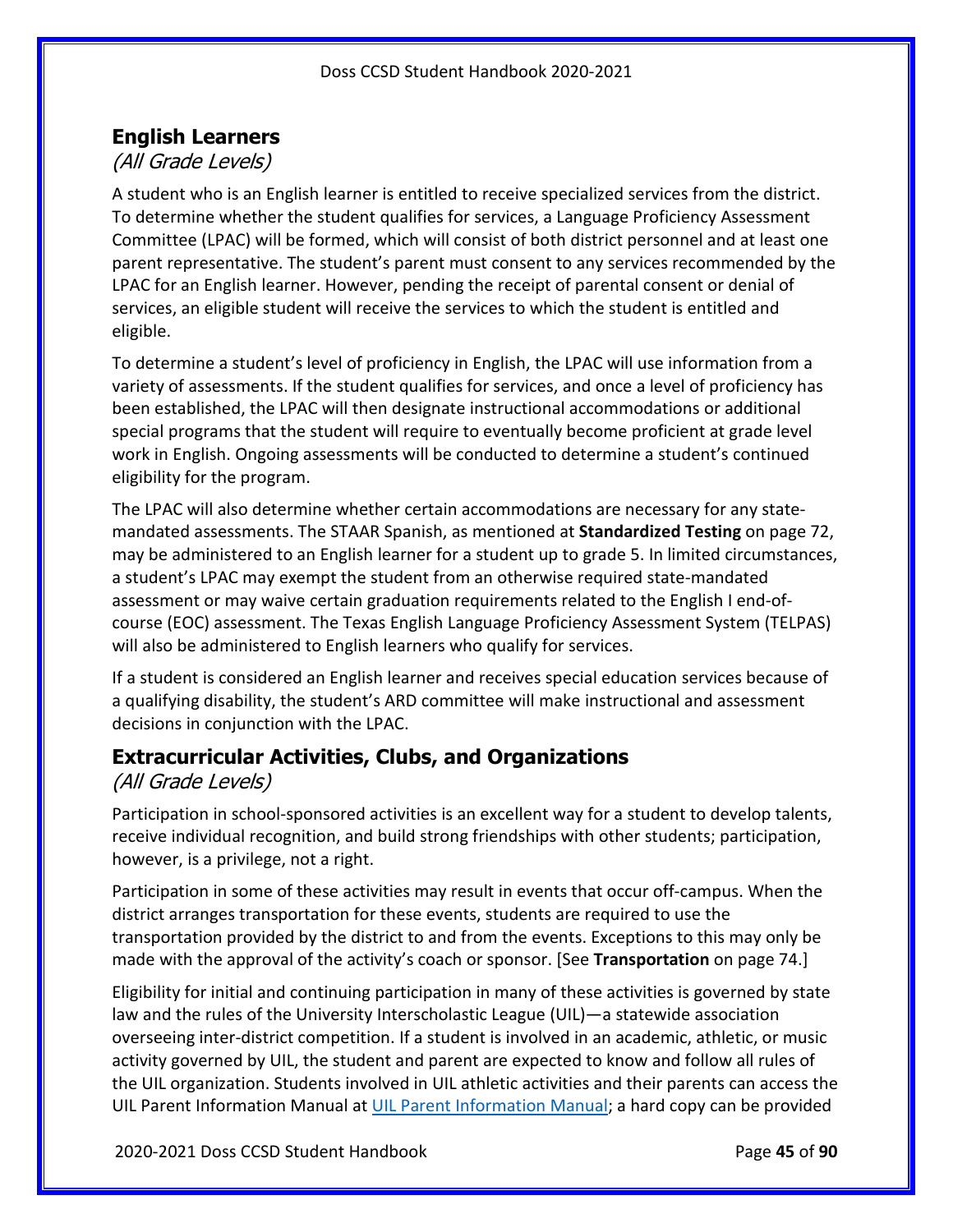## English Learners

*(All Grade Levels)*

A student who is an English learner is entitled to receive specialized services from the district. To determine whether the student qualifies for services, a Language Proficiency Assessment Committee (LPAC) will be formed, which will consist of both district personnel and at least one parent representative. The student's parent must consent to any services recommended by the LPAC for an English learner. However, pending the receipt of parental consent or denial of services, an eligible student will receive the services to which the student is entitled and eligible.

To determine a student's level of proficiency in English, the LPAC will use information from a variety of assessments. If the student qualifies for services, and once a level of proficiency has been established, the LPAC will then designate instructional accommodations or additional special programs that the student will require to eventually become proficient at grade level work in English. Ongoing assessments will be conducted to determine a student's continued eligibility for the program.

The LPAC will also determine whether certain accommodations are necessary for any state-mandated assessments. The STAAR Spanish, as mentioned at **Standardized Testing** on page 72, may be administered to an English learner for a student up to grade 5. In limited circumstances, a student's LPAC may exempt the student from an otherwise required state-mandated assessment or may waive certain graduation requirements related to the English I end-of-course (EOC) assessment. The Texas English Language Proficiency Assessment System (TELPAS) will also be administered to English learners who qualify for services.

If a student is considered an English learner and receives special education services because of a qualifying disability, the student's ARD committee will make instructional and assessment decisions in conjunction with the LPAC.

## Extracurricular Activities, Clubs, and Organizations

*(All Grade Levels)*

Participation in school-sponsored activities is an excellent way for a student to develop talents, receive individual recognition, and build strong friendships with other students; participation, however, is a privilege, not a right.

Participation in some of these activities may result in events that occur off-campus. When the district arranges transportation for these events, students are required to use the transportation provided by the district to and from the events. Exceptions to this may only be made with the approval of the activity's coach or sponsor. [See **Transportation** on page 74.]

Eligibility for initial and continuing participation in many of these activities is governed by state law and the rules of the University Interscholastic League (UIL)—a statewide association overseeing inter-district competition. If a student is involved in an academic, athletic, or music activity governed by UIL, the student and parent are expected to know and follow all rules of the UIL organization. Students involved in UIL athletic activities and their parents can access the UIL Parent Information Manual at [UIL Parent Information Manual](); a hard copy can be provided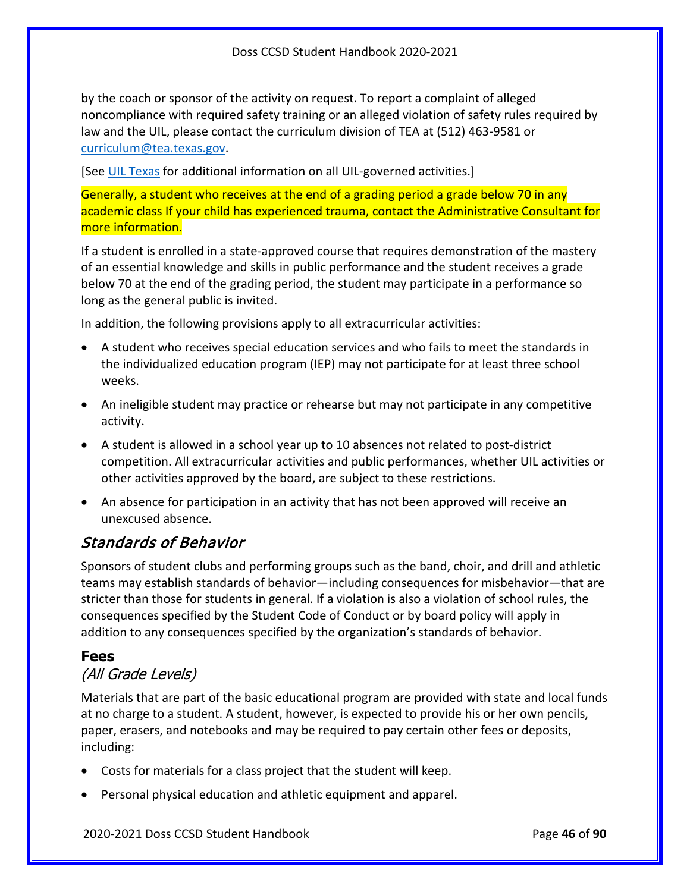by the coach or sponsor of the activity on request. To report a complaint of alleged noncompliance with required safety training or an alleged violation of safety rules required by law and the UIL, please contact the curriculum division of TEA at (512) 463-9581 or [curriculum@tea.texas.gov](mailto:curriculum@tea.texas.gov).

[See [UIL Texas](https://www.uiltexas.org) for additional information on all UIL-governed activities.]

Generally, a student who receives at the end of a grading period a grade below 70 in any academic class If your child has experienced trauma, contact the Administrative Consultant for more information.

If a student is enrolled in a state-approved course that requires demonstration of the mastery of an essential knowledge and skills in public performance and the student receives a grade below 70 at the end of the grading period, the student may participate in a performance so long as the general public is invited.

In addition, the following provisions apply to all extracurricular activities:

- A student who receives special education services and who fails to meet the standards in the individualized education program (IEP) may not participate for at least three school weeks.
- An ineligible student may practice or rehearse but may not participate in any competitive activity.
- A student is allowed in a school year up to 10 absences not related to post-district competition. All extracurricular activities and public performances, whether UIL activities or other activities approved by the board, are subject to these restrictions.
- An absence for participation in an activity that has not been approved will receive an unexcused absence.

### *Standards of Behavior*

Sponsors of student clubs and performing groups such as the band, choir, and drill and athletic teams may establish standards of behavior—including consequences for misbehavior—that are stricter than those for students in general. If a violation is also a violation of school rules, the consequences specified by the Student Code of Conduct or by board policy will apply in addition to any consequences specified by the organization's standards of behavior.

## Fees

### *(All Grade Levels)*

Materials that are part of the basic educational program are provided with state and local funds at no charge to a student. A student, however, is expected to provide his or her own pencils, paper, erasers, and notebooks and may be required to pay certain other fees or deposits, including:

- Costs for materials for a class project that the student will keep.
- Personal physical education and athletic equipment and apparel.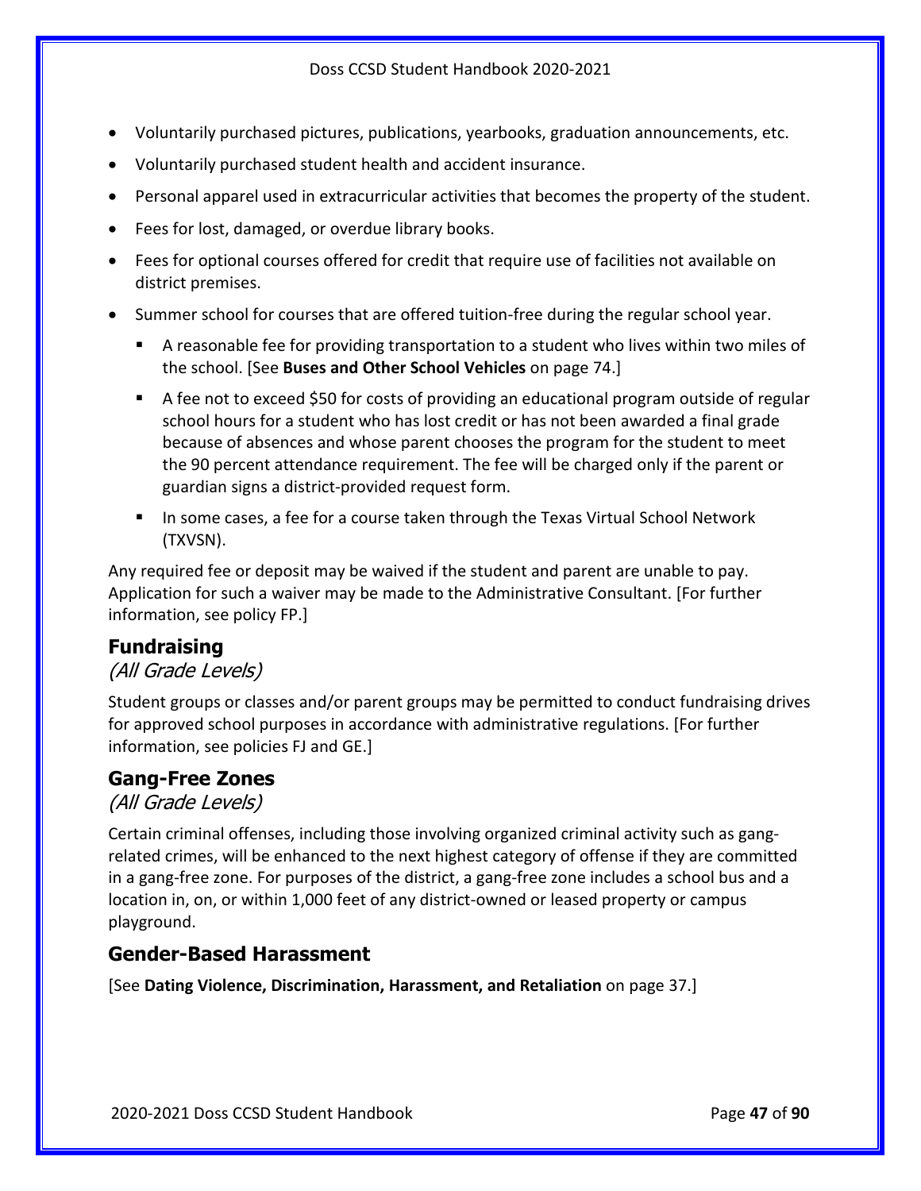- Voluntarily purchased pictures, publications, yearbooks, graduation announcements, etc.
- Voluntarily purchased student health and accident insurance.
- Personal apparel used in extracurricular activities that becomes the property of the student.
- Fees for lost, damaged, or overdue library books.
- Fees for optional courses offered for credit that require use of facilities not available on district premises.
- Summer school for courses that are offered tuition-free during the regular school year.
  - A reasonable fee for providing transportation to a student who lives within two miles of the school. [See **Buses and Other School Vehicles** on page 74.]
  - A fee not to exceed $50 for costs of providing an educational program outside of regular school hours for a student who has lost credit or has not been awarded a final grade because of absences and whose parent chooses the program for the student to meet the 90 percent attendance requirement. The fee will be charged only if the parent or guardian signs a district-provided request form.
  - In some cases, a fee for a course taken through the Texas Virtual School Network (TXVSN).

Any required fee or deposit may be waived if the student and parent are unable to pay. Application for such a waiver may be made to the Administrative Consultant. [For further information, see policy FP.]

## Fundraising

*(All Grade Levels)*

Student groups or classes and/or parent groups may be permitted to conduct fundraising drives for approved school purposes in accordance with administrative regulations. [For further information, see policies FJ and GE.]

## Gang-Free Zones

*(All Grade Levels)*

Certain criminal offenses, including those involving organized criminal activity such as gang-related crimes, will be enhanced to the next highest category of offense if they are committed in a gang-free zone. For purposes of the district, a gang-free zone includes a school bus and a location in, on, or within 1,000 feet of any district-owned or leased property or campus playground.

## Gender-Based Harassment

[See **Dating Violence, Discrimination, Harassment, and Retaliation** on page 37.]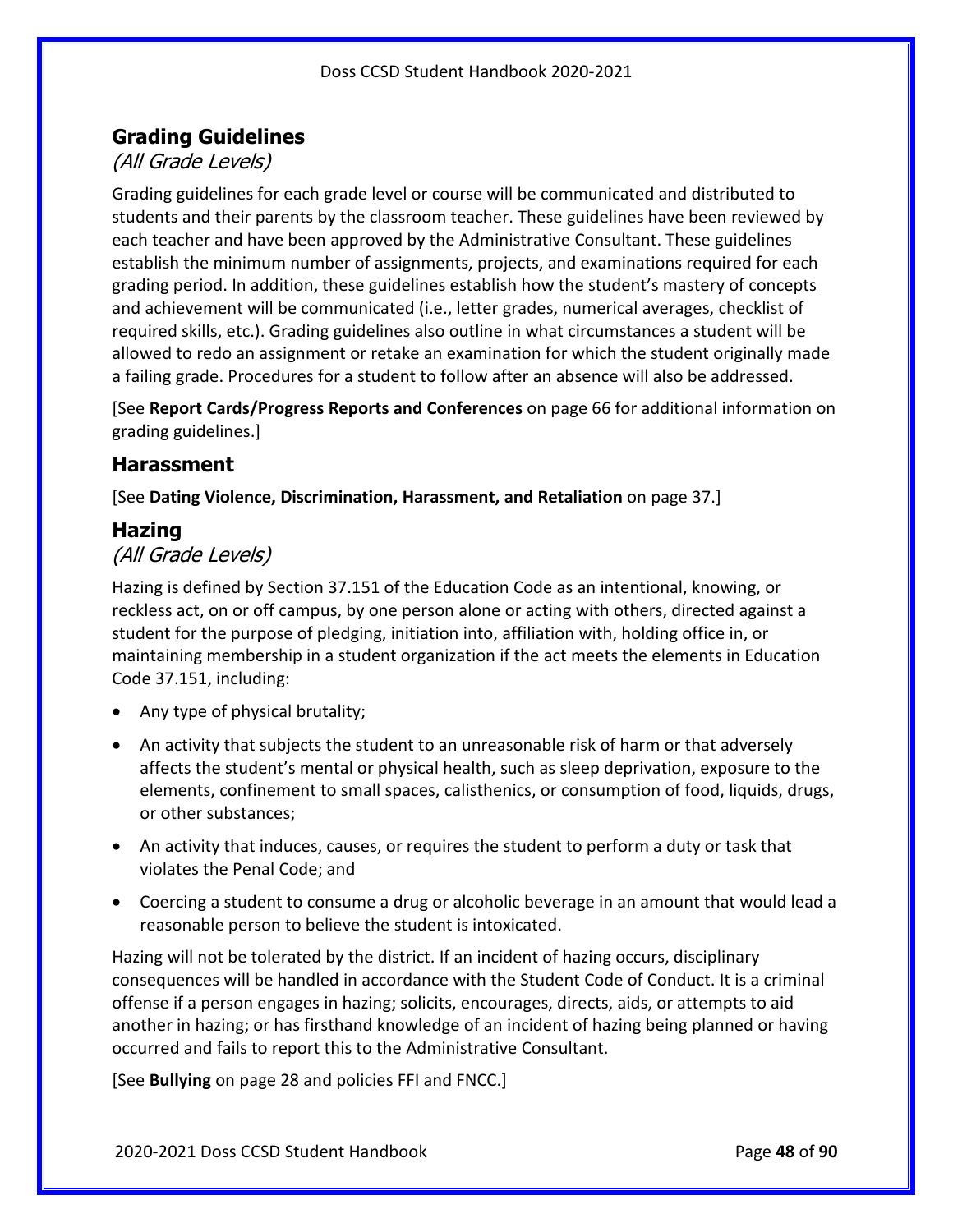## Grading Guidelines

*(All Grade Levels)*

Grading guidelines for each grade level or course will be communicated and distributed to students and their parents by the classroom teacher. These guidelines have been reviewed by each teacher and have been approved by the Administrative Consultant. These guidelines establish the minimum number of assignments, projects, and examinations required for each grading period. In addition, these guidelines establish how the student's mastery of concepts and achievement will be communicated (i.e., letter grades, numerical averages, checklist of required skills, etc.). Grading guidelines also outline in what circumstances a student will be allowed to redo an assignment or retake an examination for which the student originally made a failing grade. Procedures for a student to follow after an absence will also be addressed.

[See **Report Cards/Progress Reports and Conferences** on page 66 for additional information on grading guidelines.]

## Harassment

[See **Dating Violence, Discrimination, Harassment, and Retaliation** on page 37.]

## Hazing

*(All Grade Levels)*

Hazing is defined by Section 37.151 of the Education Code as an intentional, knowing, or reckless act, on or off campus, by one person alone or acting with others, directed against a student for the purpose of pledging, initiation into, affiliation with, holding office in, or maintaining membership in a student organization if the act meets the elements in Education Code 37.151, including:

- Any type of physical brutality;
- An activity that subjects the student to an unreasonable risk of harm or that adversely affects the student's mental or physical health, such as sleep deprivation, exposure to the elements, confinement to small spaces, calisthenics, or consumption of food, liquids, drugs, or other substances;
- An activity that induces, causes, or requires the student to perform a duty or task that violates the Penal Code; and
- Coercing a student to consume a drug or alcoholic beverage in an amount that would lead a reasonable person to believe the student is intoxicated.

Hazing will not be tolerated by the district. If an incident of hazing occurs, disciplinary consequences will be handled in accordance with the Student Code of Conduct. It is a criminal offense if a person engages in hazing; solicits, encourages, directs, aids, or attempts to aid another in hazing; or has firsthand knowledge of an incident of hazing being planned or having occurred and fails to report this to the Administrative Consultant.

[See **Bullying** on page 28 and policies FFI and FNCC.]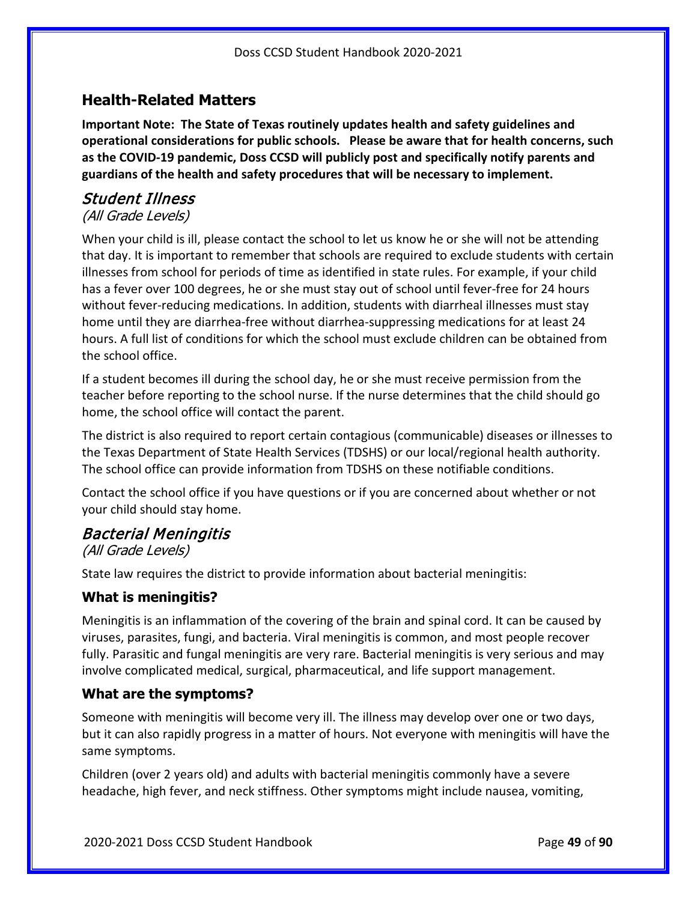## Health-Related Matters

**Important Note: The State of Texas routinely updates health and safety guidelines and operational considerations for public schools. Please be aware that for health concerns, such as the COVID-19 pandemic, Doss CCSD will publicly post and specifically notify parents and guardians of the health and safety procedures that will be necessary to implement.**

### *Student Illness*

*(All Grade Levels)*

When your child is ill, please contact the school to let us know he or she will not be attending that day. It is important to remember that schools are required to exclude students with certain illnesses from school for periods of time as identified in state rules. For example, if your child has a fever over 100 degrees, he or she must stay out of school until fever-free for 24 hours without fever-reducing medications. In addition, students with diarrheal illnesses must stay home until they are diarrhea-free without diarrhea-suppressing medications for at least 24 hours. A full list of conditions for which the school must exclude children can be obtained from the school office.

If a student becomes ill during the school day, he or she must receive permission from the teacher before reporting to the school nurse. If the nurse determines that the child should go home, the school office will contact the parent.

The district is also required to report certain contagious (communicable) diseases or illnesses to the Texas Department of State Health Services (TDSHS) or our local/regional health authority. The school office can provide information from TDSHS on these notifiable conditions.

Contact the school office if you have questions or if you are concerned about whether or not your child should stay home.

### *Bacterial Meningitis*

*(All Grade Levels)*

State law requires the district to provide information about bacterial meningitis:

#### What is meningitis?

Meningitis is an inflammation of the covering of the brain and spinal cord. It can be caused by viruses, parasites, fungi, and bacteria. Viral meningitis is common, and most people recover fully. Parasitic and fungal meningitis are very rare. Bacterial meningitis is very serious and may involve complicated medical, surgical, pharmaceutical, and life support management.

#### What are the symptoms?

Someone with meningitis will become very ill. The illness may develop over one or two days, but it can also rapidly progress in a matter of hours. Not everyone with meningitis will have the same symptoms.

Children (over 2 years old) and adults with bacterial meningitis commonly have a severe headache, high fever, and neck stiffness. Other symptoms might include nausea, vomiting,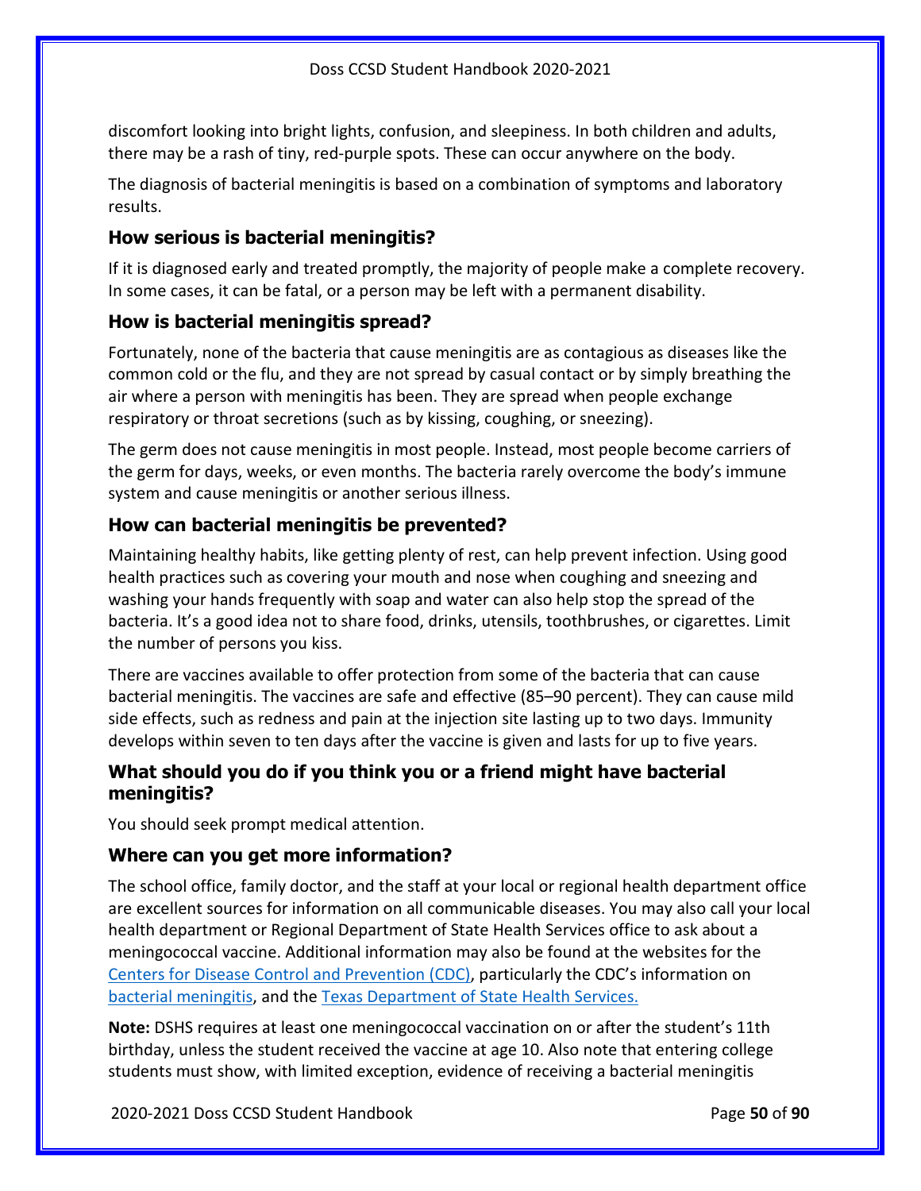discomfort looking into bright lights, confusion, and sleepiness. In both children and adults, there may be a rash of tiny, red-purple spots. These can occur anywhere on the body.

The diagnosis of bacterial meningitis is based on a combination of symptoms and laboratory results.

### How serious is bacterial meningitis?

If it is diagnosed early and treated promptly, the majority of people make a complete recovery. In some cases, it can be fatal, or a person may be left with a permanent disability.

### How is bacterial meningitis spread?

Fortunately, none of the bacteria that cause meningitis are as contagious as diseases like the common cold or the flu, and they are not spread by casual contact or by simply breathing the air where a person with meningitis has been. They are spread when people exchange respiratory or throat secretions (such as by kissing, coughing, or sneezing).

The germ does not cause meningitis in most people. Instead, most people become carriers of the germ for days, weeks, or even months. The bacteria rarely overcome the body's immune system and cause meningitis or another serious illness.

### How can bacterial meningitis be prevented?

Maintaining healthy habits, like getting plenty of rest, can help prevent infection. Using good health practices such as covering your mouth and nose when coughing and sneezing and washing your hands frequently with soap and water can also help stop the spread of the bacteria. It's a good idea not to share food, drinks, utensils, toothbrushes, or cigarettes. Limit the number of persons you kiss.

There are vaccines available to offer protection from some of the bacteria that can cause bacterial meningitis. The vaccines are safe and effective (85–90 percent). They can cause mild side effects, such as redness and pain at the injection site lasting up to two days. Immunity develops within seven to ten days after the vaccine is given and lasts for up to five years.

### What should you do if you think you or a friend might have bacterial meningitis?

You should seek prompt medical attention.

### Where can you get more information?

The school office, family doctor, and the staff at your local or regional health department office are excellent sources for information on all communicable diseases. You may also call your local health department or Regional Department of State Health Services office to ask about a meningococcal vaccine. Additional information may also be found at the websites for the Centers for Disease Control and Prevention (CDC), particularly the CDC's information on bacterial meningitis, and the Texas Department of State Health Services.

**Note:** DSHS requires at least one meningococcal vaccination on or after the student's 11th birthday, unless the student received the vaccine at age 10. Also note that entering college students must show, with limited exception, evidence of receiving a bacterial meningitis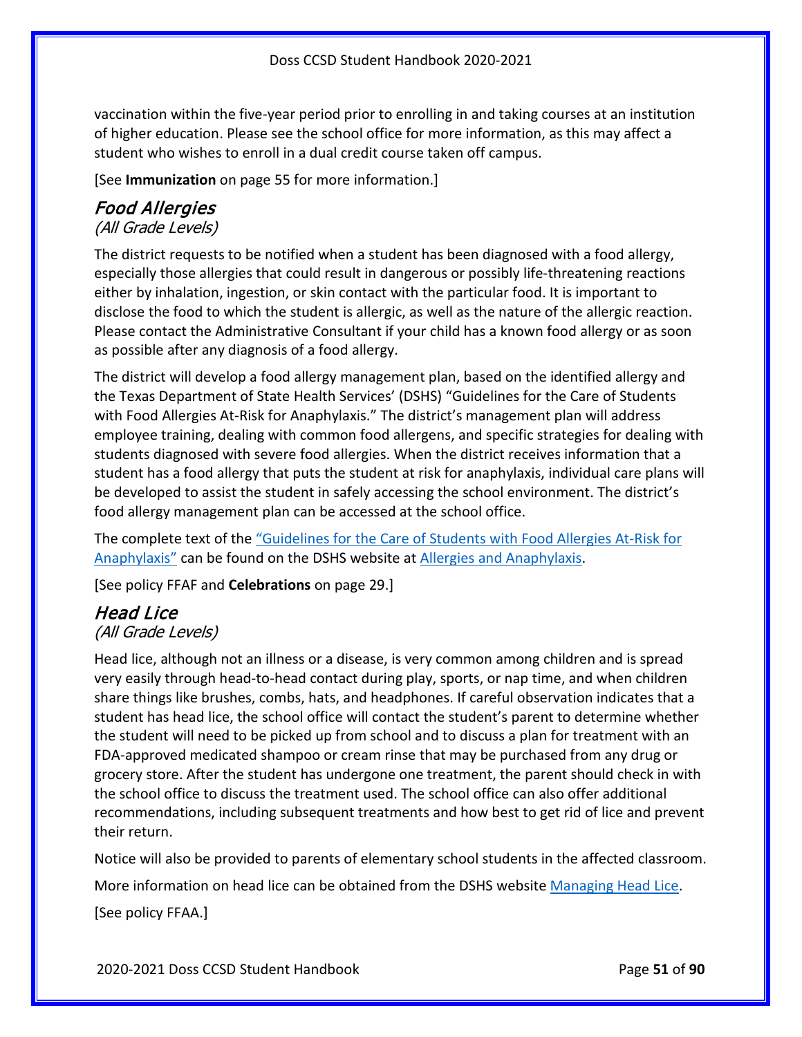vaccination within the five-year period prior to enrolling in and taking courses at an institution of higher education. Please see the school office for more information, as this may affect a student who wishes to enroll in a dual credit course taken off campus.

[See **Immunization** on page 55 for more information.]

## *Food Allergies*

*(All Grade Levels)*

The district requests to be notified when a student has been diagnosed with a food allergy, especially those allergies that could result in dangerous or possibly life-threatening reactions either by inhalation, ingestion, or skin contact with the particular food. It is important to disclose the food to which the student is allergic, as well as the nature of the allergic reaction. Please contact the Administrative Consultant if your child has a known food allergy or as soon as possible after any diagnosis of a food allergy.

The district will develop a food allergy management plan, based on the identified allergy and the Texas Department of State Health Services' (DSHS) "Guidelines for the Care of Students with Food Allergies At-Risk for Anaphylaxis." The district's management plan will address employee training, dealing with common food allergens, and specific strategies for dealing with students diagnosed with severe food allergies. When the district receives information that a student has a food allergy that puts the student at risk for anaphylaxis, individual care plans will be developed to assist the student in safely accessing the school environment. The district's food allergy management plan can be accessed at the school office.

The complete text of the "Guidelines for the Care of Students with Food Allergies At-Risk for Anaphylaxis" can be found on the DSHS website at Allergies and Anaphylaxis.

[See policy FFAF and **Celebrations** on page 29.]

## *Head Lice*

*(All Grade Levels)*

Head lice, although not an illness or a disease, is very common among children and is spread very easily through head-to-head contact during play, sports, or nap time, and when children share things like brushes, combs, hats, and headphones. If careful observation indicates that a student has head lice, the school office will contact the student's parent to determine whether the student will need to be picked up from school and to discuss a plan for treatment with an FDA-approved medicated shampoo or cream rinse that may be purchased from any drug or grocery store. After the student has undergone one treatment, the parent should check in with the school office to discuss the treatment used. The school office can also offer additional recommendations, including subsequent treatments and how best to get rid of lice and prevent their return.

Notice will also be provided to parents of elementary school students in the affected classroom.

More information on head lice can be obtained from the DSHS website Managing Head Lice.

[See policy FFAA.]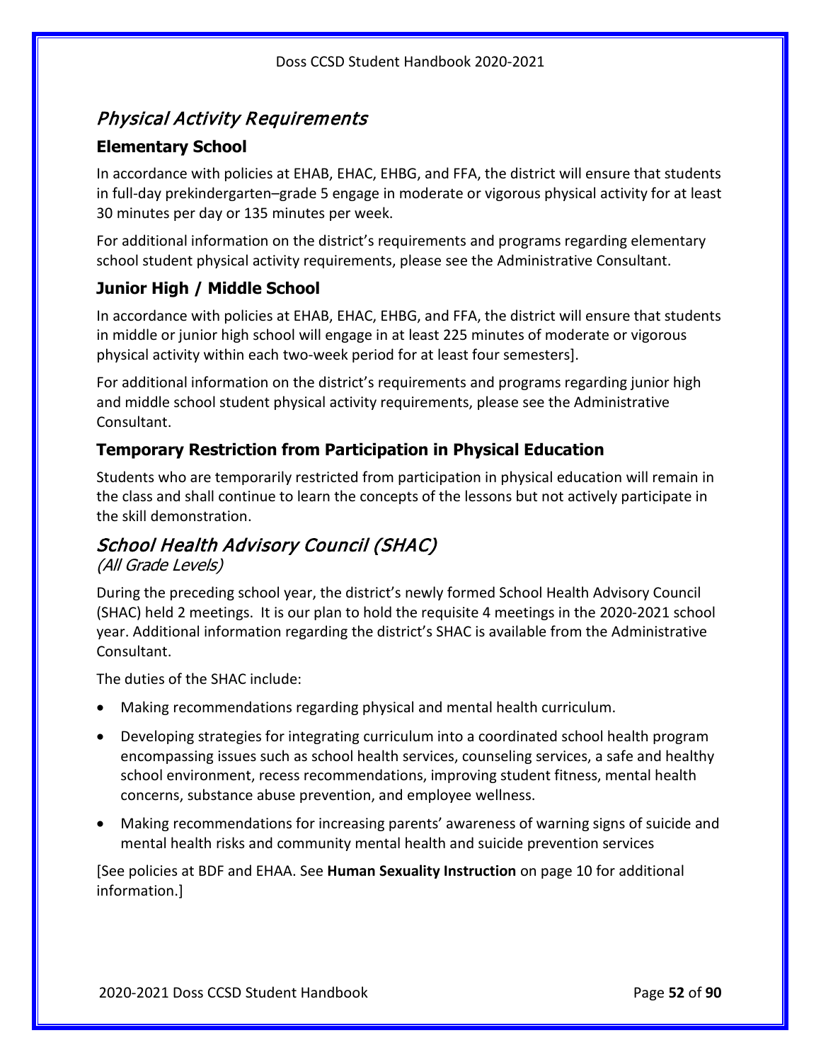## *Physical Activity Requirements*

### Elementary School

In accordance with policies at EHAB, EHAC, EHBG, and FFA, the district will ensure that students in full-day prekindergarten–grade 5 engage in moderate or vigorous physical activity for at least 30 minutes per day or 135 minutes per week.

For additional information on the district's requirements and programs regarding elementary school student physical activity requirements, please see the Administrative Consultant.

### Junior High / Middle School

In accordance with policies at EHAB, EHAC, EHBG, and FFA, the district will ensure that students in middle or junior high school will engage in at least 225 minutes of moderate or vigorous physical activity within each two-week period for at least four semesters].

For additional information on the district's requirements and programs regarding junior high and middle school student physical activity requirements, please see the Administrative Consultant.

### Temporary Restriction from Participation in Physical Education

Students who are temporarily restricted from participation in physical education will remain in the class and shall continue to learn the concepts of the lessons but not actively participate in the skill demonstration.

## *School Health Advisory Council (SHAC)*

*(All Grade Levels)*

During the preceding school year, the district's newly formed School Health Advisory Council (SHAC) held 2 meetings. It is our plan to hold the requisite 4 meetings in the 2020-2021 school year. Additional information regarding the district's SHAC is available from the Administrative Consultant.

The duties of the SHAC include:

- Making recommendations regarding physical and mental health curriculum.
- Developing strategies for integrating curriculum into a coordinated school health program encompassing issues such as school health services, counseling services, a safe and healthy school environment, recess recommendations, improving student fitness, mental health concerns, substance abuse prevention, and employee wellness.
- Making recommendations for increasing parents' awareness of warning signs of suicide and mental health risks and community mental health and suicide prevention services

[See policies at BDF and EHAA. See **Human Sexuality Instruction** on page 10 for additional information.]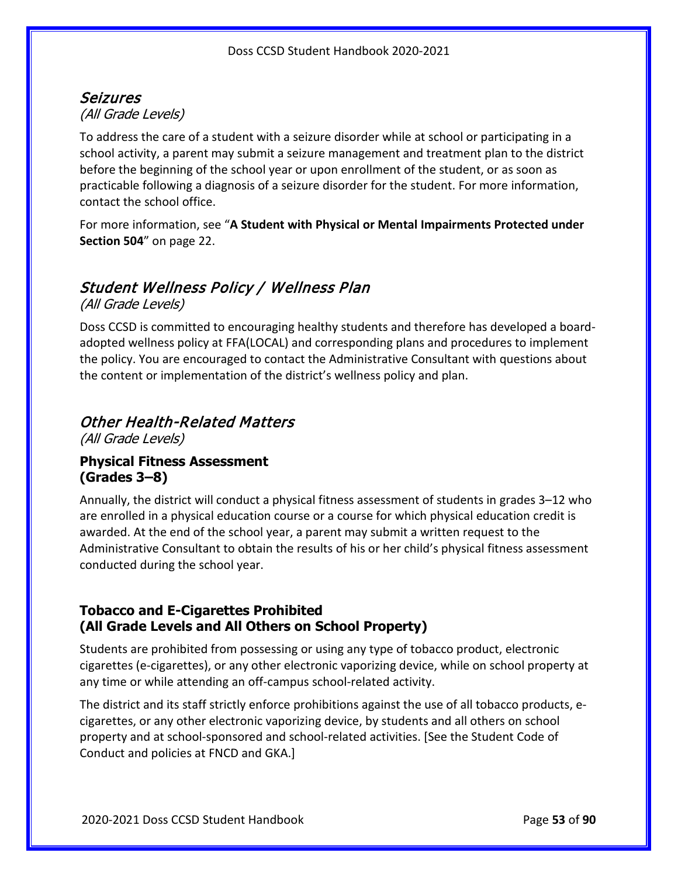## *Seizures*

*(All Grade Levels)*

To address the care of a student with a seizure disorder while at school or participating in a school activity, a parent may submit a seizure management and treatment plan to the district before the beginning of the school year or upon enrollment of the student, or as soon as practicable following a diagnosis of a seizure disorder for the student. For more information, contact the school office.

For more information, see "**A Student with Physical or Mental Impairments Protected under Section 504**" on page 22.

## *Student Wellness Policy / Wellness Plan*

*(All Grade Levels)*

Doss CCSD is committed to encouraging healthy students and therefore has developed a board-adopted wellness policy at FFA(LOCAL) and corresponding plans and procedures to implement the policy. You are encouraged to contact the Administrative Consultant with questions about the content or implementation of the district's wellness policy and plan.

## *Other Health-Related Matters*

*(All Grade Levels)*

### Physical Fitness Assessment (Grades 3–8)

Annually, the district will conduct a physical fitness assessment of students in grades 3–12 who are enrolled in a physical education course or a course for which physical education credit is awarded. At the end of the school year, a parent may submit a written request to the Administrative Consultant to obtain the results of his or her child's physical fitness assessment conducted during the school year.

### Tobacco and E-Cigarettes Prohibited (All Grade Levels and All Others on School Property)

Students are prohibited from possessing or using any type of tobacco product, electronic cigarettes (e-cigarettes), or any other electronic vaporizing device, while on school property at any time or while attending an off-campus school-related activity.

The district and its staff strictly enforce prohibitions against the use of all tobacco products, e-cigarettes, or any other electronic vaporizing device, by students and all others on school property and at school-sponsored and school-related activities. [See the Student Code of Conduct and policies at FNCD and GKA.]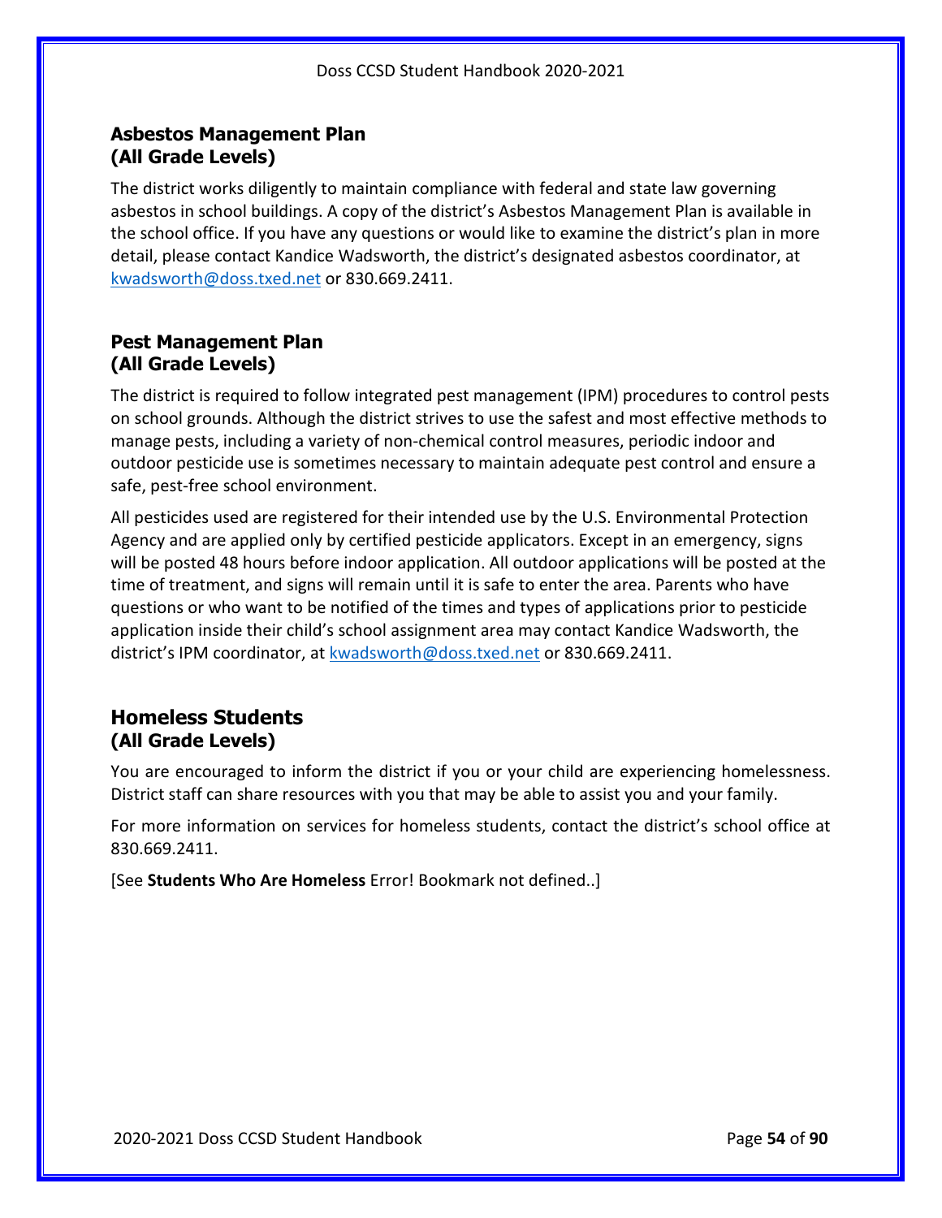### Asbestos Management Plan
### (All Grade Levels)

The district works diligently to maintain compliance with federal and state law governing asbestos in school buildings. A copy of the district's Asbestos Management Plan is available in the school office. If you have any questions or would like to examine the district's plan in more detail, please contact Kandice Wadsworth, the district's designated asbestos coordinator, at kwadsworth@doss.txed.net or 830.669.2411.

### Pest Management Plan
### (All Grade Levels)

The district is required to follow integrated pest management (IPM) procedures to control pests on school grounds. Although the district strives to use the safest and most effective methods to manage pests, including a variety of non-chemical control measures, periodic indoor and outdoor pesticide use is sometimes necessary to maintain adequate pest control and ensure a safe, pest-free school environment.

All pesticides used are registered for their intended use by the U.S. Environmental Protection Agency and are applied only by certified pesticide applicators. Except in an emergency, signs will be posted 48 hours before indoor application. All outdoor applications will be posted at the time of treatment, and signs will remain until it is safe to enter the area. Parents who have questions or who want to be notified of the times and types of applications prior to pesticide application inside their child's school assignment area may contact Kandice Wadsworth, the district's IPM coordinator, at kwadsworth@doss.txed.net or 830.669.2411.

## Homeless Students
### (All Grade Levels)

You are encouraged to inform the district if you or your child are experiencing homelessness. District staff can share resources with you that may be able to assist you and your family.

For more information on services for homeless students, contact the district's school office at 830.669.2411.

[See **Students Who Are Homeless** Error! Bookmark not defined..]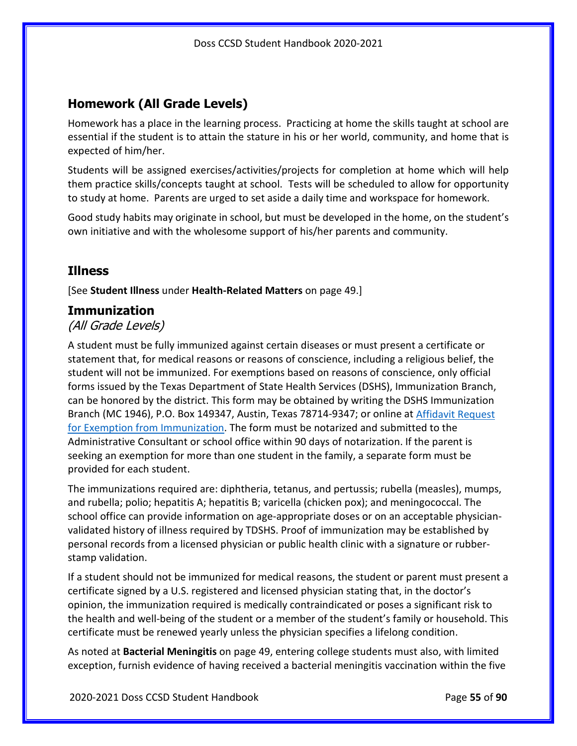## Homework (All Grade Levels)

Homework has a place in the learning process. Practicing at home the skills taught at school are essential if the student is to attain the stature in his or her world, community, and home that is expected of him/her.

Students will be assigned exercises/activities/projects for completion at home which will help them practice skills/concepts taught at school. Tests will be scheduled to allow for opportunity to study at home. Parents are urged to set aside a daily time and workspace for homework.

Good study habits may originate in school, but must be developed in the home, on the student's own initiative and with the wholesome support of his/her parents and community.

## Illness

[See **Student Illness** under **Health-Related Matters** on page 49.]

## Immunization

*(All Grade Levels)*

A student must be fully immunized against certain diseases or must present a certificate or statement that, for medical reasons or reasons of conscience, including a religious belief, the student will not be immunized. For exemptions based on reasons of conscience, only official forms issued by the Texas Department of State Health Services (DSHS), Immunization Branch, can be honored by the district. This form may be obtained by writing the DSHS Immunization Branch (MC 1946), P.O. Box 149347, Austin, Texas 78714-9347; or online at Affidavit Request for Exemption from Immunization. The form must be notarized and submitted to the Administrative Consultant or school office within 90 days of notarization. If the parent is seeking an exemption for more than one student in the family, a separate form must be provided for each student.

The immunizations required are: diphtheria, tetanus, and pertussis; rubella (measles), mumps, and rubella; polio; hepatitis A; hepatitis B; varicella (chicken pox); and meningococcal. The school office can provide information on age-appropriate doses or on an acceptable physician-validated history of illness required by TDSHS. Proof of immunization may be established by personal records from a licensed physician or public health clinic with a signature or rubber-stamp validation.

If a student should not be immunized for medical reasons, the student or parent must present a certificate signed by a U.S. registered and licensed physician stating that, in the doctor's opinion, the immunization required is medically contraindicated or poses a significant risk to the health and well-being of the student or a member of the student's family or household. This certificate must be renewed yearly unless the physician specifies a lifelong condition.

As noted at **Bacterial Meningitis** on page 49, entering college students must also, with limited exception, furnish evidence of having received a bacterial meningitis vaccination within the five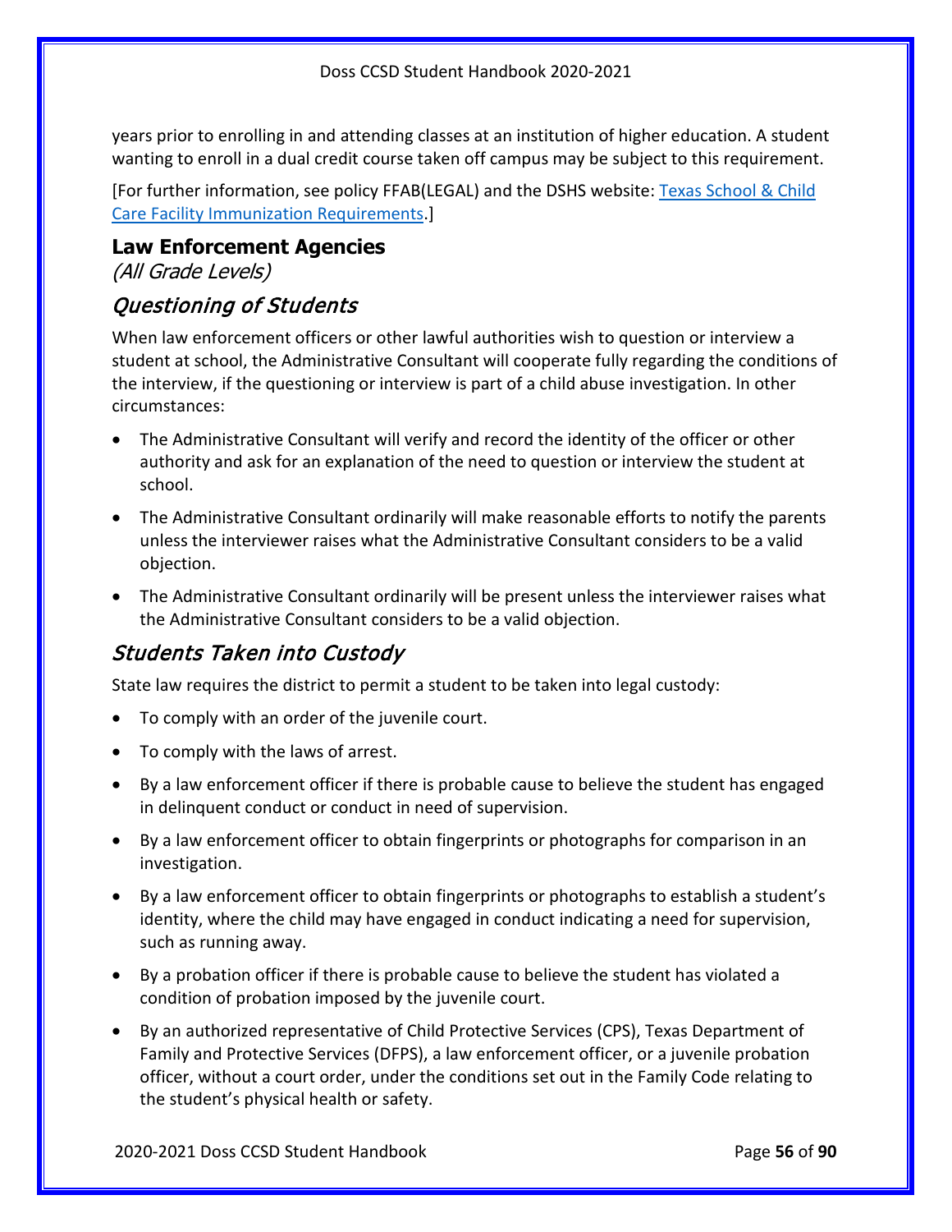years prior to enrolling in and attending classes at an institution of higher education. A student wanting to enroll in a dual credit course taken off campus may be subject to this requirement.

[For further information, see policy FFAB(LEGAL) and the DSHS website: [Texas School & Child Care Facility Immunization Requirements](#).]

## Law Enforcement Agencies

*(All Grade Levels)*

### *Questioning of Students*

When law enforcement officers or other lawful authorities wish to question or interview a student at school, the Administrative Consultant will cooperate fully regarding the conditions of the interview, if the questioning or interview is part of a child abuse investigation. In other circumstances:

- The Administrative Consultant will verify and record the identity of the officer or other authority and ask for an explanation of the need to question or interview the student at school.
- The Administrative Consultant ordinarily will make reasonable efforts to notify the parents unless the interviewer raises what the Administrative Consultant considers to be a valid objection.
- The Administrative Consultant ordinarily will be present unless the interviewer raises what the Administrative Consultant considers to be a valid objection.

### *Students Taken into Custody*

State law requires the district to permit a student to be taken into legal custody:

- To comply with an order of the juvenile court.
- To comply with the laws of arrest.
- By a law enforcement officer if there is probable cause to believe the student has engaged in delinquent conduct or conduct in need of supervision.
- By a law enforcement officer to obtain fingerprints or photographs for comparison in an investigation.
- By a law enforcement officer to obtain fingerprints or photographs to establish a student's identity, where the child may have engaged in conduct indicating a need for supervision, such as running away.
- By a probation officer if there is probable cause to believe the student has violated a condition of probation imposed by the juvenile court.
- By an authorized representative of Child Protective Services (CPS), Texas Department of Family and Protective Services (DFPS), a law enforcement officer, or a juvenile probation officer, without a court order, under the conditions set out in the Family Code relating to the student's physical health or safety.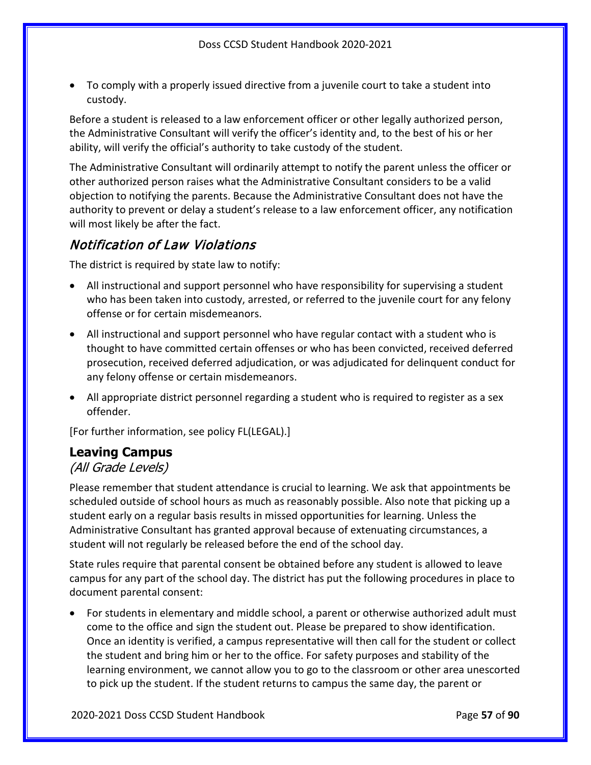- To comply with a properly issued directive from a juvenile court to take a student into custody.

Before a student is released to a law enforcement officer or other legally authorized person, the Administrative Consultant will verify the officer's identity and, to the best of his or her ability, will verify the official's authority to take custody of the student.

The Administrative Consultant will ordinarily attempt to notify the parent unless the officer or other authorized person raises what the Administrative Consultant considers to be a valid objection to notifying the parents. Because the Administrative Consultant does not have the authority to prevent or delay a student's release to a law enforcement officer, any notification will most likely be after the fact.

### *Notification of Law Violations*

The district is required by state law to notify:

- All instructional and support personnel who have responsibility for supervising a student who has been taken into custody, arrested, or referred to the juvenile court for any felony offense or for certain misdemeanors.
- All instructional and support personnel who have regular contact with a student who is thought to have committed certain offenses or who has been convicted, received deferred prosecution, received deferred adjudication, or was adjudicated for delinquent conduct for any felony offense or certain misdemeanors.
- All appropriate district personnel regarding a student who is required to register as a sex offender.

[For further information, see policy FL(LEGAL).]

## Leaving Campus

*(All Grade Levels)*

Please remember that student attendance is crucial to learning. We ask that appointments be scheduled outside of school hours as much as reasonably possible. Also note that picking up a student early on a regular basis results in missed opportunities for learning. Unless the Administrative Consultant has granted approval because of extenuating circumstances, a student will not regularly be released before the end of the school day.

State rules require that parental consent be obtained before any student is allowed to leave campus for any part of the school day. The district has put the following procedures in place to document parental consent:

- For students in elementary and middle school, a parent or otherwise authorized adult must come to the office and sign the student out. Please be prepared to show identification. Once an identity is verified, a campus representative will then call for the student or collect the student and bring him or her to the office. For safety purposes and stability of the learning environment, we cannot allow you to go to the classroom or other area unescorted to pick up the student. If the student returns to campus the same day, the parent or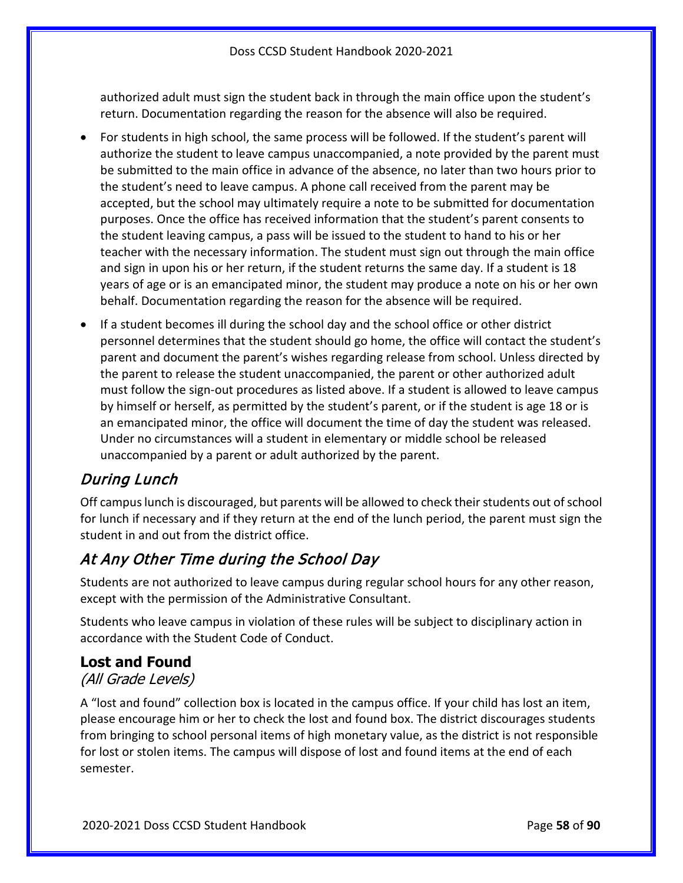authorized adult must sign the student back in through the main office upon the student's return. Documentation regarding the reason for the absence will also be required.

- For students in high school, the same process will be followed. If the student's parent will authorize the student to leave campus unaccompanied, a note provided by the parent must be submitted to the main office in advance of the absence, no later than two hours prior to the student's need to leave campus. A phone call received from the parent may be accepted, but the school may ultimately require a note to be submitted for documentation purposes. Once the office has received information that the student's parent consents to the student leaving campus, a pass will be issued to the student to hand to his or her teacher with the necessary information. The student must sign out through the main office and sign in upon his or her return, if the student returns the same day. If a student is 18 years of age or is an emancipated minor, the student may produce a note on his or her own behalf. Documentation regarding the reason for the absence will be required.
- If a student becomes ill during the school day and the school office or other district personnel determines that the student should go home, the office will contact the student's parent and document the parent's wishes regarding release from school. Unless directed by the parent to release the student unaccompanied, the parent or other authorized adult must follow the sign-out procedures as listed above. If a student is allowed to leave campus by himself or herself, as permitted by the student's parent, or if the student is age 18 or is an emancipated minor, the office will document the time of day the student was released. Under no circumstances will a student in elementary or middle school be released unaccompanied by a parent or adult authorized by the parent.

### *During Lunch*

Off campus lunch is discouraged, but parents will be allowed to check their students out of school for lunch if necessary and if they return at the end of the lunch period, the parent must sign the student in and out from the district office.

### *At Any Other Time during the School Day*

Students are not authorized to leave campus during regular school hours for any other reason, except with the permission of the Administrative Consultant.

Students who leave campus in violation of these rules will be subject to disciplinary action in accordance with the Student Code of Conduct.

## Lost and Found

*(All Grade Levels)*

A "lost and found" collection box is located in the campus office. If your child has lost an item, please encourage him or her to check the lost and found box. The district discourages students from bringing to school personal items of high monetary value, as the district is not responsible for lost or stolen items. The campus will dispose of lost and found items at the end of each semester.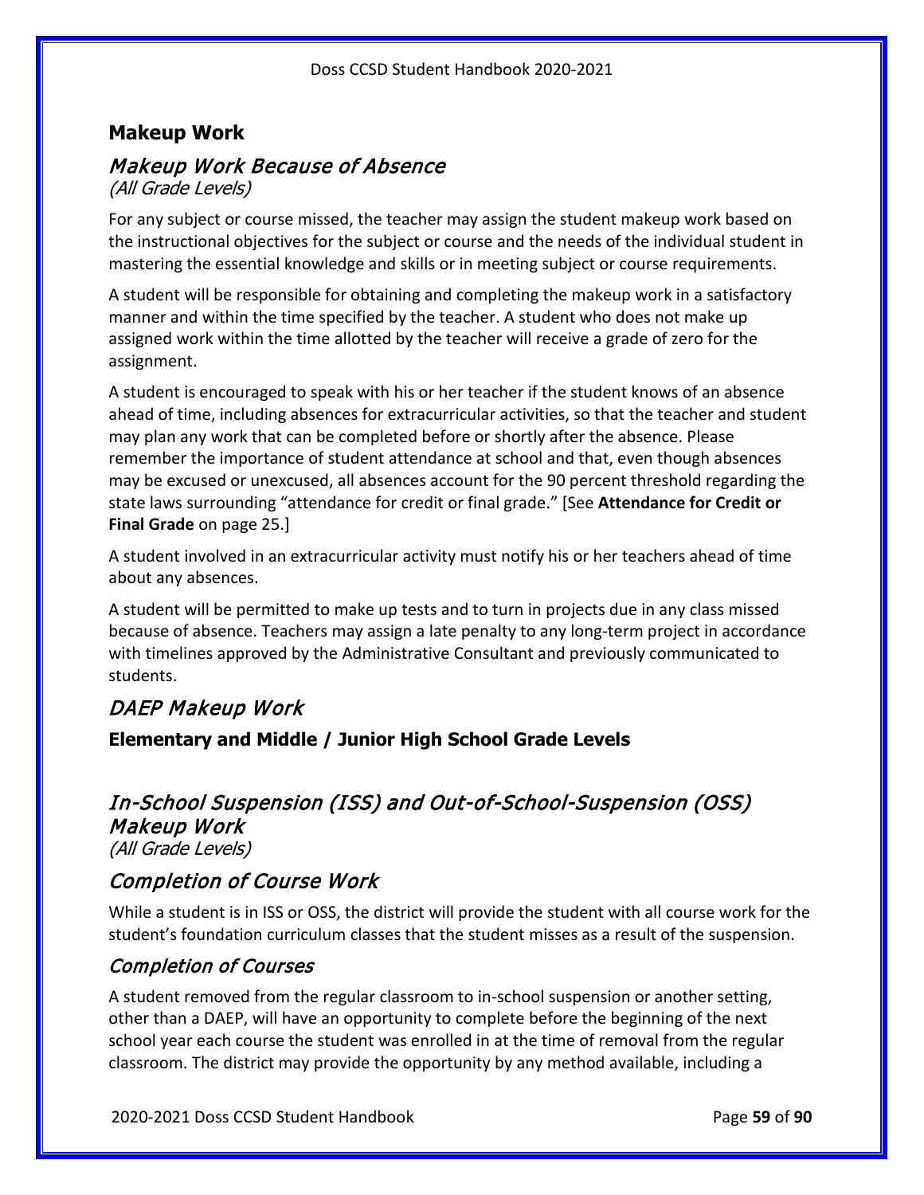## Makeup Work

### *Makeup Work Because of Absence*

*(All Grade Levels)*

For any subject or course missed, the teacher may assign the student makeup work based on the instructional objectives for the subject or course and the needs of the individual student in mastering the essential knowledge and skills or in meeting subject or course requirements.

A student will be responsible for obtaining and completing the makeup work in a satisfactory manner and within the time specified by the teacher. A student who does not make up assigned work within the time allotted by the teacher will receive a grade of zero for the assignment.

A student is encouraged to speak with his or her teacher if the student knows of an absence ahead of time, including absences for extracurricular activities, so that the teacher and student may plan any work that can be completed before or shortly after the absence. Please remember the importance of student attendance at school and that, even though absences may be excused or unexcused, all absences account for the 90 percent threshold regarding the state laws surrounding "attendance for credit or final grade." [See **Attendance for Credit or Final Grade** on page 25.]

A student involved in an extracurricular activity must notify his or her teachers ahead of time about any absences.

A student will be permitted to make up tests and to turn in projects due in any class missed because of absence. Teachers may assign a late penalty to any long-term project in accordance with timelines approved by the Administrative Consultant and previously communicated to students.

### *DAEP Makeup Work*

#### Elementary and Middle / Junior High School Grade Levels

### *In-School Suspension (ISS) and Out-of-School-Suspension (OSS) Makeup Work*

*(All Grade Levels)*

### *Completion of Course Work*

While a student is in ISS or OSS, the district will provide the student with all course work for the student's foundation curriculum classes that the student misses as a result of the suspension.

### *Completion of Courses*

A student removed from the regular classroom to in-school suspension or another setting, other than a DAEP, will have an opportunity to complete before the beginning of the next school year each course the student was enrolled in at the time of removal from the regular classroom. The district may provide the opportunity by any method available, including a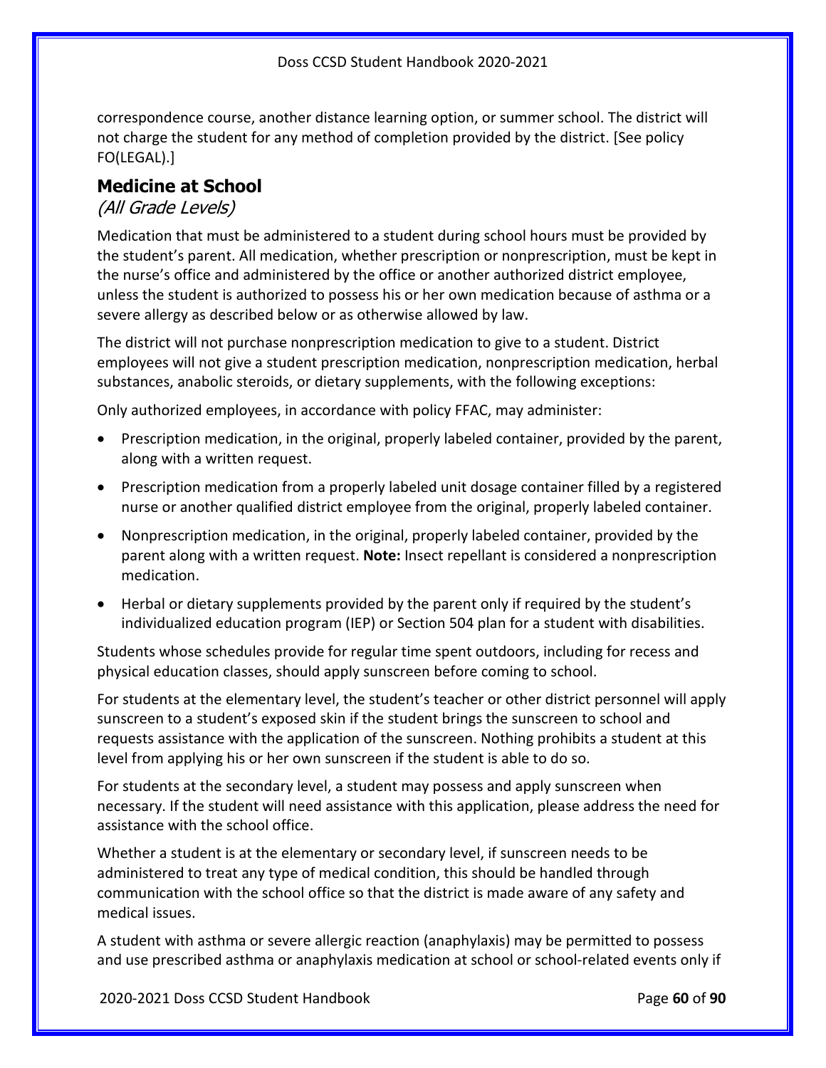correspondence course, another distance learning option, or summer school. The district will not charge the student for any method of completion provided by the district. [See policy FO(LEGAL).]

## Medicine at School

*(All Grade Levels)*

Medication that must be administered to a student during school hours must be provided by the student's parent. All medication, whether prescription or nonprescription, must be kept in the nurse's office and administered by the office or another authorized district employee, unless the student is authorized to possess his or her own medication because of asthma or a severe allergy as described below or as otherwise allowed by law.

The district will not purchase nonprescription medication to give to a student. District employees will not give a student prescription medication, nonprescription medication, herbal substances, anabolic steroids, or dietary supplements, with the following exceptions:

Only authorized employees, in accordance with policy FFAC, may administer:

- Prescription medication, in the original, properly labeled container, provided by the parent, along with a written request.
- Prescription medication from a properly labeled unit dosage container filled by a registered nurse or another qualified district employee from the original, properly labeled container.
- Nonprescription medication, in the original, properly labeled container, provided by the parent along with a written request. **Note:** Insect repellant is considered a nonprescription medication.
- Herbal or dietary supplements provided by the parent only if required by the student's individualized education program (IEP) or Section 504 plan for a student with disabilities.

Students whose schedules provide for regular time spent outdoors, including for recess and physical education classes, should apply sunscreen before coming to school.

For students at the elementary level, the student's teacher or other district personnel will apply sunscreen to a student's exposed skin if the student brings the sunscreen to school and requests assistance with the application of the sunscreen. Nothing prohibits a student at this level from applying his or her own sunscreen if the student is able to do so.

For students at the secondary level, a student may possess and apply sunscreen when necessary. If the student will need assistance with this application, please address the need for assistance with the school office.

Whether a student is at the elementary or secondary level, if sunscreen needs to be administered to treat any type of medical condition, this should be handled through communication with the school office so that the district is made aware of any safety and medical issues.

A student with asthma or severe allergic reaction (anaphylaxis) may be permitted to possess and use prescribed asthma or anaphylaxis medication at school or school-related events only if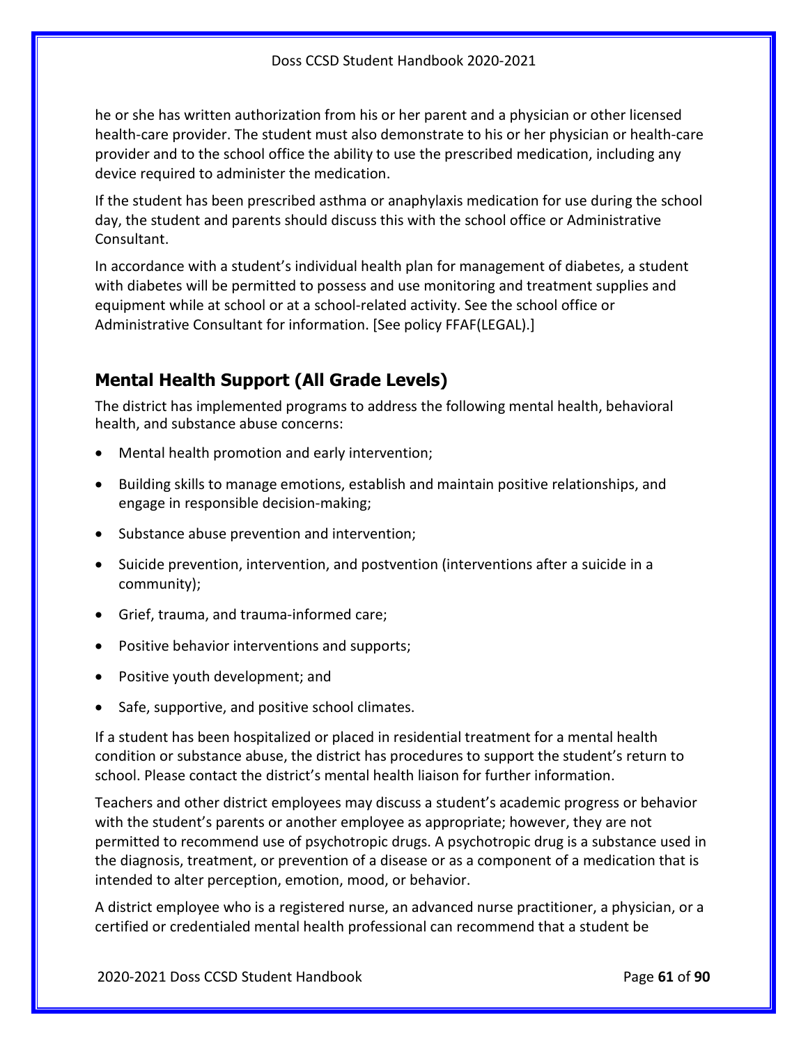he or she has written authorization from his or her parent and a physician or other licensed health-care provider. The student must also demonstrate to his or her physician or health-care provider and to the school office the ability to use the prescribed medication, including any device required to administer the medication.

If the student has been prescribed asthma or anaphylaxis medication for use during the school day, the student and parents should discuss this with the school office or Administrative Consultant.

In accordance with a student's individual health plan for management of diabetes, a student with diabetes will be permitted to possess and use monitoring and treatment supplies and equipment while at school or at a school-related activity. See the school office or Administrative Consultant for information. [See policy FFAF(LEGAL).]

## Mental Health Support (All Grade Levels)

The district has implemented programs to address the following mental health, behavioral health, and substance abuse concerns:

- Mental health promotion and early intervention;
- Building skills to manage emotions, establish and maintain positive relationships, and engage in responsible decision-making;
- Substance abuse prevention and intervention;
- Suicide prevention, intervention, and postvention (interventions after a suicide in a community);
- Grief, trauma, and trauma-informed care;
- Positive behavior interventions and supports;
- Positive youth development; and
- Safe, supportive, and positive school climates.

If a student has been hospitalized or placed in residential treatment for a mental health condition or substance abuse, the district has procedures to support the student's return to school. Please contact the district's mental health liaison for further information.

Teachers and other district employees may discuss a student's academic progress or behavior with the student's parents or another employee as appropriate; however, they are not permitted to recommend use of psychotropic drugs. A psychotropic drug is a substance used in the diagnosis, treatment, or prevention of a disease or as a component of a medication that is intended to alter perception, emotion, mood, or behavior.

A district employee who is a registered nurse, an advanced nurse practitioner, a physician, or a certified or credentialed mental health professional can recommend that a student be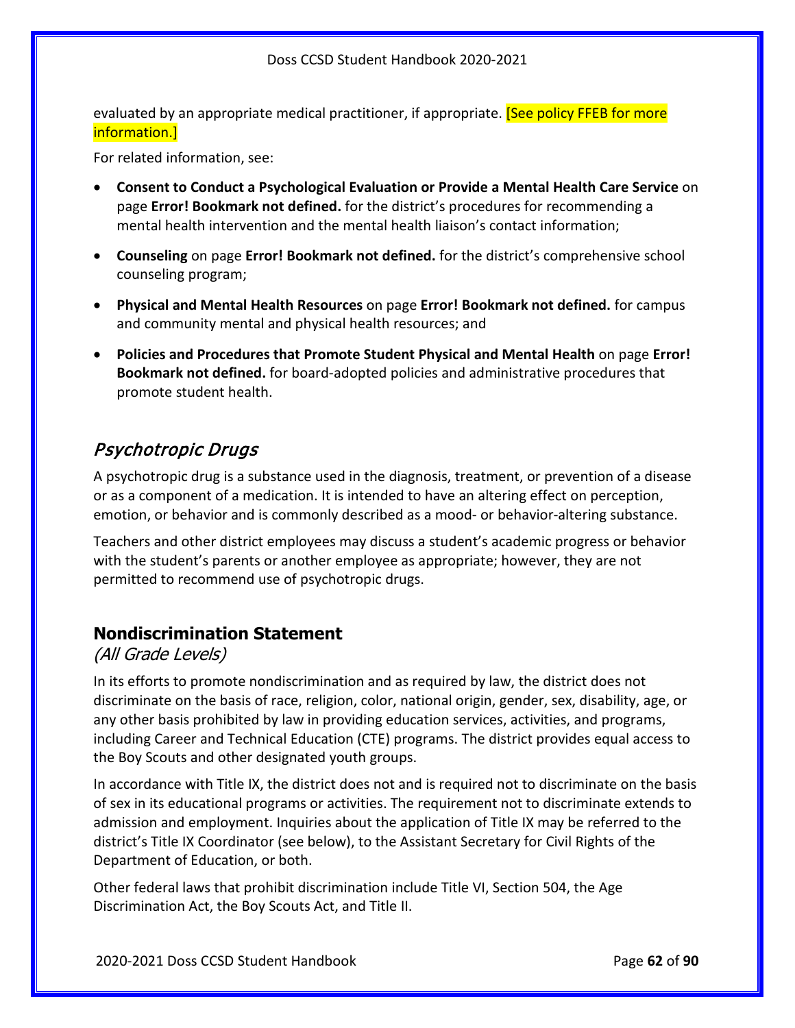evaluated by an appropriate medical practitioner, if appropriate. [See policy FFEB for more information.]

For related information, see:

- **Consent to Conduct a Psychological Evaluation or Provide a Mental Health Care Service** on page **Error! Bookmark not defined.** for the district's procedures for recommending a mental health intervention and the mental health liaison's contact information;
- **Counseling** on page **Error! Bookmark not defined.** for the district's comprehensive school counseling program;
- **Physical and Mental Health Resources** on page **Error! Bookmark not defined.** for campus and community mental and physical health resources; and
- **Policies and Procedures that Promote Student Physical and Mental Health** on page **Error! Bookmark not defined.** for board-adopted policies and administrative procedures that promote student health.

### *Psychotropic Drugs*

A psychotropic drug is a substance used in the diagnosis, treatment, or prevention of a disease or as a component of a medication. It is intended to have an altering effect on perception, emotion, or behavior and is commonly described as a mood- or behavior-altering substance.

Teachers and other district employees may discuss a student's academic progress or behavior with the student's parents or another employee as appropriate; however, they are not permitted to recommend use of psychotropic drugs.

## Nondiscrimination Statement

*(All Grade Levels)*

In its efforts to promote nondiscrimination and as required by law, the district does not discriminate on the basis of race, religion, color, national origin, gender, sex, disability, age, or any other basis prohibited by law in providing education services, activities, and programs, including Career and Technical Education (CTE) programs. The district provides equal access to the Boy Scouts and other designated youth groups.

In accordance with Title IX, the district does not and is required not to discriminate on the basis of sex in its educational programs or activities. The requirement not to discriminate extends to admission and employment. Inquiries about the application of Title IX may be referred to the district's Title IX Coordinator (see below), to the Assistant Secretary for Civil Rights of the Department of Education, or both.

Other federal laws that prohibit discrimination include Title VI, Section 504, the Age Discrimination Act, the Boy Scouts Act, and Title II.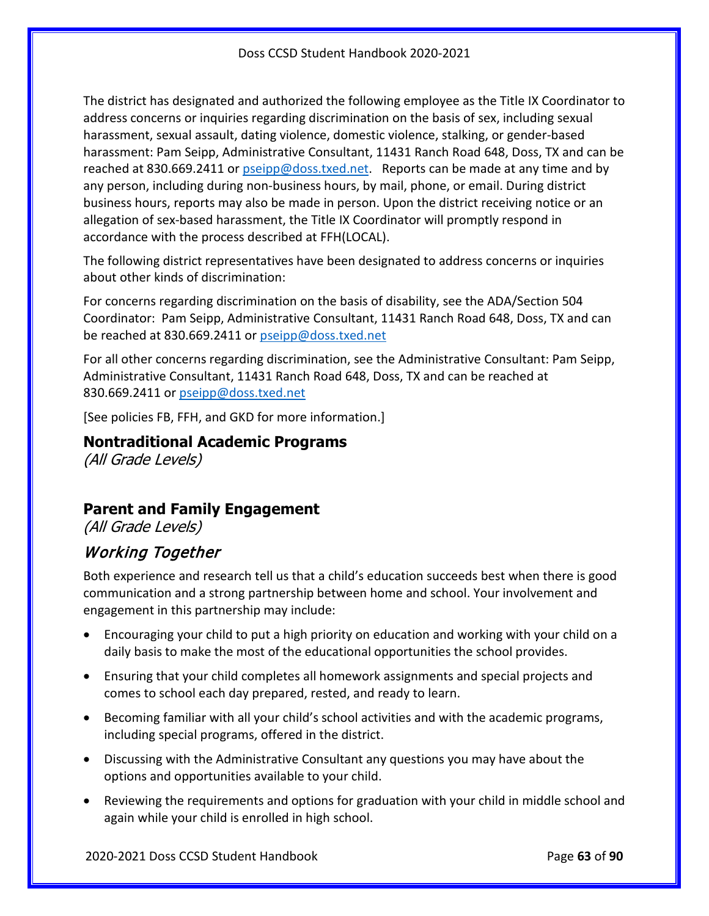The district has designated and authorized the following employee as the Title IX Coordinator to address concerns or inquiries regarding discrimination on the basis of sex, including sexual harassment, sexual assault, dating violence, domestic violence, stalking, or gender-based harassment: Pam Seipp, Administrative Consultant, 11431 Ranch Road 648, Doss, TX and can be reached at 830.669.2411 or pseipp@doss.txed.net. Reports can be made at any time and by any person, including during non-business hours, by mail, phone, or email. During district business hours, reports may also be made in person. Upon the district receiving notice or an allegation of sex-based harassment, the Title IX Coordinator will promptly respond in accordance with the process described at FFH(LOCAL).

The following district representatives have been designated to address concerns or inquiries about other kinds of discrimination:

For concerns regarding discrimination on the basis of disability, see the ADA/Section 504 Coordinator: Pam Seipp, Administrative Consultant, 11431 Ranch Road 648, Doss, TX and can be reached at 830.669.2411 or pseipp@doss.txed.net

For all other concerns regarding discrimination, see the Administrative Consultant: Pam Seipp, Administrative Consultant, 11431 Ranch Road 648, Doss, TX and can be reached at 830.669.2411 or pseipp@doss.txed.net

[See policies FB, FFH, and GKD for more information.]

## Nontraditional Academic Programs

*(All Grade Levels)*

## Parent and Family Engagement

*(All Grade Levels)*

### *Working Together*

Both experience and research tell us that a child's education succeeds best when there is good communication and a strong partnership between home and school. Your involvement and engagement in this partnership may include:

- Encouraging your child to put a high priority on education and working with your child on a daily basis to make the most of the educational opportunities the school provides.
- Ensuring that your child completes all homework assignments and special projects and comes to school each day prepared, rested, and ready to learn.
- Becoming familiar with all your child's school activities and with the academic programs, including special programs, offered in the district.
- Discussing with the Administrative Consultant any questions you may have about the options and opportunities available to your child.
- Reviewing the requirements and options for graduation with your child in middle school and again while your child is enrolled in high school.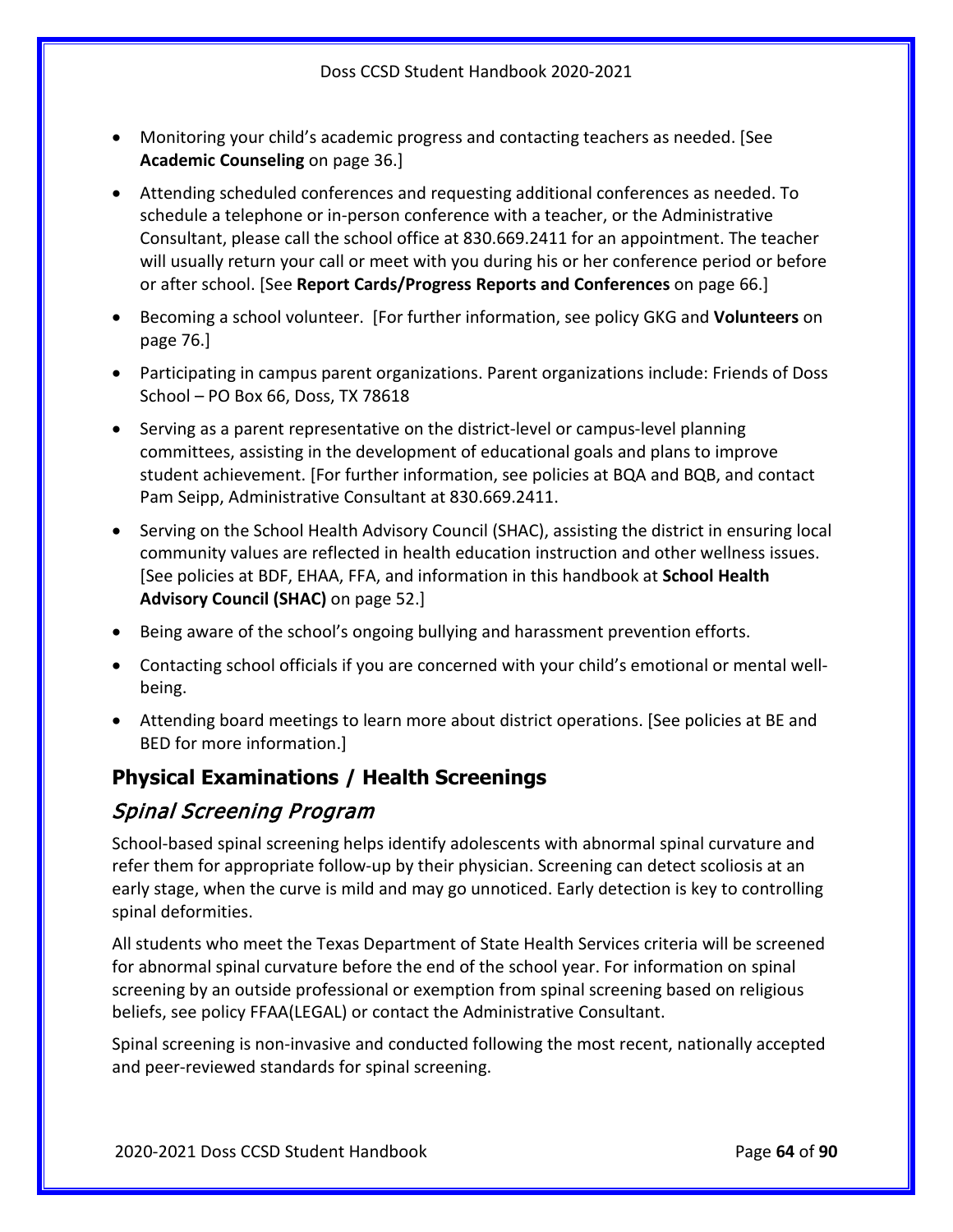- Monitoring your child's academic progress and contacting teachers as needed. [See **Academic Counseling** on page 36.]
- Attending scheduled conferences and requesting additional conferences as needed. To schedule a telephone or in-person conference with a teacher, or the Administrative Consultant, please call the school office at 830.669.2411 for an appointment. The teacher will usually return your call or meet with you during his or her conference period or before or after school. [See **Report Cards/Progress Reports and Conferences** on page 66.]
- Becoming a school volunteer. [For further information, see policy GKG and **Volunteers** on page 76.]
- Participating in campus parent organizations. Parent organizations include: Friends of Doss School – PO Box 66, Doss, TX 78618
- Serving as a parent representative on the district-level or campus-level planning committees, assisting in the development of educational goals and plans to improve student achievement. [For further information, see policies at BQA and BQB, and contact Pam Seipp, Administrative Consultant at 830.669.2411.
- Serving on the School Health Advisory Council (SHAC), assisting the district in ensuring local community values are reflected in health education instruction and other wellness issues. [See policies at BDF, EHAA, FFA, and information in this handbook at **School Health Advisory Council (SHAC)** on page 52.]
- Being aware of the school's ongoing bullying and harassment prevention efforts.
- Contacting school officials if you are concerned with your child's emotional or mental well-being.
- Attending board meetings to learn more about district operations. [See policies at BE and BED for more information.]

## Physical Examinations / Health Screenings

### *Spinal Screening Program*

School-based spinal screening helps identify adolescents with abnormal spinal curvature and refer them for appropriate follow-up by their physician. Screening can detect scoliosis at an early stage, when the curve is mild and may go unnoticed. Early detection is key to controlling spinal deformities.

All students who meet the Texas Department of State Health Services criteria will be screened for abnormal spinal curvature before the end of the school year. For information on spinal screening by an outside professional or exemption from spinal screening based on religious beliefs, see policy FFAA(LEGAL) or contact the Administrative Consultant.

Spinal screening is non-invasive and conducted following the most recent, nationally accepted and peer-reviewed standards for spinal screening.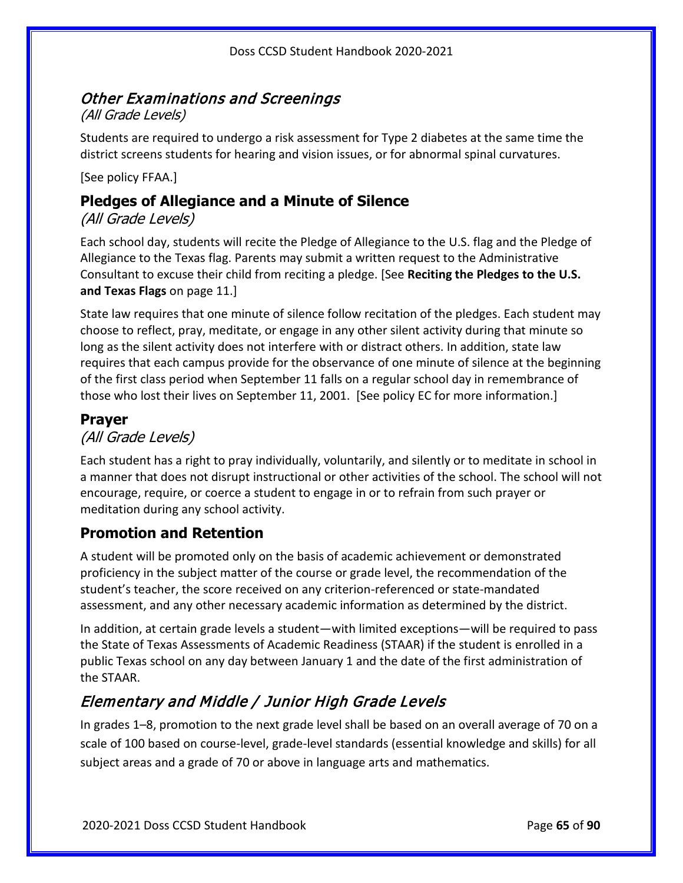### *Other Examinations and Screenings*

*(All Grade Levels)*

Students are required to undergo a risk assessment for Type 2 diabetes at the same time the district screens students for hearing and vision issues, or for abnormal spinal curvatures.

[See policy FFAA.]

## Pledges of Allegiance and a Minute of Silence

*(All Grade Levels)*

Each school day, students will recite the Pledge of Allegiance to the U.S. flag and the Pledge of Allegiance to the Texas flag. Parents may submit a written request to the Administrative Consultant to excuse their child from reciting a pledge. [See **Reciting the Pledges to the U.S. and Texas Flags** on page 11.]

State law requires that one minute of silence follow recitation of the pledges. Each student may choose to reflect, pray, meditate, or engage in any other silent activity during that minute so long as the silent activity does not interfere with or distract others. In addition, state law requires that each campus provide for the observance of one minute of silence at the beginning of the first class period when September 11 falls on a regular school day in remembrance of those who lost their lives on September 11, 2001. [See policy EC for more information.]

## Prayer

*(All Grade Levels)*

Each student has a right to pray individually, voluntarily, and silently or to meditate in school in a manner that does not disrupt instructional or other activities of the school. The school will not encourage, require, or coerce a student to engage in or to refrain from such prayer or meditation during any school activity.

## Promotion and Retention

A student will be promoted only on the basis of academic achievement or demonstrated proficiency in the subject matter of the course or grade level, the recommendation of the student's teacher, the score received on any criterion-referenced or state-mandated assessment, and any other necessary academic information as determined by the district.

In addition, at certain grade levels a student—with limited exceptions—will be required to pass the State of Texas Assessments of Academic Readiness (STAAR) if the student is enrolled in a public Texas school on any day between January 1 and the date of the first administration of the STAAR.

### *Elementary and Middle / Junior High Grade Levels*

In grades 1–8, promotion to the next grade level shall be based on an overall average of 70 on a scale of 100 based on course-level, grade-level standards (essential knowledge and skills) for all subject areas and a grade of 70 or above in language arts and mathematics.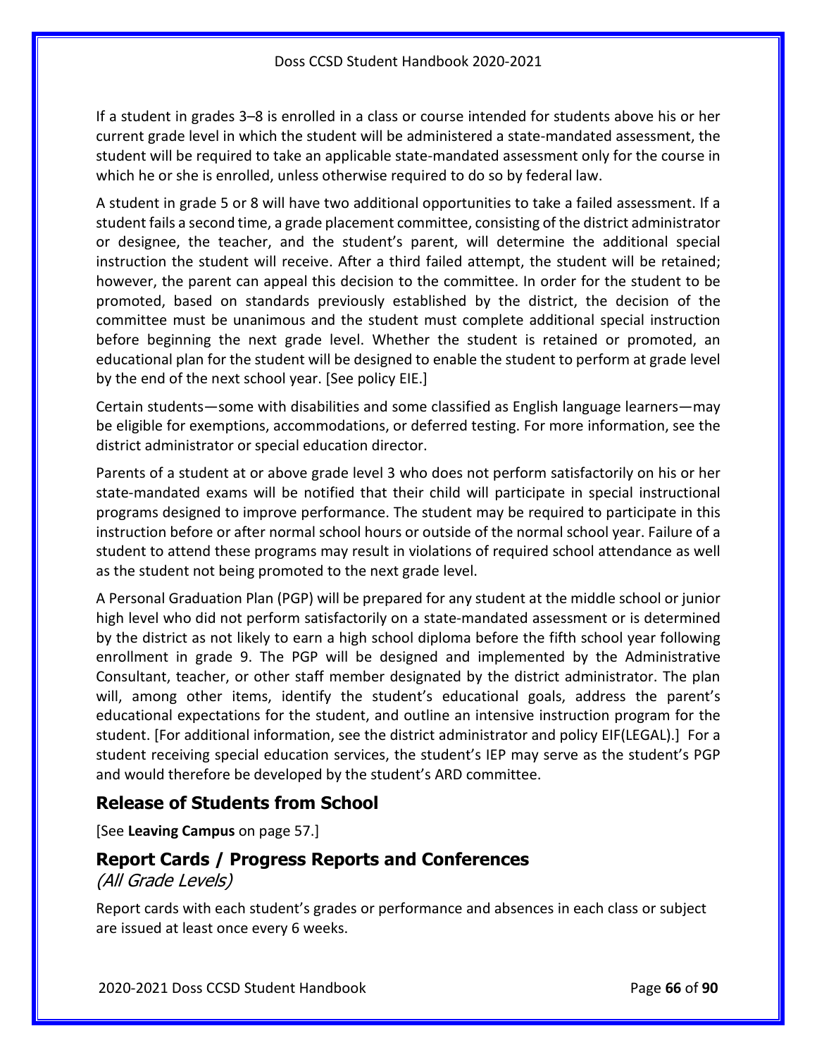If a student in grades 3–8 is enrolled in a class or course intended for students above his or her current grade level in which the student will be administered a state-mandated assessment, the student will be required to take an applicable state-mandated assessment only for the course in which he or she is enrolled, unless otherwise required to do so by federal law.

A student in grade 5 or 8 will have two additional opportunities to take a failed assessment. If a student fails a second time, a grade placement committee, consisting of the district administrator or designee, the teacher, and the student's parent, will determine the additional special instruction the student will receive. After a third failed attempt, the student will be retained; however, the parent can appeal this decision to the committee. In order for the student to be promoted, based on standards previously established by the district, the decision of the committee must be unanimous and the student must complete additional special instruction before beginning the next grade level. Whether the student is retained or promoted, an educational plan for the student will be designed to enable the student to perform at grade level by the end of the next school year. [See policy EIE.]

Certain students—some with disabilities and some classified as English language learners—may be eligible for exemptions, accommodations, or deferred testing. For more information, see the district administrator or special education director.

Parents of a student at or above grade level 3 who does not perform satisfactorily on his or her state-mandated exams will be notified that their child will participate in special instructional programs designed to improve performance. The student may be required to participate in this instruction before or after normal school hours or outside of the normal school year. Failure of a student to attend these programs may result in violations of required school attendance as well as the student not being promoted to the next grade level.

A Personal Graduation Plan (PGP) will be prepared for any student at the middle school or junior high level who did not perform satisfactorily on a state-mandated assessment or is determined by the district as not likely to earn a high school diploma before the fifth school year following enrollment in grade 9. The PGP will be designed and implemented by the Administrative Consultant, teacher, or other staff member designated by the district administrator. The plan will, among other items, identify the student's educational goals, address the parent's educational expectations for the student, and outline an intensive instruction program for the student. [For additional information, see the district administrator and policy EIF(LEGAL).] For a student receiving special education services, the student's IEP may serve as the student's PGP and would therefore be developed by the student's ARD committee.

## Release of Students from School

[See **Leaving Campus** on page 57.]

## Report Cards / Progress Reports and Conferences

*(All Grade Levels)*

Report cards with each student's grades or performance and absences in each class or subject are issued at least once every 6 weeks.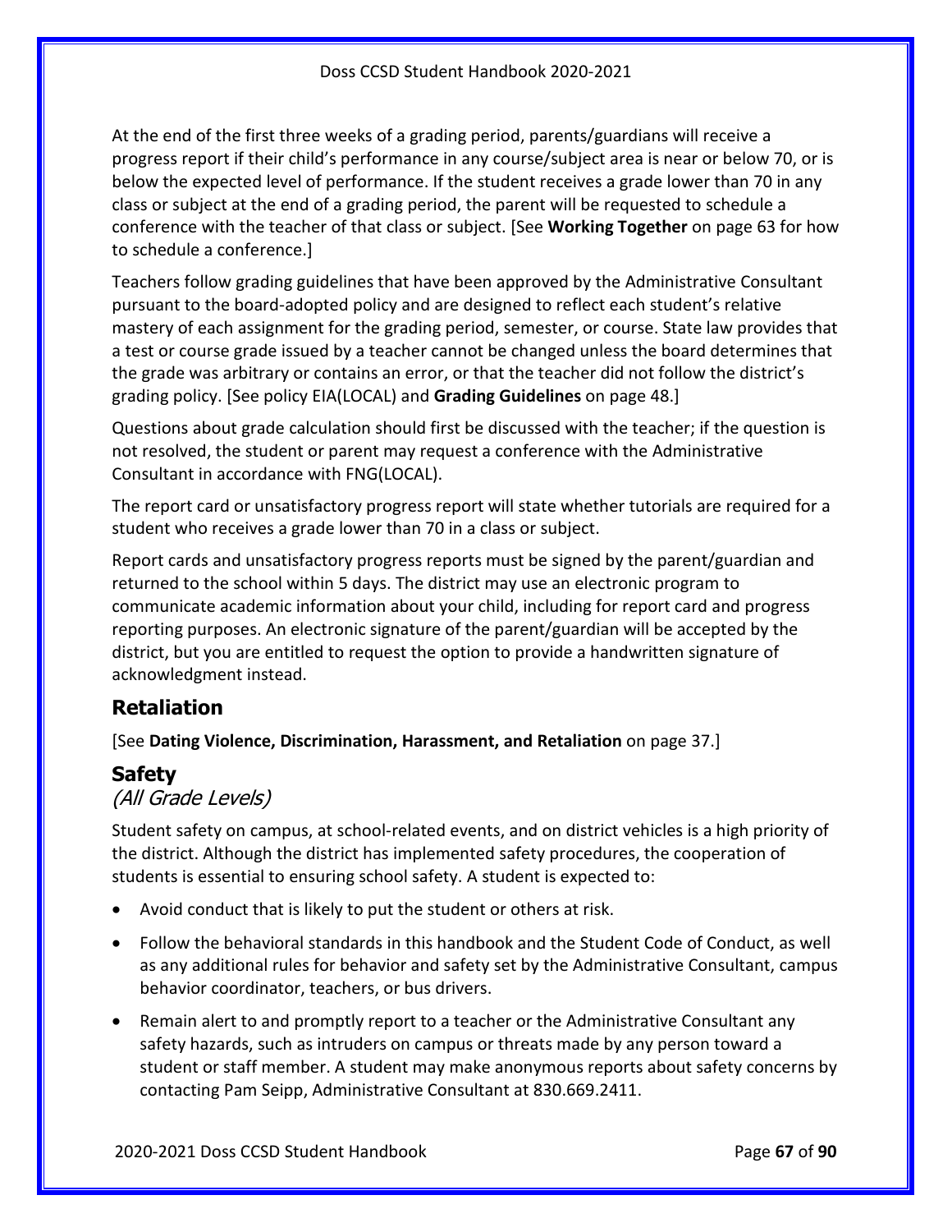At the end of the first three weeks of a grading period, parents/guardians will receive a progress report if their child's performance in any course/subject area is near or below 70, or is below the expected level of performance. If the student receives a grade lower than 70 in any class or subject at the end of a grading period, the parent will be requested to schedule a conference with the teacher of that class or subject. [See **Working Together** on page 63 for how to schedule a conference.]

Teachers follow grading guidelines that have been approved by the Administrative Consultant pursuant to the board-adopted policy and are designed to reflect each student's relative mastery of each assignment for the grading period, semester, or course. State law provides that a test or course grade issued by a teacher cannot be changed unless the board determines that the grade was arbitrary or contains an error, or that the teacher did not follow the district's grading policy. [See policy EIA(LOCAL) and **Grading Guidelines** on page 48.]

Questions about grade calculation should first be discussed with the teacher; if the question is not resolved, the student or parent may request a conference with the Administrative Consultant in accordance with FNG(LOCAL).

The report card or unsatisfactory progress report will state whether tutorials are required for a student who receives a grade lower than 70 in a class or subject.

Report cards and unsatisfactory progress reports must be signed by the parent/guardian and returned to the school within 5 days. The district may use an electronic program to communicate academic information about your child, including for report card and progress reporting purposes. An electronic signature of the parent/guardian will be accepted by the district, but you are entitled to request the option to provide a handwritten signature of acknowledgment instead.

## Retaliation

[See **Dating Violence, Discrimination, Harassment, and Retaliation** on page 37.]

## Safety

*(All Grade Levels)*

Student safety on campus, at school-related events, and on district vehicles is a high priority of the district. Although the district has implemented safety procedures, the cooperation of students is essential to ensuring school safety. A student is expected to:

- Avoid conduct that is likely to put the student or others at risk.
- Follow the behavioral standards in this handbook and the Student Code of Conduct, as well as any additional rules for behavior and safety set by the Administrative Consultant, campus behavior coordinator, teachers, or bus drivers.
- Remain alert to and promptly report to a teacher or the Administrative Consultant any safety hazards, such as intruders on campus or threats made by any person toward a student or staff member. A student may make anonymous reports about safety concerns by contacting Pam Seipp, Administrative Consultant at 830.669.2411.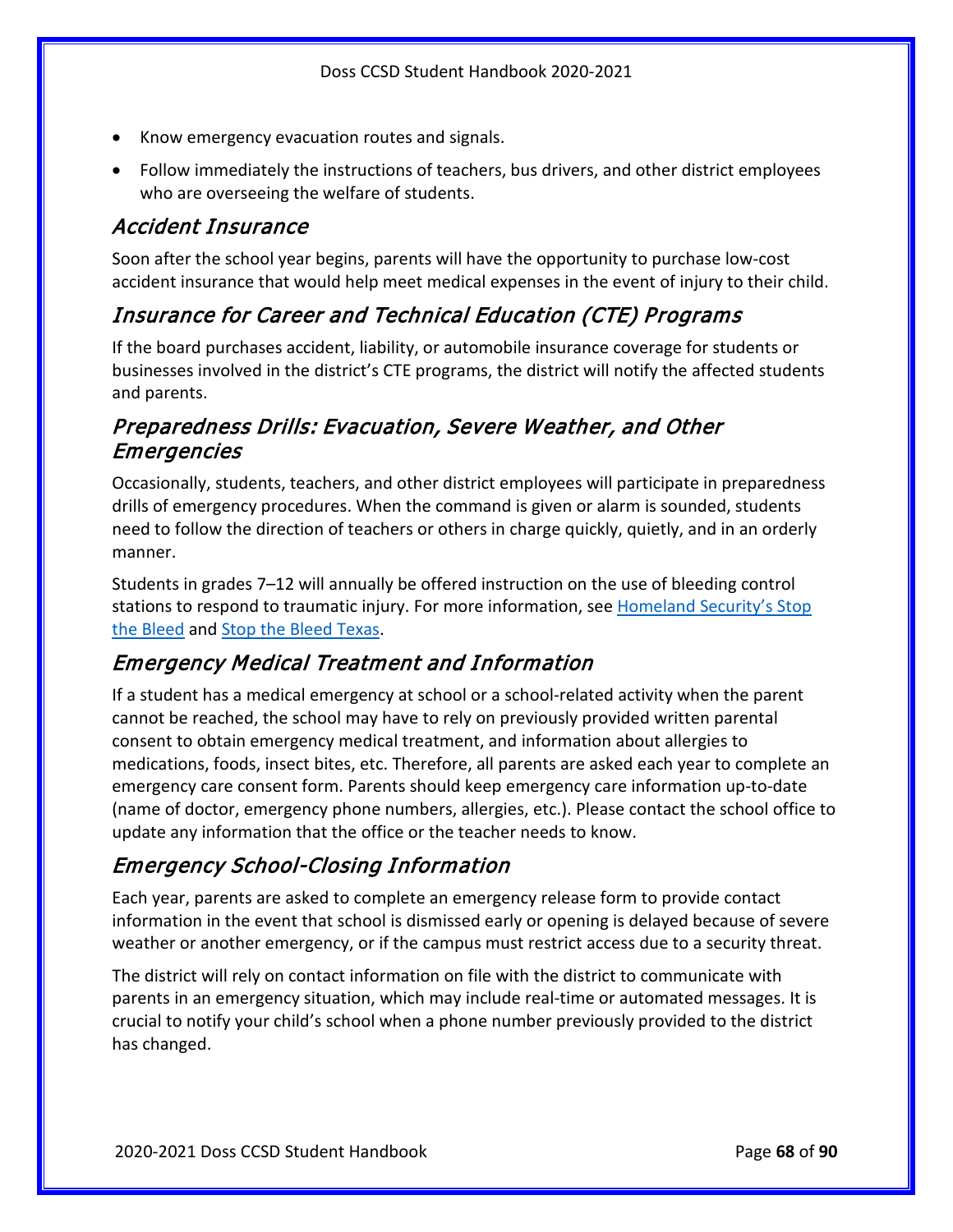- Know emergency evacuation routes and signals.
- Follow immediately the instructions of teachers, bus drivers, and other district employees who are overseeing the welfare of students.

## Accident Insurance

Soon after the school year begins, parents will have the opportunity to purchase low-cost accident insurance that would help meet medical expenses in the event of injury to their child.

## Insurance for Career and Technical Education (CTE) Programs

If the board purchases accident, liability, or automobile insurance coverage for students or businesses involved in the district's CTE programs, the district will notify the affected students and parents.

## Preparedness Drills: Evacuation, Severe Weather, and Other Emergencies

Occasionally, students, teachers, and other district employees will participate in preparedness drills of emergency procedures. When the command is given or alarm is sounded, students need to follow the direction of teachers or others in charge quickly, quietly, and in an orderly manner.

Students in grades 7–12 will annually be offered instruction on the use of bleeding control stations to respond to traumatic injury. For more information, see Homeland Security's Stop the Bleed and Stop the Bleed Texas.

## Emergency Medical Treatment and Information

If a student has a medical emergency at school or a school-related activity when the parent cannot be reached, the school may have to rely on previously provided written parental consent to obtain emergency medical treatment, and information about allergies to medications, foods, insect bites, etc. Therefore, all parents are asked each year to complete an emergency care consent form. Parents should keep emergency care information up-to-date (name of doctor, emergency phone numbers, allergies, etc.). Please contact the school office to update any information that the office or the teacher needs to know.

## Emergency School-Closing Information

Each year, parents are asked to complete an emergency release form to provide contact information in the event that school is dismissed early or opening is delayed because of severe weather or another emergency, or if the campus must restrict access due to a security threat.

The district will rely on contact information on file with the district to communicate with parents in an emergency situation, which may include real-time or automated messages. It is crucial to notify your child's school when a phone number previously provided to the district has changed.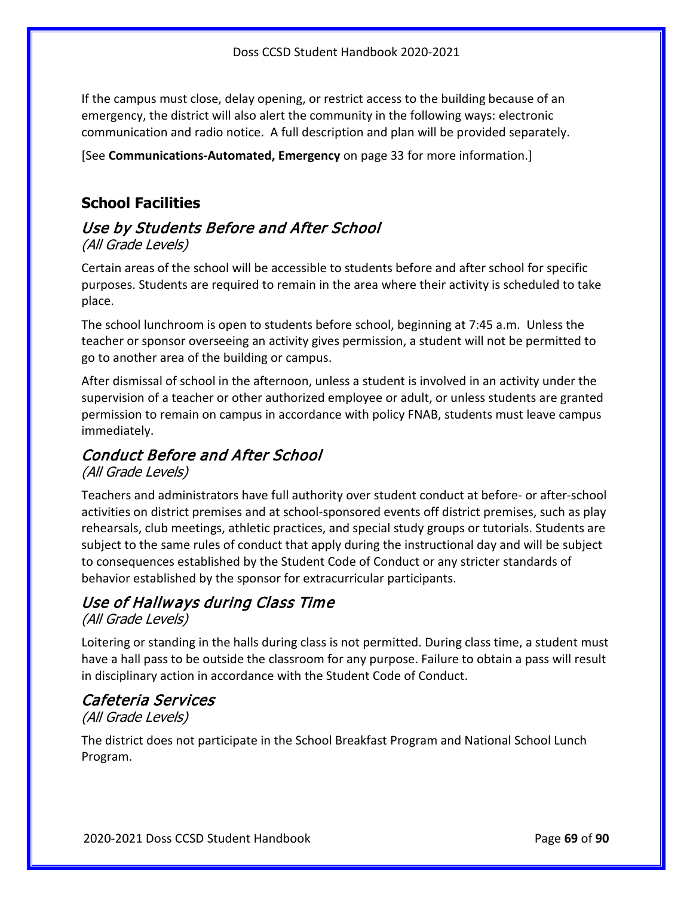If the campus must close, delay opening, or restrict access to the building because of an emergency, the district will also alert the community in the following ways: electronic communication and radio notice. A full description and plan will be provided separately.

[See **Communications-Automated, Emergency** on page 33 for more information.]

## School Facilities

### *Use by Students Before and After School*

*(All Grade Levels)*

Certain areas of the school will be accessible to students before and after school for specific purposes. Students are required to remain in the area where their activity is scheduled to take place.

The school lunchroom is open to students before school, beginning at 7:45 a.m. Unless the teacher or sponsor overseeing an activity gives permission, a student will not be permitted to go to another area of the building or campus.

After dismissal of school in the afternoon, unless a student is involved in an activity under the supervision of a teacher or other authorized employee or adult, or unless students are granted permission to remain on campus in accordance with policy FNAB, students must leave campus immediately.

### *Conduct Before and After School*

*(All Grade Levels)*

Teachers and administrators have full authority over student conduct at before- or after-school activities on district premises and at school-sponsored events off district premises, such as play rehearsals, club meetings, athletic practices, and special study groups or tutorials. Students are subject to the same rules of conduct that apply during the instructional day and will be subject to consequences established by the Student Code of Conduct or any stricter standards of behavior established by the sponsor for extracurricular participants.

### *Use of Hallways during Class Time*

*(All Grade Levels)*

Loitering or standing in the halls during class is not permitted. During class time, a student must have a hall pass to be outside the classroom for any purpose. Failure to obtain a pass will result in disciplinary action in accordance with the Student Code of Conduct.

### *Cafeteria Services*

*(All Grade Levels)*

The district does not participate in the School Breakfast Program and National School Lunch Program.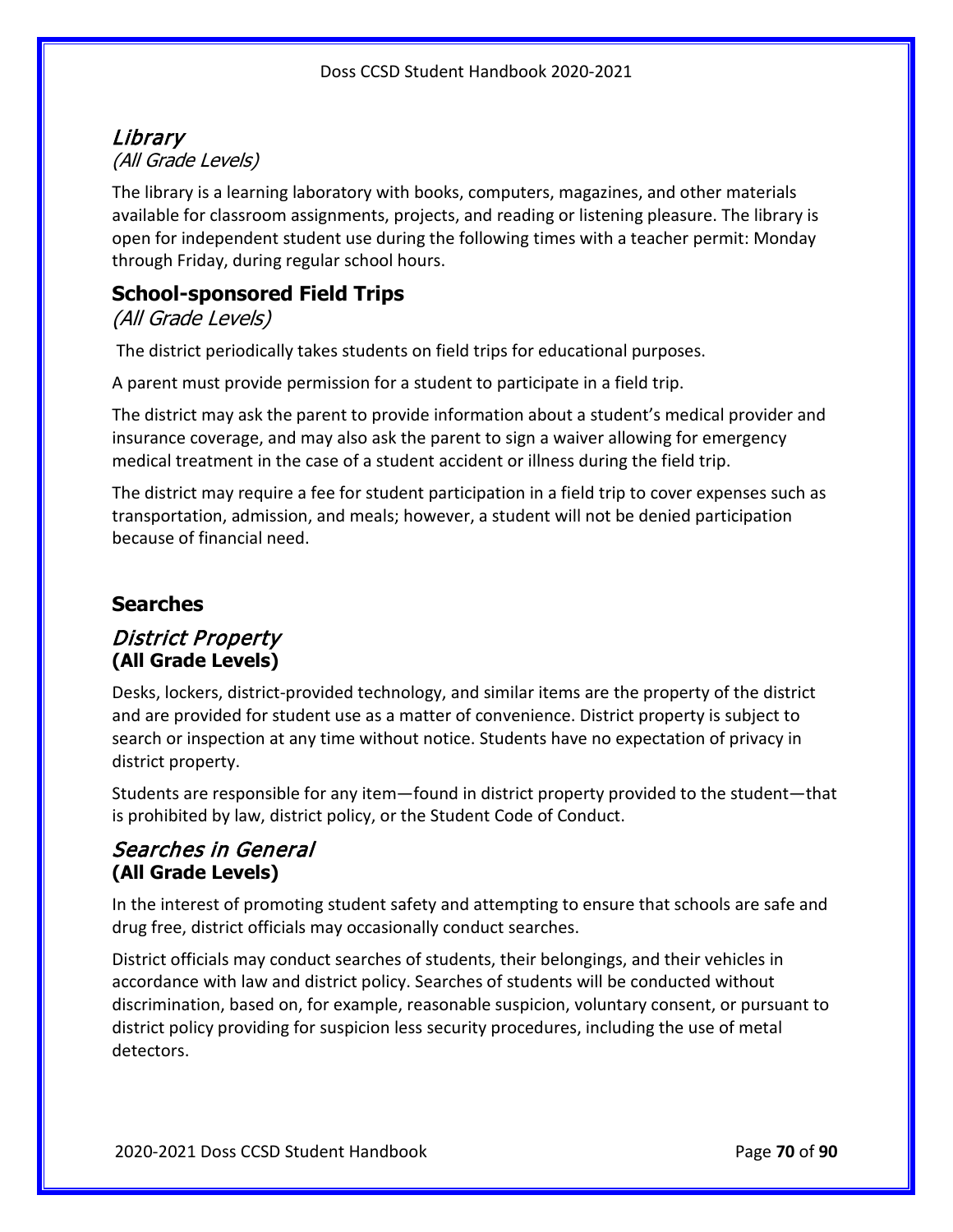## *Library*

*(All Grade Levels)*

The library is a learning laboratory with books, computers, magazines, and other materials available for classroom assignments, projects, and reading or listening pleasure. The library is open for independent student use during the following times with a teacher permit: Monday through Friday, during regular school hours.

## School-sponsored Field Trips

*(All Grade Levels)*

The district periodically takes students on field trips for educational purposes.

A parent must provide permission for a student to participate in a field trip.

The district may ask the parent to provide information about a student's medical provider and insurance coverage, and may also ask the parent to sign a waiver allowing for emergency medical treatment in the case of a student accident or illness during the field trip.

The district may require a fee for student participation in a field trip to cover expenses such as transportation, admission, and meals; however, a student will not be denied participation because of financial need.

## Searches

### *District Property*

**(All Grade Levels)**

Desks, lockers, district-provided technology, and similar items are the property of the district and are provided for student use as a matter of convenience. District property is subject to search or inspection at any time without notice. Students have no expectation of privacy in district property.

Students are responsible for any item—found in district property provided to the student—that is prohibited by law, district policy, or the Student Code of Conduct.

### *Searches in General*

**(All Grade Levels)**

In the interest of promoting student safety and attempting to ensure that schools are safe and drug free, district officials may occasionally conduct searches.

District officials may conduct searches of students, their belongings, and their vehicles in accordance with law and district policy. Searches of students will be conducted without discrimination, based on, for example, reasonable suspicion, voluntary consent, or pursuant to district policy providing for suspicion less security procedures, including the use of metal detectors.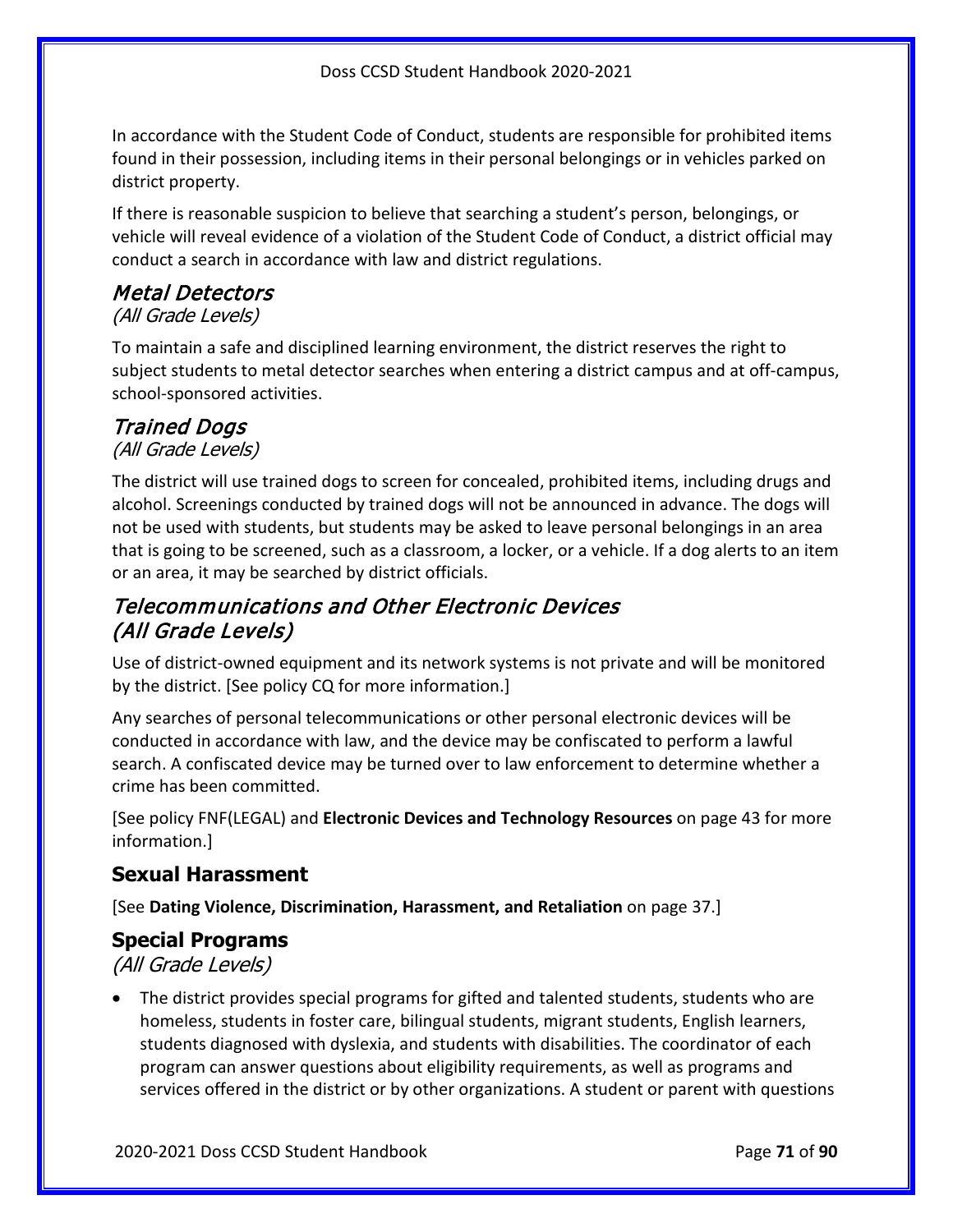In accordance with the Student Code of Conduct, students are responsible for prohibited items found in their possession, including items in their personal belongings or in vehicles parked on district property.

If there is reasonable suspicion to believe that searching a student's person, belongings, or vehicle will reveal evidence of a violation of the Student Code of Conduct, a district official may conduct a search in accordance with law and district regulations.

### Metal Detectors

*(All Grade Levels)*

To maintain a safe and disciplined learning environment, the district reserves the right to subject students to metal detector searches when entering a district campus and at off-campus, school-sponsored activities.

### Trained Dogs

*(All Grade Levels)*

The district will use trained dogs to screen for concealed, prohibited items, including drugs and alcohol. Screenings conducted by trained dogs will not be announced in advance. The dogs will not be used with students, but students may be asked to leave personal belongings in an area that is going to be screened, such as a classroom, a locker, or a vehicle. If a dog alerts to an item or an area, it may be searched by district officials.

### Telecommunications and Other Electronic Devices (All Grade Levels)

Use of district-owned equipment and its network systems is not private and will be monitored by the district. [See policy CQ for more information.]

Any searches of personal telecommunications or other personal electronic devices will be conducted in accordance with law, and the device may be confiscated to perform a lawful search. A confiscated device may be turned over to law enforcement to determine whether a crime has been committed.

[See policy FNF(LEGAL) and **Electronic Devices and Technology Resources** on page 43 for more information.]

## Sexual Harassment

[See **Dating Violence, Discrimination, Harassment, and Retaliation** on page 37.]

## Special Programs

*(All Grade Levels)*

- The district provides special programs for gifted and talented students, students who are homeless, students in foster care, bilingual students, migrant students, English learners, students diagnosed with dyslexia, and students with disabilities. The coordinator of each program can answer questions about eligibility requirements, as well as programs and services offered in the district or by other organizations. A student or parent with questions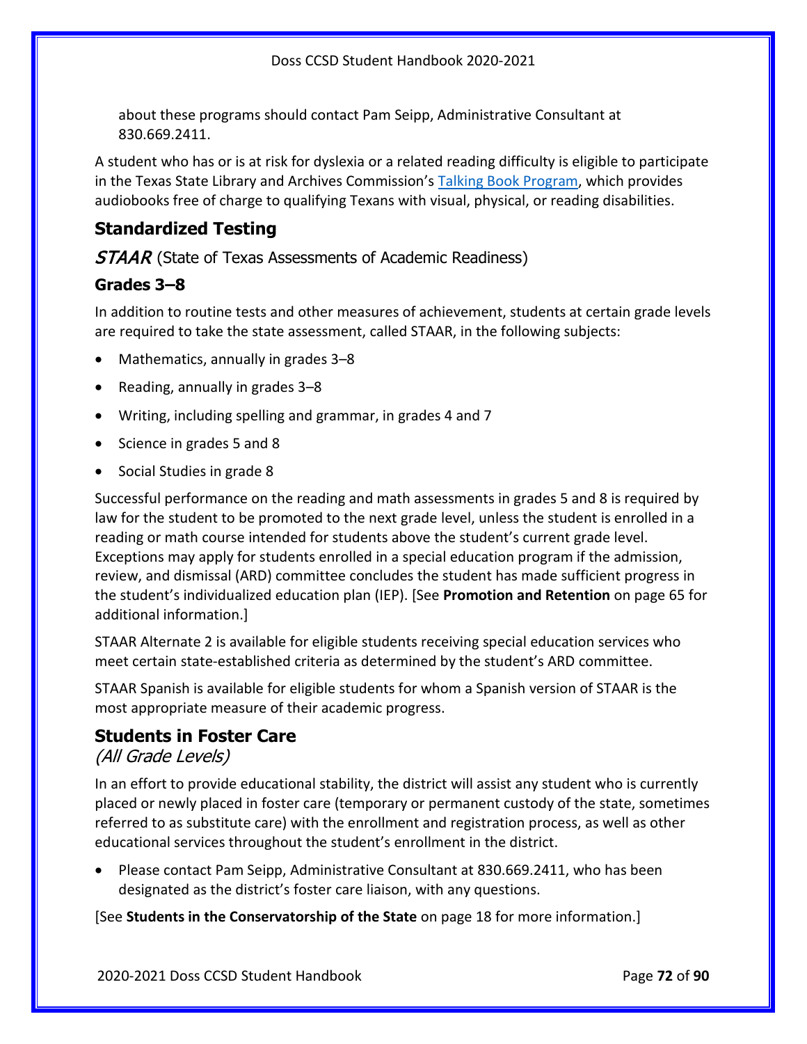about these programs should contact Pam Seipp, Administrative Consultant at 830.669.2411.

A student who has or is at risk for dyslexia or a related reading difficulty is eligible to participate in the Texas State Library and Archives Commission's [Talking Book Program](), which provides audiobooks free of charge to qualifying Texans with visual, physical, or reading disabilities.

## Standardized Testing

*STAAR* (State of Texas Assessments of Academic Readiness)

### Grades 3–8

In addition to routine tests and other measures of achievement, students at certain grade levels are required to take the state assessment, called STAAR, in the following subjects:

- Mathematics, annually in grades 3–8
- Reading, annually in grades 3–8
- Writing, including spelling and grammar, in grades 4 and 7
- Science in grades 5 and 8
- Social Studies in grade 8

Successful performance on the reading and math assessments in grades 5 and 8 is required by law for the student to be promoted to the next grade level, unless the student is enrolled in a reading or math course intended for students above the student's current grade level. Exceptions may apply for students enrolled in a special education program if the admission, review, and dismissal (ARD) committee concludes the student has made sufficient progress in the student's individualized education plan (IEP). [See **Promotion and Retention** on page 65 for additional information.]

STAAR Alternate 2 is available for eligible students receiving special education services who meet certain state-established criteria as determined by the student's ARD committee.

STAAR Spanish is available for eligible students for whom a Spanish version of STAAR is the most appropriate measure of their academic progress.

## Students in Foster Care

*(All Grade Levels)*

In an effort to provide educational stability, the district will assist any student who is currently placed or newly placed in foster care (temporary or permanent custody of the state, sometimes referred to as substitute care) with the enrollment and registration process, as well as other educational services throughout the student's enrollment in the district.

- Please contact Pam Seipp, Administrative Consultant at 830.669.2411, who has been designated as the district's foster care liaison, with any questions.

[See **Students in the Conservatorship of the State** on page 18 for more information.]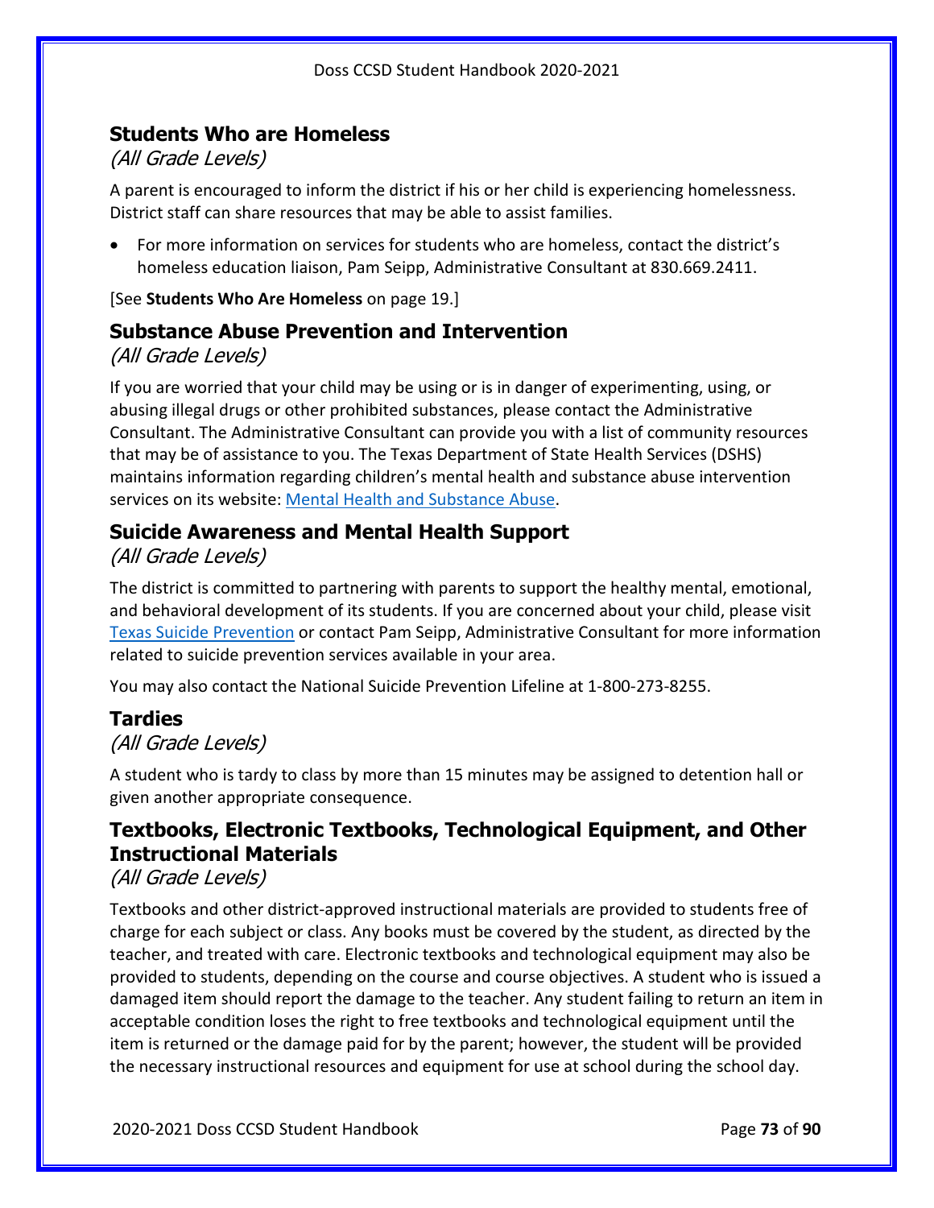## Students Who are Homeless

*(All Grade Levels)*

A parent is encouraged to inform the district if his or her child is experiencing homelessness. District staff can share resources that may be able to assist families.

- For more information on services for students who are homeless, contact the district's homeless education liaison, Pam Seipp, Administrative Consultant at 830.669.2411.

[See **Students Who Are Homeless** on page 19.]

## Substance Abuse Prevention and Intervention

*(All Grade Levels)*

If you are worried that your child may be using or is in danger of experimenting, using, or abusing illegal drugs or other prohibited substances, please contact the Administrative Consultant. The Administrative Consultant can provide you with a list of community resources that may be of assistance to you. The Texas Department of State Health Services (DSHS) maintains information regarding children's mental health and substance abuse intervention services on its website: Mental Health and Substance Abuse.

## Suicide Awareness and Mental Health Support

*(All Grade Levels)*

The district is committed to partnering with parents to support the healthy mental, emotional, and behavioral development of its students. If you are concerned about your child, please visit Texas Suicide Prevention or contact Pam Seipp, Administrative Consultant for more information related to suicide prevention services available in your area.

You may also contact the National Suicide Prevention Lifeline at 1-800-273-8255.

## Tardies

*(All Grade Levels)*

A student who is tardy to class by more than 15 minutes may be assigned to detention hall or given another appropriate consequence.

## Textbooks, Electronic Textbooks, Technological Equipment, and Other Instructional Materials

*(All Grade Levels)*

Textbooks and other district-approved instructional materials are provided to students free of charge for each subject or class. Any books must be covered by the student, as directed by the teacher, and treated with care. Electronic textbooks and technological equipment may also be provided to students, depending on the course and course objectives. A student who is issued a damaged item should report the damage to the teacher. Any student failing to return an item in acceptable condition loses the right to free textbooks and technological equipment until the item is returned or the damage paid for by the parent; however, the student will be provided the necessary instructional resources and equipment for use at school during the school day.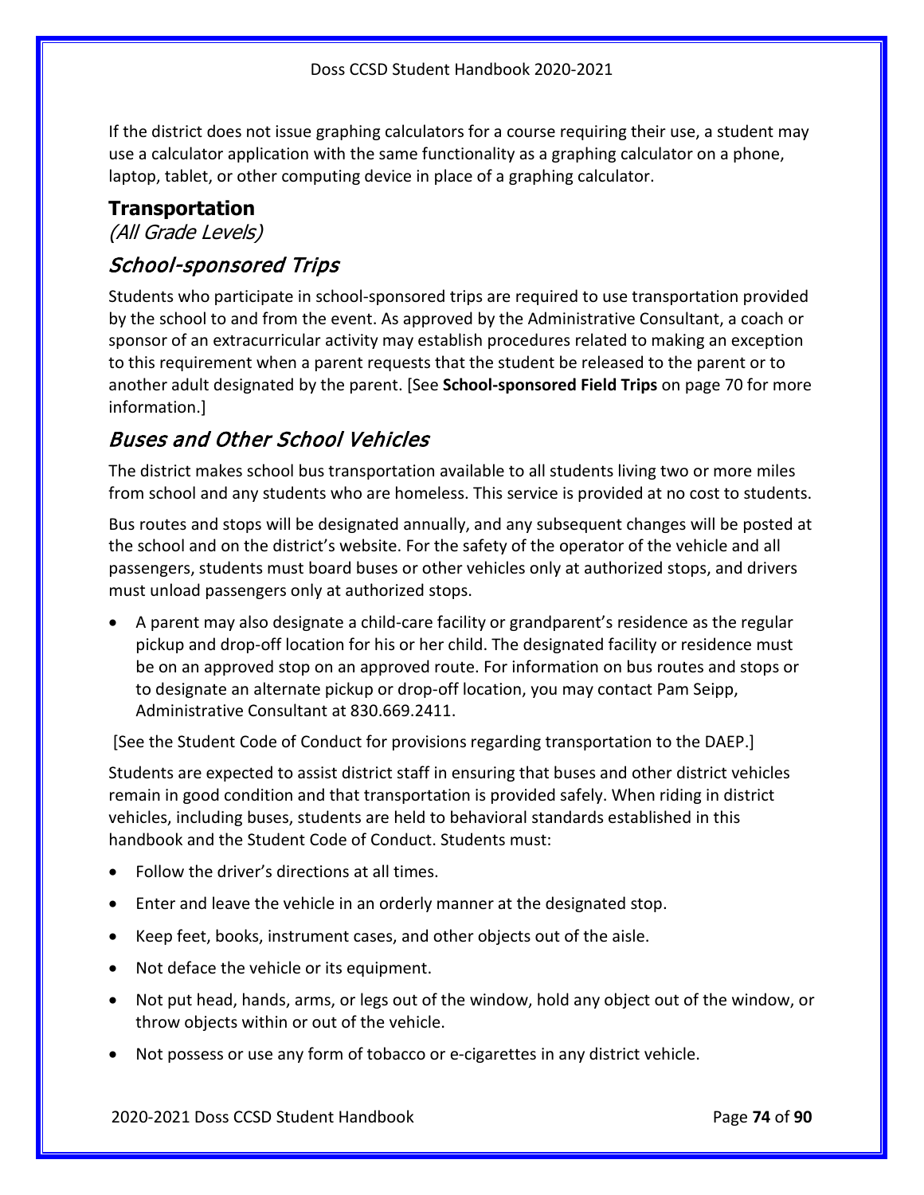If the district does not issue graphing calculators for a course requiring their use, a student may use a calculator application with the same functionality as a graphing calculator on a phone, laptop, tablet, or other computing device in place of a graphing calculator.

## Transportation

*(All Grade Levels)*

### *School-sponsored Trips*

Students who participate in school-sponsored trips are required to use transportation provided by the school to and from the event. As approved by the Administrative Consultant, a coach or sponsor of an extracurricular activity may establish procedures related to making an exception to this requirement when a parent requests that the student be released to the parent or to another adult designated by the parent. [See **School-sponsored Field Trips** on page 70 for more information.]

### *Buses and Other School Vehicles*

The district makes school bus transportation available to all students living two or more miles from school and any students who are homeless. This service is provided at no cost to students.

Bus routes and stops will be designated annually, and any subsequent changes will be posted at the school and on the district's website. For the safety of the operator of the vehicle and all passengers, students must board buses or other vehicles only at authorized stops, and drivers must unload passengers only at authorized stops.

- A parent may also designate a child-care facility or grandparent's residence as the regular pickup and drop-off location for his or her child. The designated facility or residence must be on an approved stop on an approved route. For information on bus routes and stops or to designate an alternate pickup or drop-off location, you may contact Pam Seipp, Administrative Consultant at 830.669.2411.

[See the Student Code of Conduct for provisions regarding transportation to the DAEP.]

Students are expected to assist district staff in ensuring that buses and other district vehicles remain in good condition and that transportation is provided safely. When riding in district vehicles, including buses, students are held to behavioral standards established in this handbook and the Student Code of Conduct. Students must:

- Follow the driver's directions at all times.
- Enter and leave the vehicle in an orderly manner at the designated stop.
- Keep feet, books, instrument cases, and other objects out of the aisle.
- Not deface the vehicle or its equipment.
- Not put head, hands, arms, or legs out of the window, hold any object out of the window, or throw objects within or out of the vehicle.
- Not possess or use any form of tobacco or e-cigarettes in any district vehicle.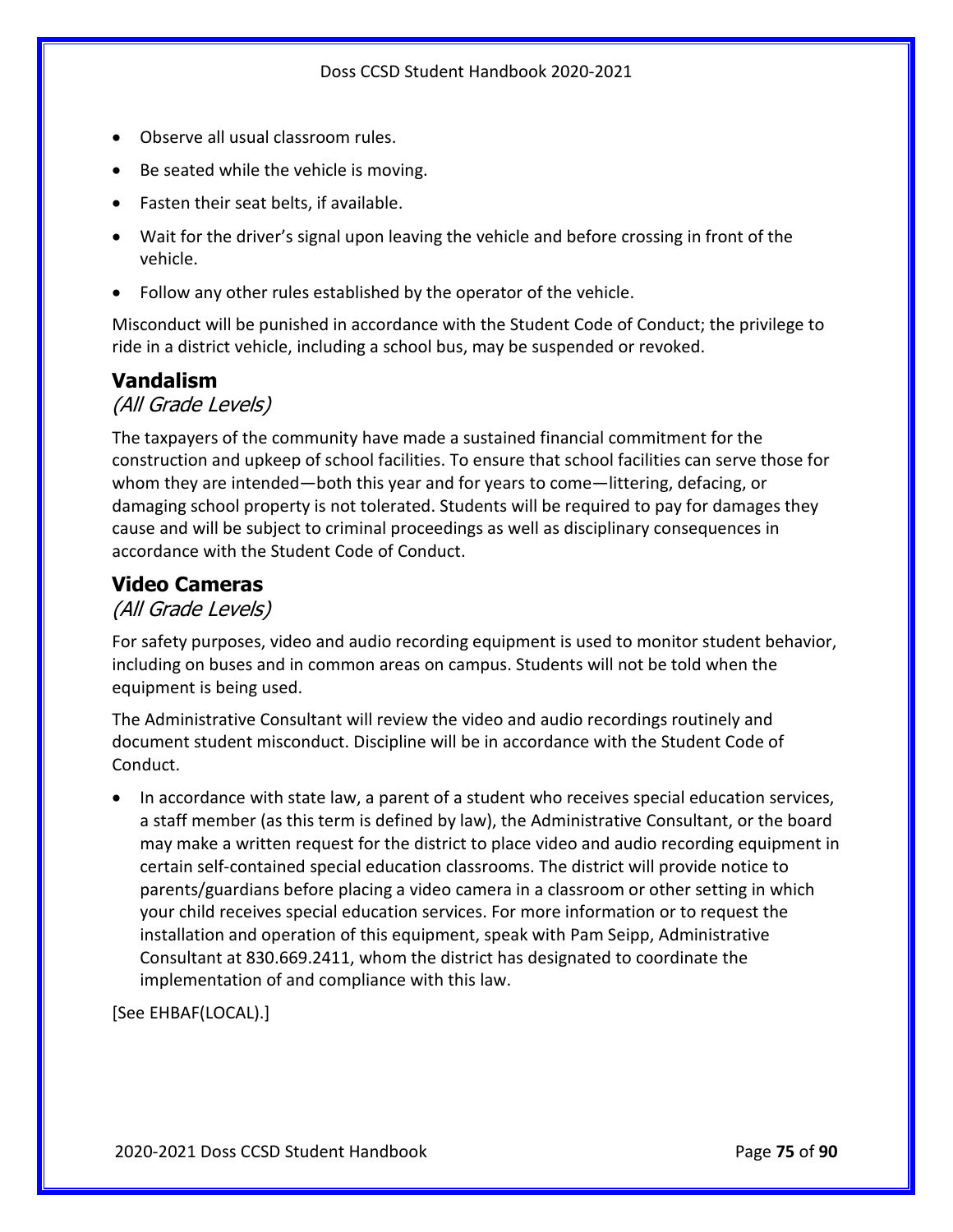- Observe all usual classroom rules.
- Be seated while the vehicle is moving.
- Fasten their seat belts, if available.
- Wait for the driver's signal upon leaving the vehicle and before crossing in front of the vehicle.
- Follow any other rules established by the operator of the vehicle.

Misconduct will be punished in accordance with the Student Code of Conduct; the privilege to ride in a district vehicle, including a school bus, may be suspended or revoked.

## Vandalism

*(All Grade Levels)*

The taxpayers of the community have made a sustained financial commitment for the construction and upkeep of school facilities. To ensure that school facilities can serve those for whom they are intended—both this year and for years to come—littering, defacing, or damaging school property is not tolerated. Students will be required to pay for damages they cause and will be subject to criminal proceedings as well as disciplinary consequences in accordance with the Student Code of Conduct.

## Video Cameras

*(All Grade Levels)*

For safety purposes, video and audio recording equipment is used to monitor student behavior, including on buses and in common areas on campus. Students will not be told when the equipment is being used.

The Administrative Consultant will review the video and audio recordings routinely and document student misconduct. Discipline will be in accordance with the Student Code of Conduct.

- In accordance with state law, a parent of a student who receives special education services, a staff member (as this term is defined by law), the Administrative Consultant, or the board may make a written request for the district to place video and audio recording equipment in certain self-contained special education classrooms. The district will provide notice to parents/guardians before placing a video camera in a classroom or other setting in which your child receives special education services. For more information or to request the installation and operation of this equipment, speak with Pam Seipp, Administrative Consultant at 830.669.2411, whom the district has designated to coordinate the implementation of and compliance with this law.

[See EHBAF(LOCAL).]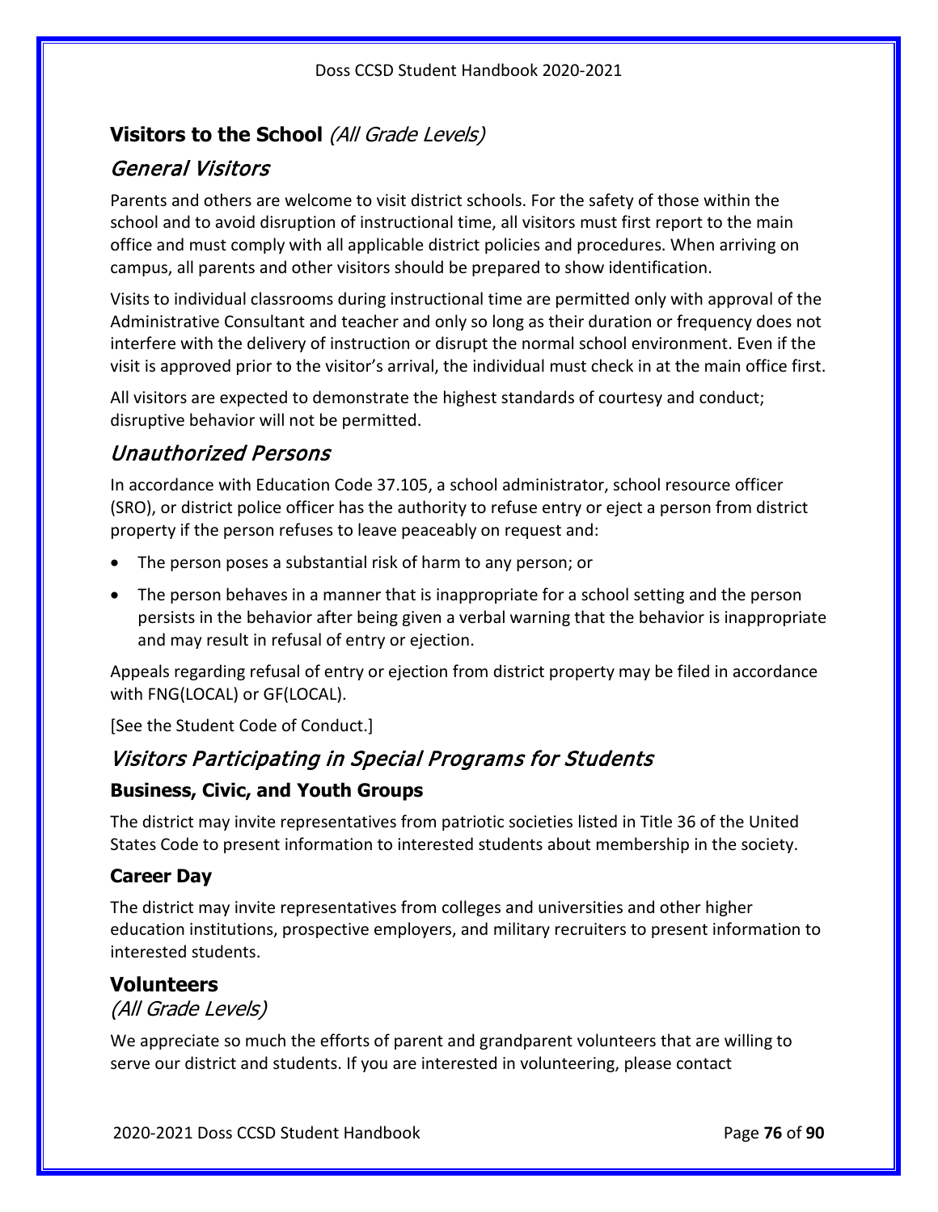## **Visitors to the School** *(All Grade Levels)*

### *General Visitors*

Parents and others are welcome to visit district schools. For the safety of those within the school and to avoid disruption of instructional time, all visitors must first report to the main office and must comply with all applicable district policies and procedures. When arriving on campus, all parents and other visitors should be prepared to show identification.

Visits to individual classrooms during instructional time are permitted only with approval of the Administrative Consultant and teacher and only so long as their duration or frequency does not interfere with the delivery of instruction or disrupt the normal school environment. Even if the visit is approved prior to the visitor's arrival, the individual must check in at the main office first.

All visitors are expected to demonstrate the highest standards of courtesy and conduct; disruptive behavior will not be permitted.

### *Unauthorized Persons*

In accordance with Education Code 37.105, a school administrator, school resource officer (SRO), or district police officer has the authority to refuse entry or eject a person from district property if the person refuses to leave peaceably on request and:

- The person poses a substantial risk of harm to any person; or
- The person behaves in a manner that is inappropriate for a school setting and the person persists in the behavior after being given a verbal warning that the behavior is inappropriate and may result in refusal of entry or ejection.

Appeals regarding refusal of entry or ejection from district property may be filed in accordance with FNG(LOCAL) or GF(LOCAL).

[See the Student Code of Conduct.]

### *Visitors Participating in Special Programs for Students*

#### **Business, Civic, and Youth Groups**

The district may invite representatives from patriotic societies listed in Title 36 of the United States Code to present information to interested students about membership in the society.

#### **Career Day**

The district may invite representatives from colleges and universities and other higher education institutions, prospective employers, and military recruiters to present information to interested students.

## **Volunteers**

*(All Grade Levels)*

We appreciate so much the efforts of parent and grandparent volunteers that are willing to serve our district and students. If you are interested in volunteering, please contact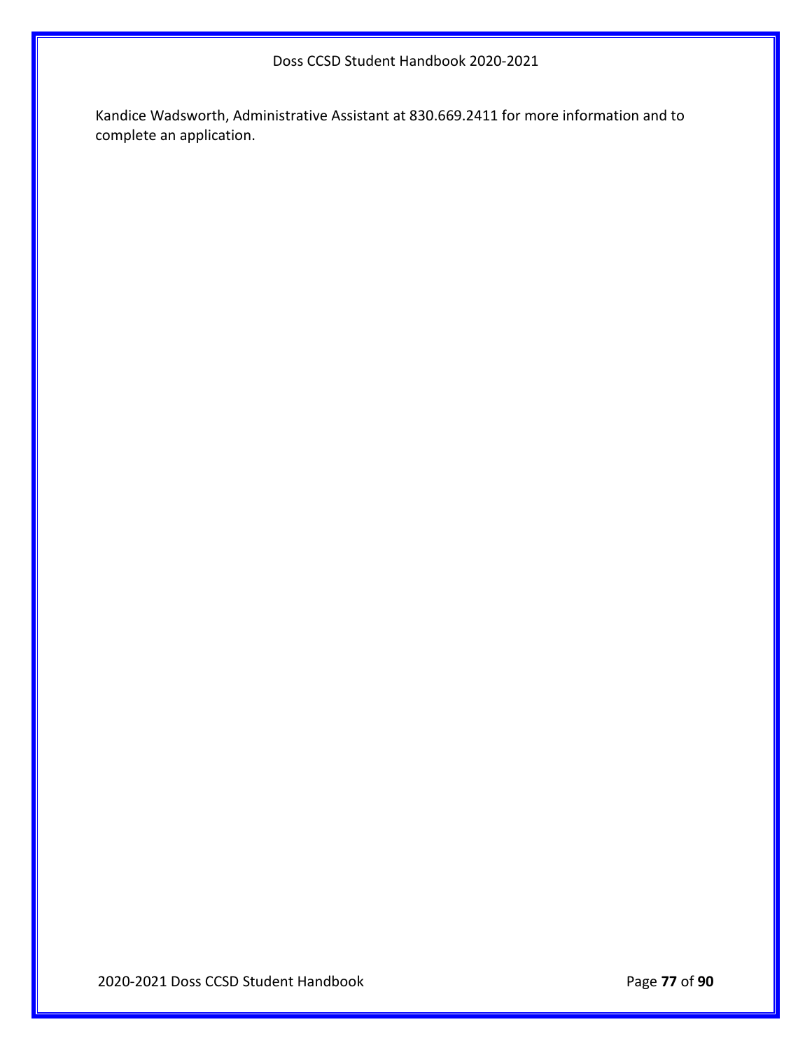Kandice Wadsworth, Administrative Assistant at 830.669.2411 for more information and to complete an application.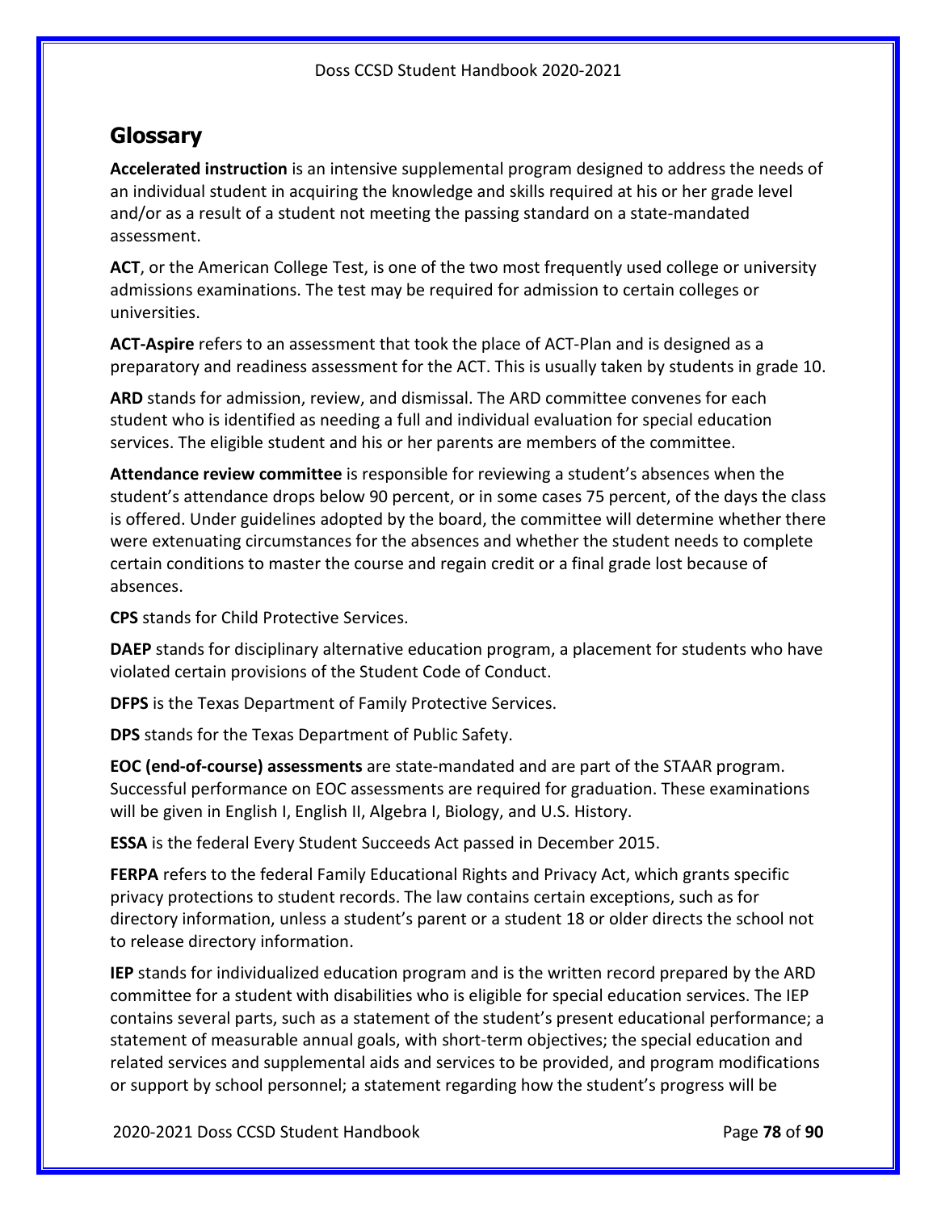## Glossary

**Accelerated instruction** is an intensive supplemental program designed to address the needs of an individual student in acquiring the knowledge and skills required at his or her grade level and/or as a result of a student not meeting the passing standard on a state-mandated assessment.

**ACT**, or the American College Test, is one of the two most frequently used college or university admissions examinations. The test may be required for admission to certain colleges or universities.

**ACT-Aspire** refers to an assessment that took the place of ACT-Plan and is designed as a preparatory and readiness assessment for the ACT. This is usually taken by students in grade 10.

**ARD** stands for admission, review, and dismissal. The ARD committee convenes for each student who is identified as needing a full and individual evaluation for special education services. The eligible student and his or her parents are members of the committee.

**Attendance review committee** is responsible for reviewing a student's absences when the student's attendance drops below 90 percent, or in some cases 75 percent, of the days the class is offered. Under guidelines adopted by the board, the committee will determine whether there were extenuating circumstances for the absences and whether the student needs to complete certain conditions to master the course and regain credit or a final grade lost because of absences.

**CPS** stands for Child Protective Services.

**DAEP** stands for disciplinary alternative education program, a placement for students who have violated certain provisions of the Student Code of Conduct.

**DFPS** is the Texas Department of Family Protective Services.

**DPS** stands for the Texas Department of Public Safety.

**EOC (end-of-course) assessments** are state-mandated and are part of the STAAR program. Successful performance on EOC assessments are required for graduation. These examinations will be given in English I, English II, Algebra I, Biology, and U.S. History.

**ESSA** is the federal Every Student Succeeds Act passed in December 2015.

**FERPA** refers to the federal Family Educational Rights and Privacy Act, which grants specific privacy protections to student records. The law contains certain exceptions, such as for directory information, unless a student's parent or a student 18 or older directs the school not to release directory information.

**IEP** stands for individualized education program and is the written record prepared by the ARD committee for a student with disabilities who is eligible for special education services. The IEP contains several parts, such as a statement of the student's present educational performance; a statement of measurable annual goals, with short-term objectives; the special education and related services and supplemental aids and services to be provided, and program modifications or support by school personnel; a statement regarding how the student's progress will be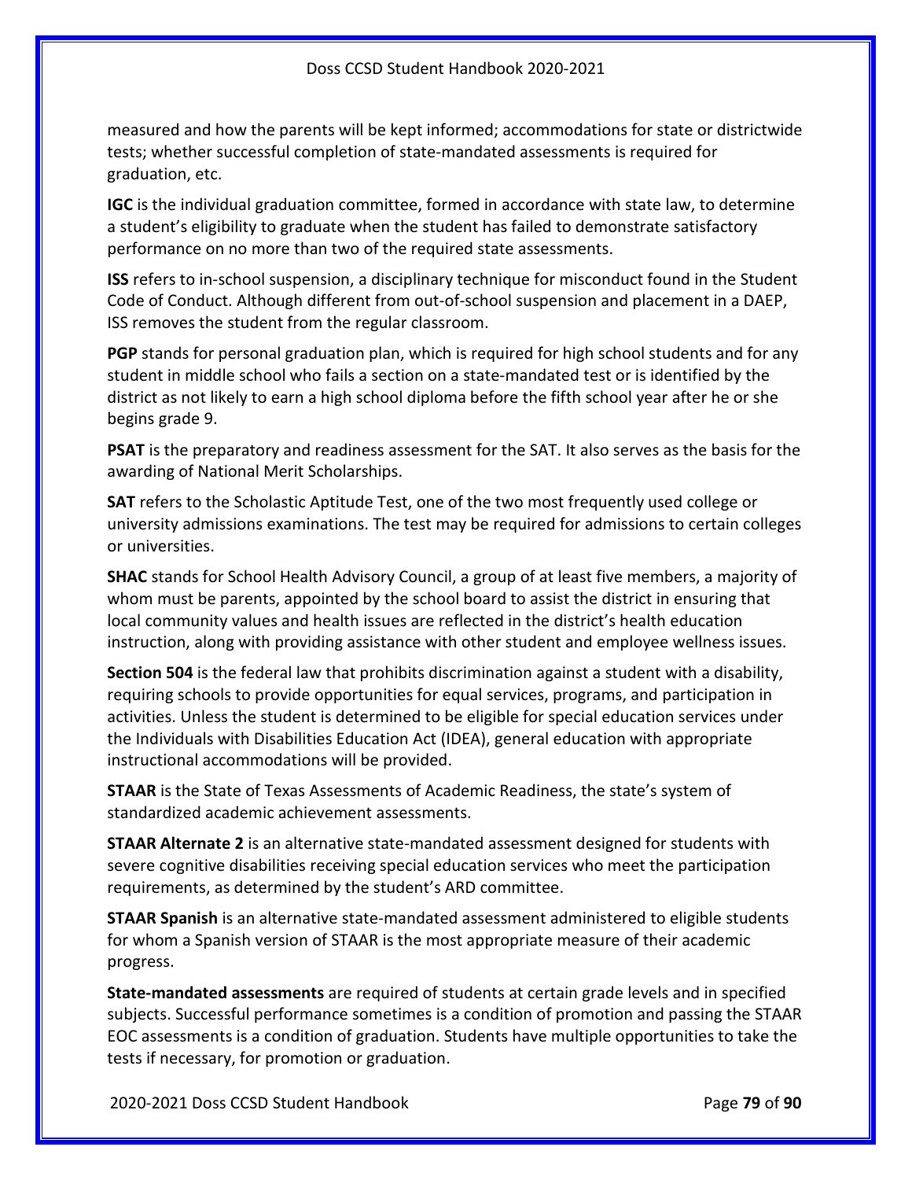measured and how the parents will be kept informed; accommodations for state or districtwide tests; whether successful completion of state-mandated assessments is required for graduation, etc.

**IGC** is the individual graduation committee, formed in accordance with state law, to determine a student's eligibility to graduate when the student has failed to demonstrate satisfactory performance on no more than two of the required state assessments.

**ISS** refers to in-school suspension, a disciplinary technique for misconduct found in the Student Code of Conduct. Although different from out-of-school suspension and placement in a DAEP, ISS removes the student from the regular classroom.

**PGP** stands for personal graduation plan, which is required for high school students and for any student in middle school who fails a section on a state-mandated test or is identified by the district as not likely to earn a high school diploma before the fifth school year after he or she begins grade 9.

**PSAT** is the preparatory and readiness assessment for the SAT. It also serves as the basis for the awarding of National Merit Scholarships.

**SAT** refers to the Scholastic Aptitude Test, one of the two most frequently used college or university admissions examinations. The test may be required for admissions to certain colleges or universities.

**SHAC** stands for School Health Advisory Council, a group of at least five members, a majority of whom must be parents, appointed by the school board to assist the district in ensuring that local community values and health issues are reflected in the district's health education instruction, along with providing assistance with other student and employee wellness issues.

**Section 504** is the federal law that prohibits discrimination against a student with a disability, requiring schools to provide opportunities for equal services, programs, and participation in activities. Unless the student is determined to be eligible for special education services under the Individuals with Disabilities Education Act (IDEA), general education with appropriate instructional accommodations will be provided.

**STAAR** is the State of Texas Assessments of Academic Readiness, the state's system of standardized academic achievement assessments.

**STAAR Alternate 2** is an alternative state-mandated assessment designed for students with severe cognitive disabilities receiving special education services who meet the participation requirements, as determined by the student's ARD committee.

**STAAR Spanish** is an alternative state-mandated assessment administered to eligible students for whom a Spanish version of STAAR is the most appropriate measure of their academic progress.

**State-mandated assessments** are required of students at certain grade levels and in specified subjects. Successful performance sometimes is a condition of promotion and passing the STAAR EOC assessments is a condition of graduation. Students have multiple opportunities to take the tests if necessary, for promotion or graduation.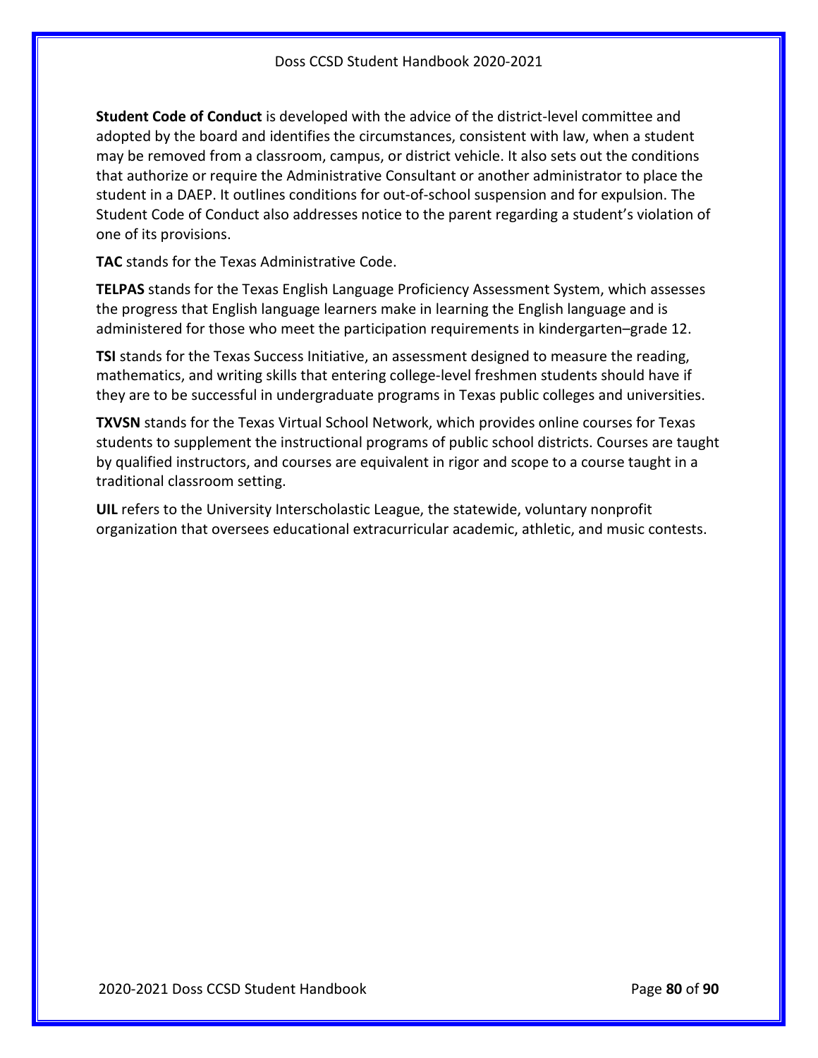**Student Code of Conduct** is developed with the advice of the district-level committee and adopted by the board and identifies the circumstances, consistent with law, when a student may be removed from a classroom, campus, or district vehicle. It also sets out the conditions that authorize or require the Administrative Consultant or another administrator to place the student in a DAEP. It outlines conditions for out-of-school suspension and for expulsion. The Student Code of Conduct also addresses notice to the parent regarding a student's violation of one of its provisions.

**TAC** stands for the Texas Administrative Code.

**TELPAS** stands for the Texas English Language Proficiency Assessment System, which assesses the progress that English language learners make in learning the English language and is administered for those who meet the participation requirements in kindergarten–grade 12.

**TSI** stands for the Texas Success Initiative, an assessment designed to measure the reading, mathematics, and writing skills that entering college-level freshmen students should have if they are to be successful in undergraduate programs in Texas public colleges and universities.

**TXVSN** stands for the Texas Virtual School Network, which provides online courses for Texas students to supplement the instructional programs of public school districts. Courses are taught by qualified instructors, and courses are equivalent in rigor and scope to a course taught in a traditional classroom setting.

**UIL** refers to the University Interscholastic League, the statewide, voluntary nonprofit organization that oversees educational extracurricular academic, athletic, and music contests.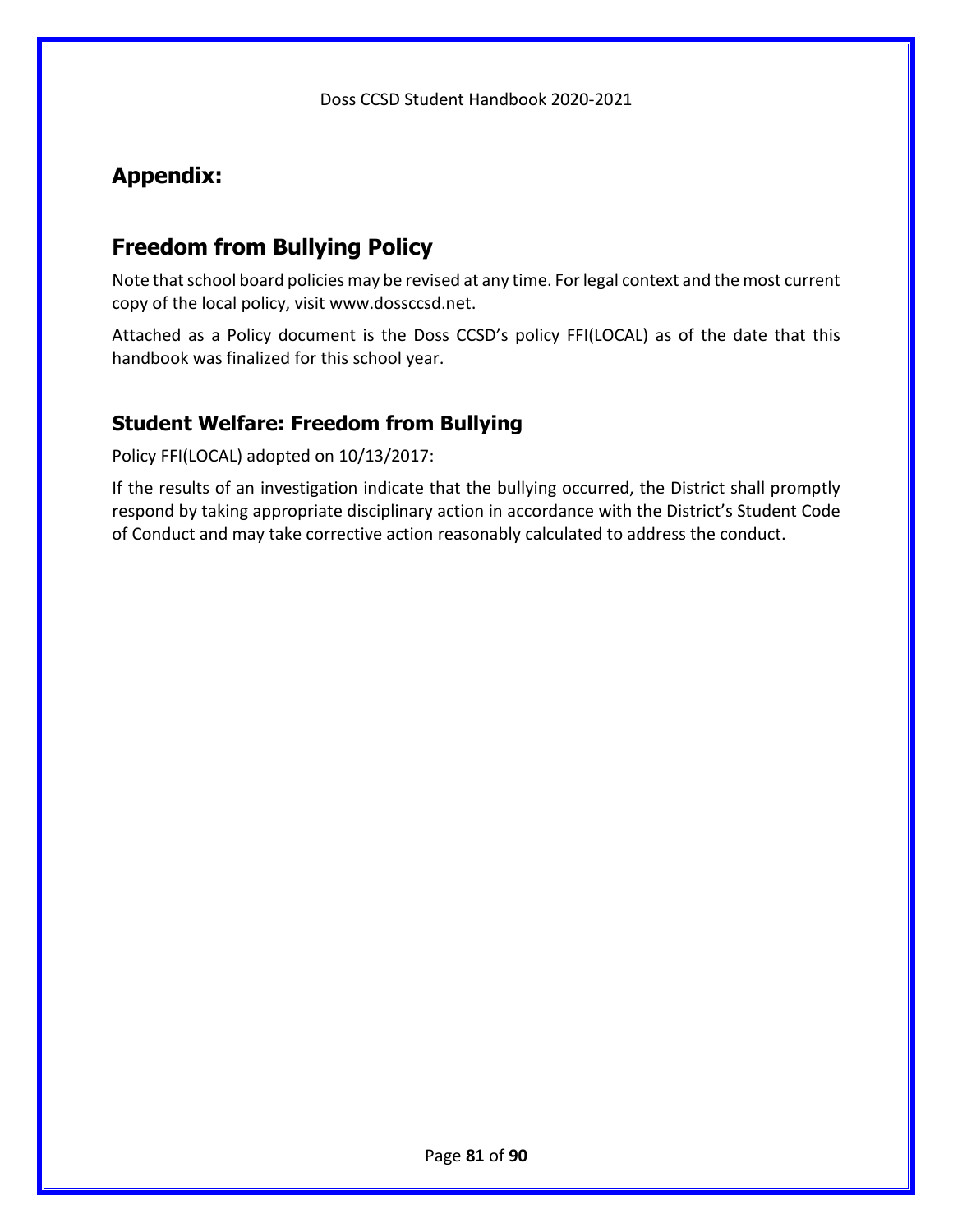# Appendix:

## Freedom from Bullying Policy

Note that school board policies may be revised at any time. For legal context and the most current copy of the local policy, visit www.dossccsd.net.

Attached as a Policy document is the Doss CCSD's policy FFI(LOCAL) as of the date that this handbook was finalized for this school year.

### Student Welfare: Freedom from Bullying

Policy FFI(LOCAL) adopted on 10/13/2017:

If the results of an investigation indicate that the bullying occurred, the District shall promptly respond by taking appropriate disciplinary action in accordance with the District's Student Code of Conduct and may take corrective action reasonably calculated to address the conduct.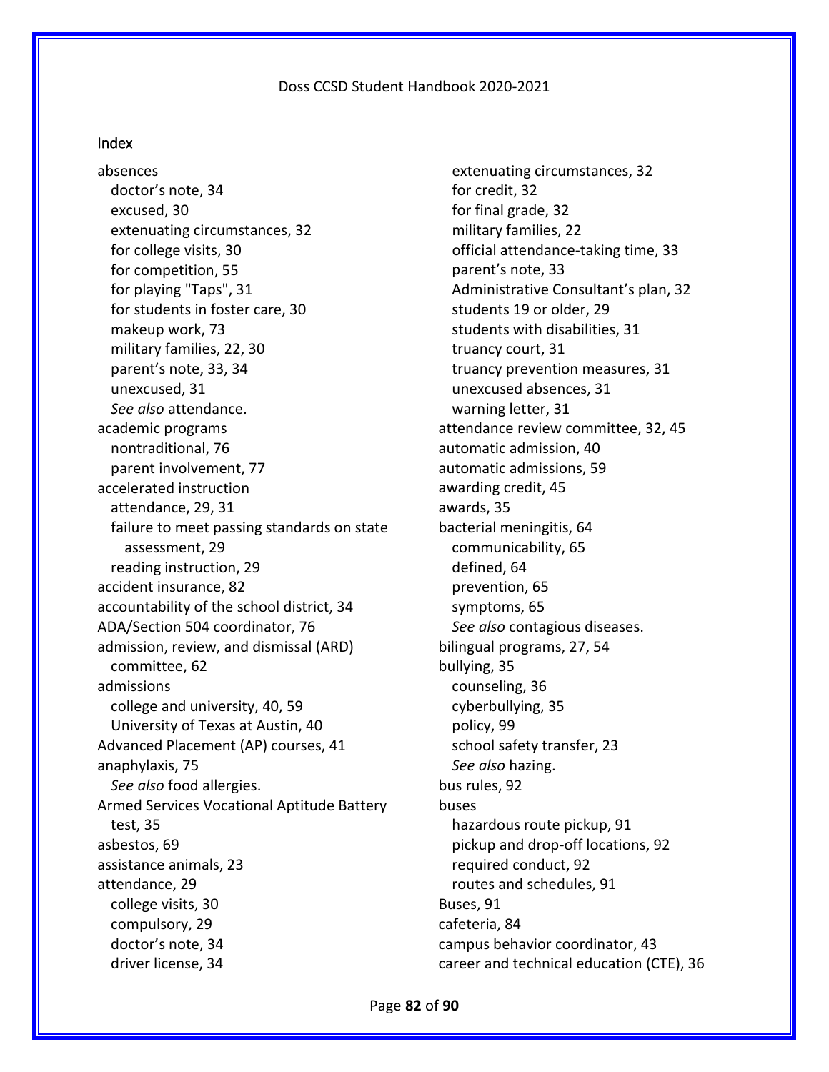## Index

absences
- doctor's note, 34
- excused, 30
- extenuating circumstances, 32
- for college visits, 30
- for competition, 55
- for playing "Taps", 31
- for students in foster care, 30
- makeup work, 73
- military families, 22, 30
- parent's note, 33, 34
- unexcused, 31
- *See also* attendance.

academic programs
- nontraditional, 76
- parent involvement, 77

accelerated instruction
- attendance, 29, 31
- failure to meet passing standards on state assessment, 29
- reading instruction, 29

accident insurance, 82

accountability of the school district, 34

ADA/Section 504 coordinator, 76

admission, review, and dismissal (ARD) committee, 62

admissions
- college and university, 40, 59
- University of Texas at Austin, 40

Advanced Placement (AP) courses, 41

anaphylaxis, 75
- *See also* food allergies.

Armed Services Vocational Aptitude Battery test, 35

asbestos, 69

assistance animals, 23

attendance, 29
- college visits, 30
- compulsory, 29
- doctor's note, 34
- driver license, 34
- extenuating circumstances, 32
- for credit, 32
- for final grade, 32
- military families, 22
- official attendance-taking time, 33
- parent's note, 33
- Administrative Consultant's plan, 32
- students 19 or older, 29
- students with disabilities, 31
- truancy court, 31
- truancy prevention measures, 31
- unexcused absences, 31
- warning letter, 31

attendance review committee, 32, 45

automatic admission, 40

automatic admissions, 59

awarding credit, 45

awards, 35

bacterial meningitis, 64
- communicability, 65
- defined, 64
- prevention, 65
- symptoms, 65
- *See also* contagious diseases.

bilingual programs, 27, 54

bullying, 35
- counseling, 36
- cyberbullying, 35
- policy, 99
- school safety transfer, 23
- *See also* hazing.

bus rules, 92

buses
- hazardous route pickup, 91
- pickup and drop-off locations, 92
- required conduct, 92
- routes and schedules, 91

Buses, 91

cafeteria, 84

campus behavior coordinator, 43

career and technical education (CTE), 36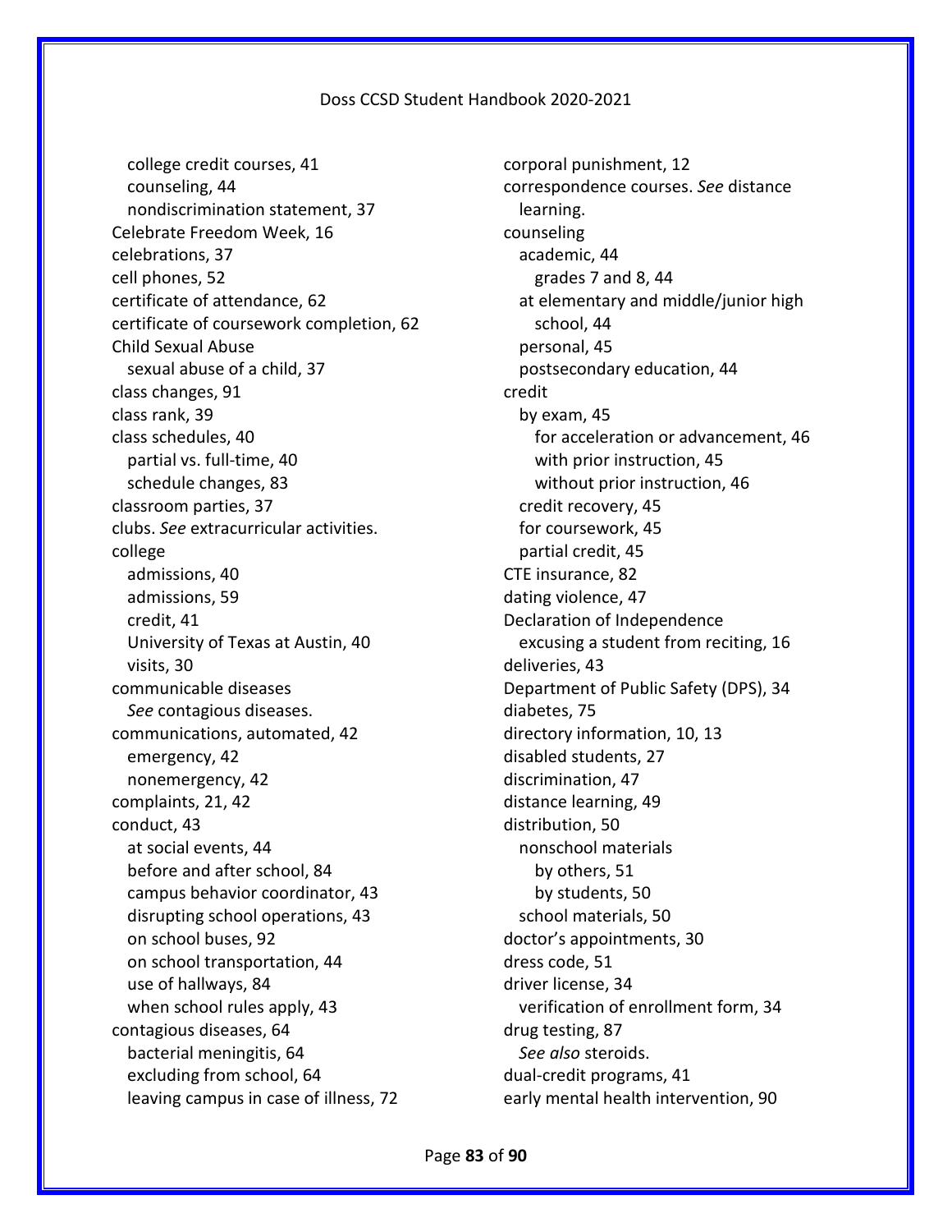- college credit courses, 41
- counseling, 44
- nondiscrimination statement, 37

Celebrate Freedom Week, 16

celebrations, 37

cell phones, 52

certificate of attendance, 62

certificate of coursework completion, 62

Child Sexual Abuse
- sexual abuse of a child, 37

class changes, 91

class rank, 39

class schedules, 40
- partial vs. full-time, 40
- schedule changes, 83

classroom parties, 37

clubs. *See* extracurricular activities.

college
- admissions, 40
- admissions, 59
- credit, 41
- University of Texas at Austin, 40
- visits, 30

communicable diseases
- *See* contagious diseases.

communications, automated, 42
- emergency, 42
- nonemergency, 42

complaints, 21, 42

conduct, 43
- at social events, 44
- before and after school, 84
- campus behavior coordinator, 43
- disrupting school operations, 43
- on school buses, 92
- on school transportation, 44
- use of hallways, 84
- when school rules apply, 43

contagious diseases, 64
- bacterial meningitis, 64
- excluding from school, 64
- leaving campus in case of illness, 72

corporal punishment, 12

correspondence courses. *See* distance learning.

counseling
- academic, 44
  - grades 7 and 8, 44
- at elementary and middle/junior high school, 44
- personal, 45
- postsecondary education, 44

credit
- by exam, 45
  - for acceleration or advancement, 46
  - with prior instruction, 45
  - without prior instruction, 46
- credit recovery, 45
- for coursework, 45
- partial credit, 45

CTE insurance, 82

dating violence, 47

Declaration of Independence
- excusing a student from reciting, 16

deliveries, 43

Department of Public Safety (DPS), 34

diabetes, 75

directory information, 10, 13

disabled students, 27

discrimination, 47

distance learning, 49

distribution, 50
- nonschool materials
  - by others, 51
  - by students, 50
- school materials, 50

doctor's appointments, 30

dress code, 51

driver license, 34
- verification of enrollment form, 34

drug testing, 87
- *See also* steroids.

dual-credit programs, 41

early mental health intervention, 90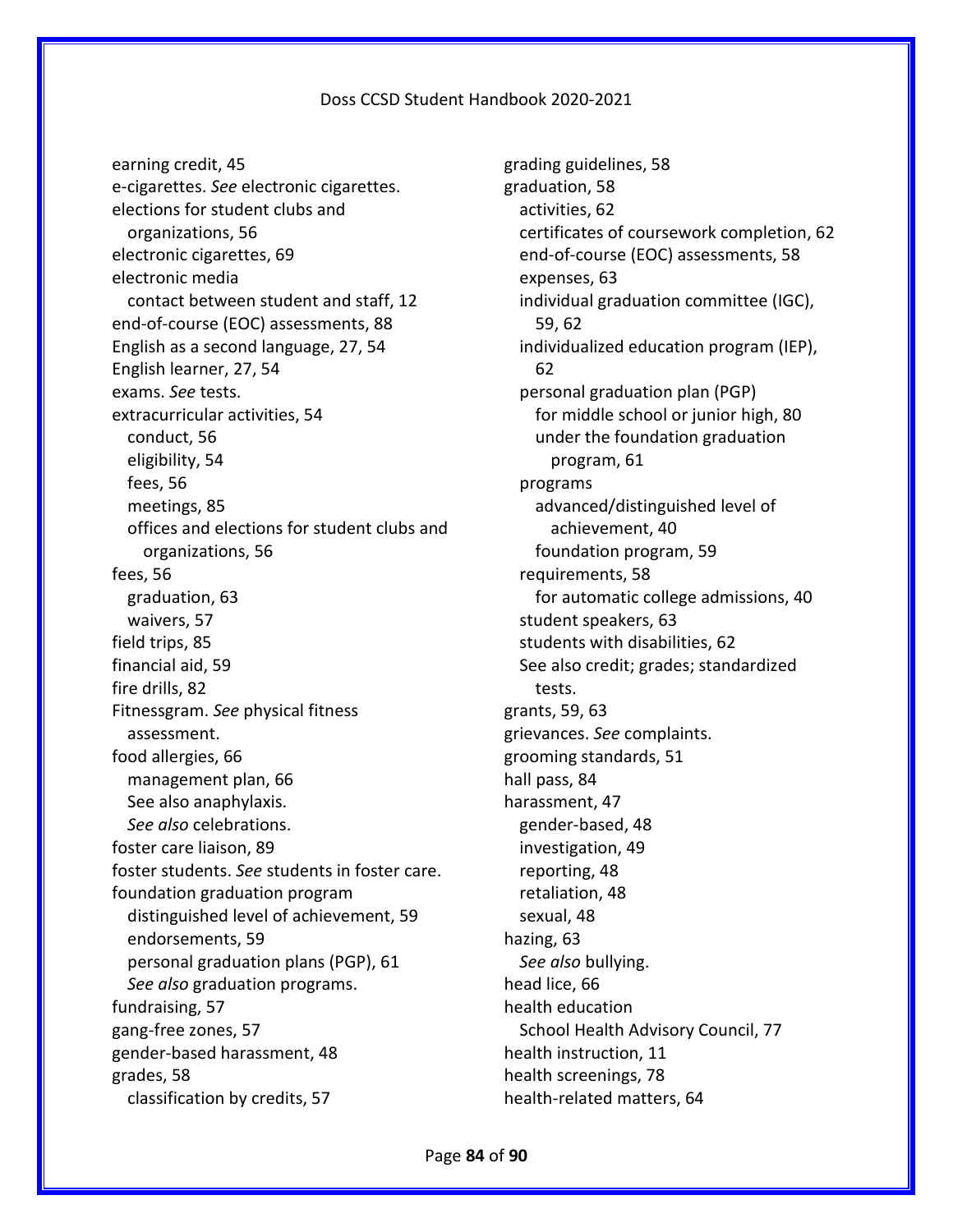earning credit, 45
e-cigarettes. *See* electronic cigarettes.
elections for student clubs and organizations, 56
electronic cigarettes, 69
electronic media
- contact between student and staff, 12

end-of-course (EOC) assessments, 88
English as a second language, 27, 54
English learner, 27, 54
exams. *See* tests.
extracurricular activities, 54
- conduct, 56
- eligibility, 54
- fees, 56
- meetings, 85
- offices and elections for student clubs and organizations, 56

fees, 56
- graduation, 63
- waivers, 57

field trips, 85
financial aid, 59
fire drills, 82
Fitnessgram. *See* physical fitness assessment.
food allergies, 66
- management plan, 66
- See also anaphylaxis.
- *See also* celebrations.

foster care liaison, 89
foster students. *See* students in foster care.
foundation graduation program
- distinguished level of achievement, 59
- endorsements, 59
- personal graduation plans (PGP), 61
- *See also* graduation programs.

fundraising, 57
gang-free zones, 57
gender-based harassment, 48
grades, 58
- classification by credits, 57

grading guidelines, 58
graduation, 58
- activities, 62
- certificates of coursework completion, 62
- end-of-course (EOC) assessments, 58
- expenses, 63
- individual graduation committee (IGC), 59, 62
- individualized education program (IEP), 62
- personal graduation plan (PGP)
  - for middle school or junior high, 80
  - under the foundation graduation program, 61
- programs
  - advanced/distinguished level of achievement, 40
  - foundation program, 59
- requirements, 58
  - for automatic college admissions, 40
- student speakers, 63
- students with disabilities, 62
- See also credit; grades; standardized tests.

grants, 59, 63
grievances. *See* complaints.
grooming standards, 51
hall pass, 84
harassment, 47
- gender-based, 48
- investigation, 49
- reporting, 48
- retaliation, 48
- sexual, 48

hazing, 63
- *See also* bullying.

head lice, 66
health education
- School Health Advisory Council, 77

health instruction, 11
health screenings, 78
health-related matters, 64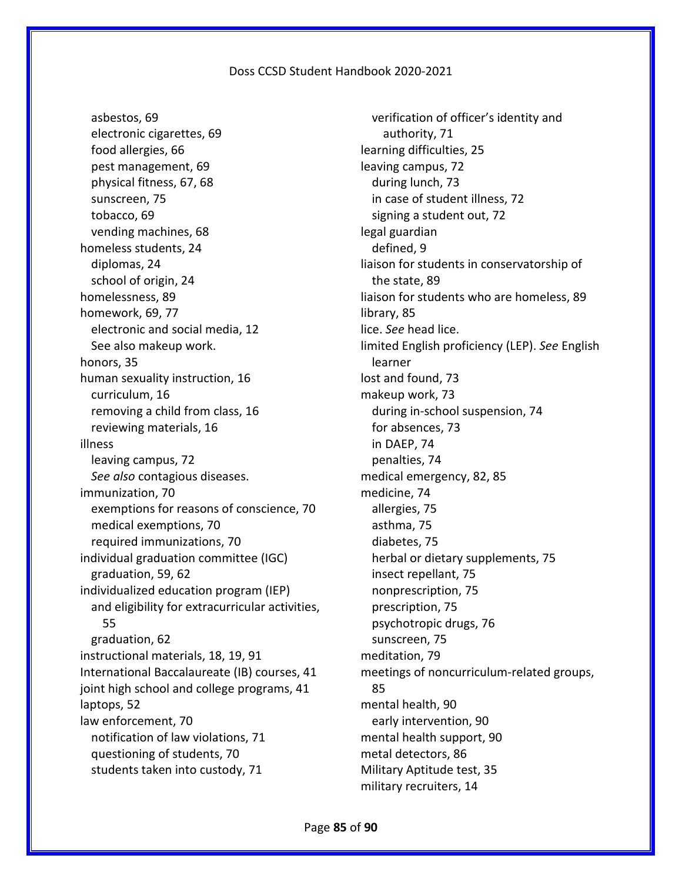- asbestos, 69
- electronic cigarettes, 69
- food allergies, 66
- pest management, 69
- physical fitness, 67, 68
- sunscreen, 75
- tobacco, 69
- vending machines, 68

homeless students, 24

- diplomas, 24
- school of origin, 24

homelessness, 89

homework, 69, 77

- electronic and social media, 12
- See also makeup work.

honors, 35

human sexuality instruction, 16

- curriculum, 16
- removing a child from class, 16
- reviewing materials, 16

illness

- leaving campus, 72
- *See also* contagious diseases.

immunization, 70

- exemptions for reasons of conscience, 70
- medical exemptions, 70
- required immunizations, 70

individual graduation committee (IGC)

- graduation, 59, 62

individualized education program (IEP)

- and eligibility for extracurricular activities, 55
- graduation, 62

instructional materials, 18, 19, 91

International Baccalaureate (IB) courses, 41

joint high school and college programs, 41

laptops, 52

law enforcement, 70

- notification of law violations, 71
- questioning of students, 70
- students taken into custody, 71
- verification of officer's identity and authority, 71

learning difficulties, 25

leaving campus, 72

- during lunch, 73
- in case of student illness, 72
- signing a student out, 72

legal guardian

- defined, 9

liaison for students in conservatorship of the state, 89

liaison for students who are homeless, 89

library, 85

lice. *See* head lice.

limited English proficiency (LEP). *See* English learner

lost and found, 73

makeup work, 73

- during in-school suspension, 74
- for absences, 73
- in DAEP, 74
- penalties, 74

medical emergency, 82, 85

medicine, 74

- allergies, 75
- asthma, 75
- diabetes, 75
- herbal or dietary supplements, 75
- insect repellant, 75
- nonprescription, 75
- prescription, 75
- psychotropic drugs, 76
- sunscreen, 75

meditation, 79

meetings of noncurriculum-related groups, 85

mental health, 90

- early intervention, 90

mental health support, 90

metal detectors, 86

Military Aptitude test, 35

military recruiters, 14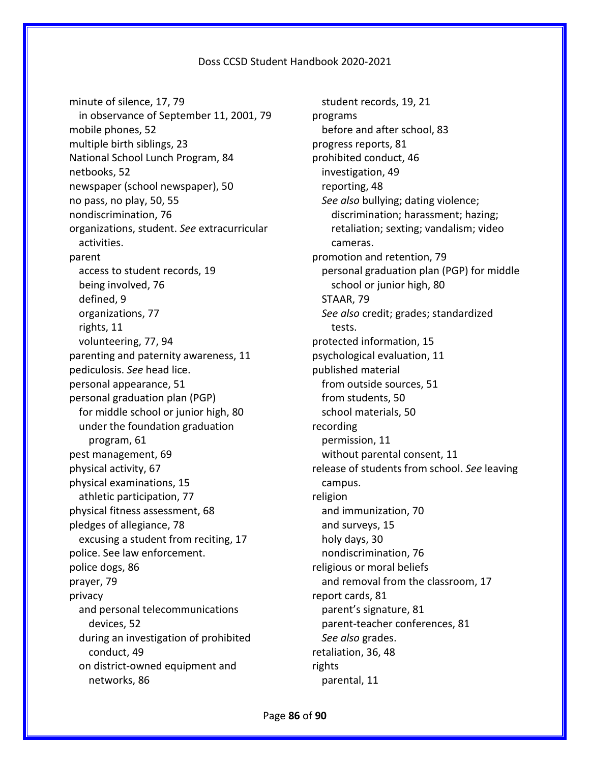minute of silence, 17, 79
  in observance of September 11, 2001, 79
mobile phones, 52
multiple birth siblings, 23
National School Lunch Program, 84
netbooks, 52
newspaper (school newspaper), 50
no pass, no play, 50, 55
nondiscrimination, 76
organizations, student. *See* extracurricular activities.
parent
  access to student records, 19
  being involved, 76
  defined, 9
  organizations, 77
  rights, 11
  volunteering, 77, 94
parenting and paternity awareness, 11
pediculosis. *See* head lice.
personal appearance, 51
personal graduation plan (PGP)
  for middle school or junior high, 80
  under the foundation graduation program, 61
pest management, 69
physical activity, 67
physical examinations, 15
  athletic participation, 77
physical fitness assessment, 68
pledges of allegiance, 78
  excusing a student from reciting, 17
police. See law enforcement.
police dogs, 86
prayer, 79
privacy
  and personal telecommunications devices, 52
  during an investigation of prohibited conduct, 49
  on district-owned equipment and networks, 86
  student records, 19, 21
programs
  before and after school, 83
progress reports, 81
prohibited conduct, 46
  investigation, 49
  reporting, 48
  *See also* bullying; dating violence; discrimination; harassment; hazing; retaliation; sexting; vandalism; video cameras.
promotion and retention, 79
  personal graduation plan (PGP) for middle school or junior high, 80
  STAAR, 79
  *See also* credit; grades; standardized tests.
protected information, 15
psychological evaluation, 11
published material
  from outside sources, 51
  from students, 50
  school materials, 50
recording
  permission, 11
  without parental consent, 11
release of students from school. *See* leaving campus.
religion
  and immunization, 70
  and surveys, 15
  holy days, 30
  nondiscrimination, 76
religious or moral beliefs
  and removal from the classroom, 17
report cards, 81
  parent's signature, 81
  parent-teacher conferences, 81
  *See also* grades.
retaliation, 36, 48
rights
  parental, 11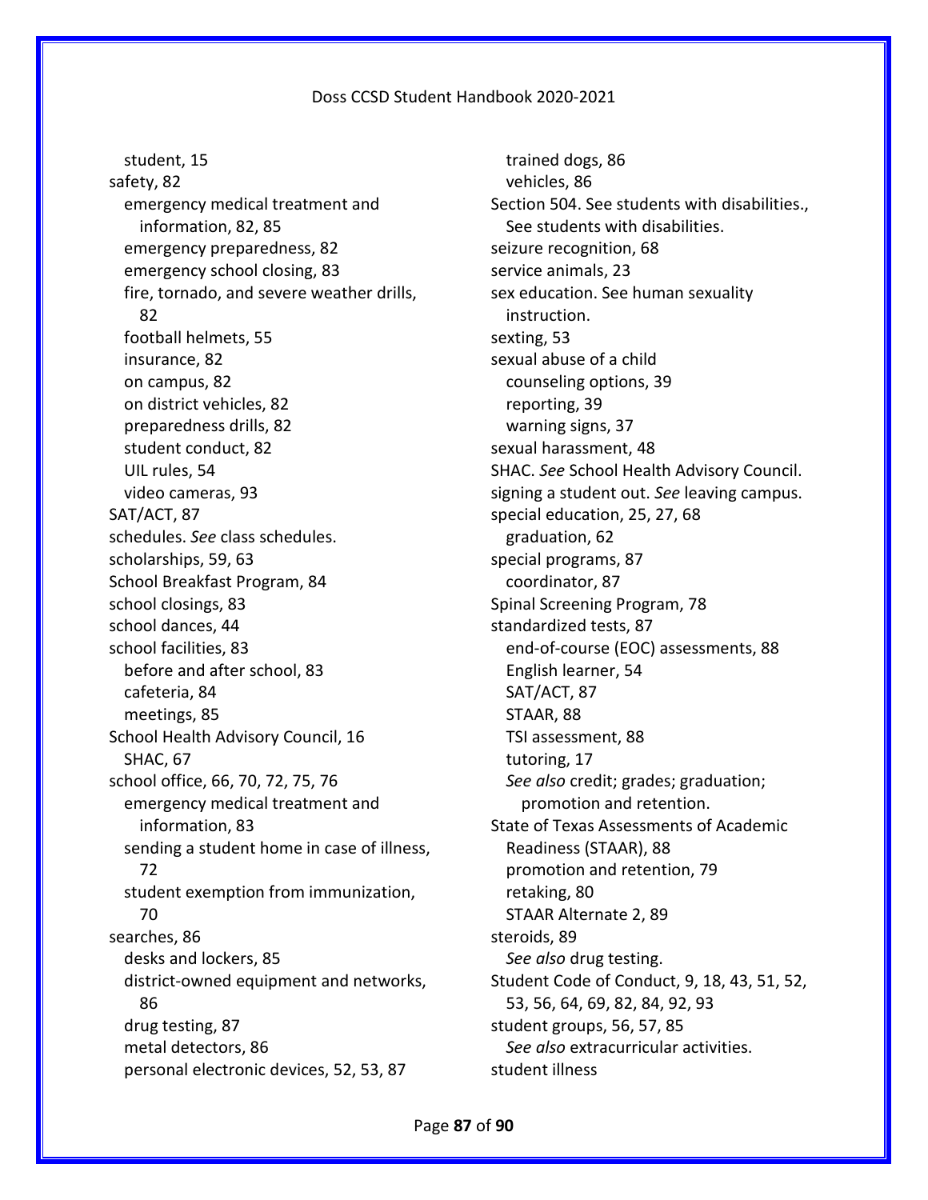student, 15
safety, 82
  emergency medical treatment and information, 82, 85
  emergency preparedness, 82
  emergency school closing, 83
  fire, tornado, and severe weather drills, 82
  football helmets, 55
  insurance, 82
  on campus, 82
  on district vehicles, 82
  preparedness drills, 82
  student conduct, 82
  UIL rules, 54
  video cameras, 93
SAT/ACT, 87
schedules. *See* class schedules.
scholarships, 59, 63
School Breakfast Program, 84
school closings, 83
school dances, 44
school facilities, 83
  before and after school, 83
  cafeteria, 84
  meetings, 85
School Health Advisory Council, 16
  SHAC, 67
school office, 66, 70, 72, 75, 76
  emergency medical treatment and information, 83
  sending a student home in case of illness, 72
  student exemption from immunization, 70
searches, 86
  desks and lockers, 85
  district-owned equipment and networks, 86
  drug testing, 87
  metal detectors, 86
  personal electronic devices, 52, 53, 87
  trained dogs, 86
  vehicles, 86
Section 504. See students with disabilities., See students with disabilities.
seizure recognition, 68
service animals, 23
sex education. See human sexuality instruction.
sexting, 53
sexual abuse of a child
  counseling options, 39
  reporting, 39
  warning signs, 37
sexual harassment, 48
SHAC. *See* School Health Advisory Council.
signing a student out. *See* leaving campus.
special education, 25, 27, 68
  graduation, 62
special programs, 87
  coordinator, 87
Spinal Screening Program, 78
standardized tests, 87
  end-of-course (EOC) assessments, 88
  English learner, 54
  SAT/ACT, 87
  STAAR, 88
  TSI assessment, 88
  tutoring, 17
  *See also* credit; grades; graduation; promotion and retention.
State of Texas Assessments of Academic Readiness (STAAR), 88
  promotion and retention, 79
  retaking, 80
  STAAR Alternate 2, 89
steroids, 89
  *See also* drug testing.
Student Code of Conduct, 9, 18, 43, 51, 52, 53, 56, 64, 69, 82, 84, 92, 93
student groups, 56, 57, 85
  *See also* extracurricular activities.
student illness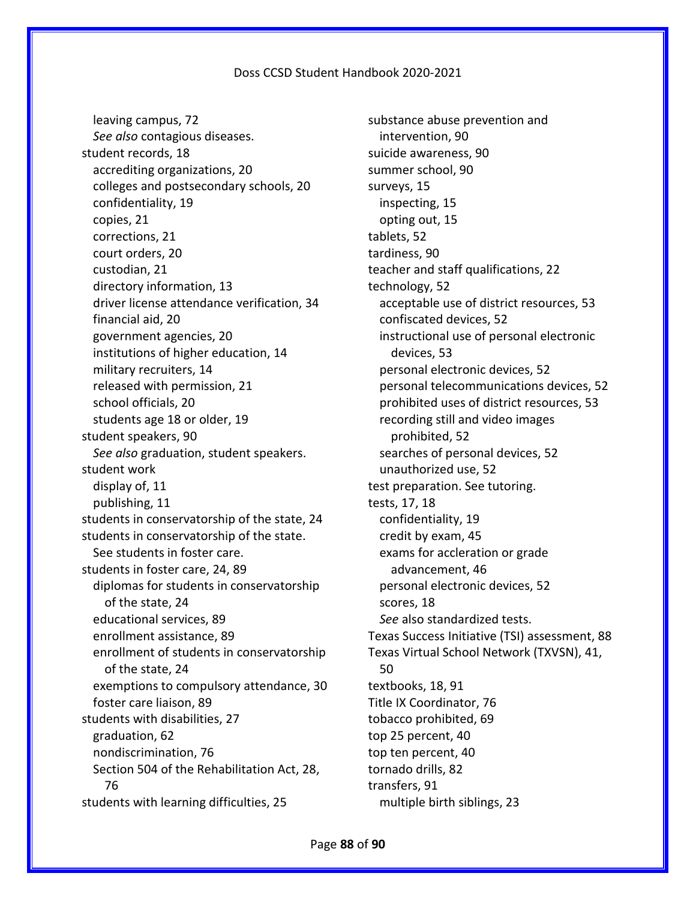leaving campus, 72
*See also* contagious diseases.
student records, 18
accrediting organizations, 20
colleges and postsecondary schools, 20
confidentiality, 19
copies, 21
corrections, 21
court orders, 20
custodian, 21
directory information, 13
driver license attendance verification, 34
financial aid, 20
government agencies, 20
institutions of higher education, 14
military recruiters, 14
released with permission, 21
school officials, 20
students age 18 or older, 19
student speakers, 90
*See also* graduation, student speakers.
student work
display of, 11
publishing, 11
students in conservatorship of the state, 24
students in conservatorship of the state. See students in foster care.
students in foster care, 24, 89
diplomas for students in conservatorship of the state, 24
educational services, 89
enrollment assistance, 89
enrollment of students in conservatorship of the state, 24
exemptions to compulsory attendance, 30
foster care liaison, 89
students with disabilities, 27
graduation, 62
nondiscrimination, 76
Section 504 of the Rehabilitation Act, 28, 76
students with learning difficulties, 25
substance abuse prevention and intervention, 90
suicide awareness, 90
summer school, 90
surveys, 15
inspecting, 15
opting out, 15
tablets, 52
tardiness, 90
teacher and staff qualifications, 22
technology, 52
acceptable use of district resources, 53
confiscated devices, 52
instructional use of personal electronic devices, 53
personal electronic devices, 52
personal telecommunications devices, 52
prohibited uses of district resources, 53
recording still and video images prohibited, 52
searches of personal devices, 52
unauthorized use, 52
test preparation. See tutoring.
tests, 17, 18
confidentiality, 19
credit by exam, 45
exams for accleration or grade advancement, 46
personal electronic devices, 52
scores, 18
*See* also standardized tests.
Texas Success Initiative (TSI) assessment, 88
Texas Virtual School Network (TXVSN), 41, 50
textbooks, 18, 91
Title IX Coordinator, 76
tobacco prohibited, 69
top 25 percent, 40
top ten percent, 40
tornado drills, 82
transfers, 91
multiple birth siblings, 23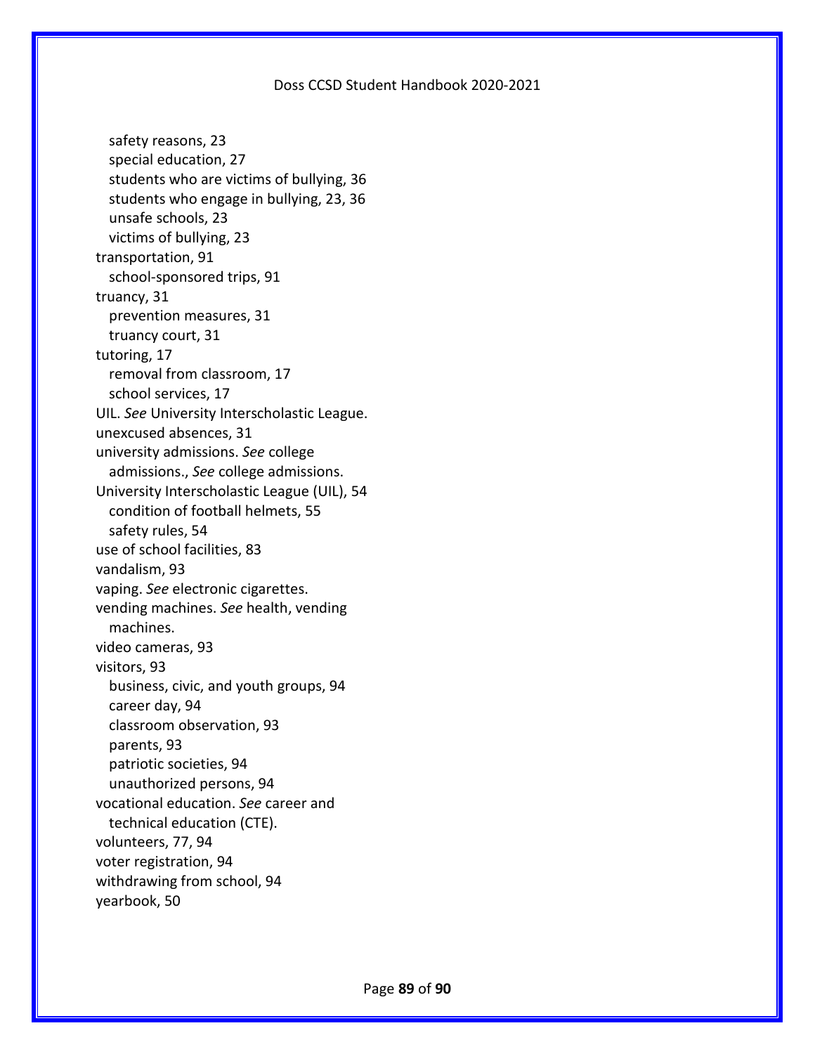safety reasons, 23
  special education, 27
  students who are victims of bullying, 36
  students who engage in bullying, 23, 36
  unsafe schools, 23
  victims of bullying, 23

transportation, 91
  school-sponsored trips, 91

truancy, 31
  prevention measures, 31
  truancy court, 31

tutoring, 17
  removal from classroom, 17
  school services, 17

UIL. *See* University Interscholastic League.

unexcused absences, 31

university admissions. *See* college admissions., *See* college admissions.

University Interscholastic League (UIL), 54
  condition of football helmets, 55
  safety rules, 54

use of school facilities, 83

vandalism, 93

vaping. *See* electronic cigarettes.

vending machines. *See* health, vending machines.

video cameras, 93

visitors, 93
  business, civic, and youth groups, 94
  career day, 94
  classroom observation, 93
  parents, 93
  patriotic societies, 94
  unauthorized persons, 94

vocational education. *See* career and technical education (CTE).

volunteers, 77, 94

voter registration, 94

withdrawing from school, 94

yearbook, 50